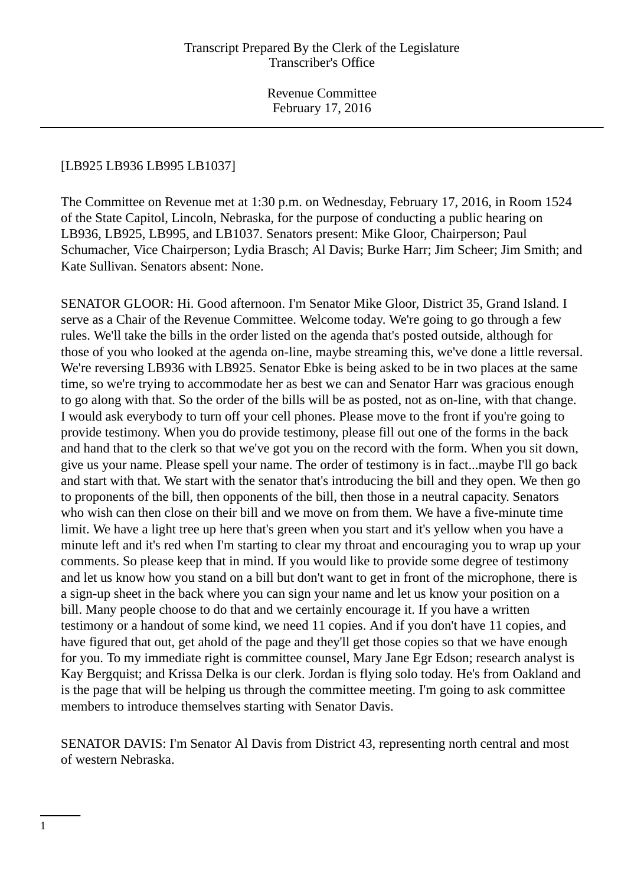Transcript Prepared By the Clerk of the Legislature
Transcriber's Office

Revenue Committee
February 17, 2016

[LB925 LB936 LB995 LB1037]

The Committee on Revenue met at 1:30 p.m. on Wednesday, February 17, 2016, in Room 1524 of the State Capitol, Lincoln, Nebraska, for the purpose of conducting a public hearing on LB936, LB925, LB995, and LB1037. Senators present: Mike Gloor, Chairperson; Paul Schumacher, Vice Chairperson; Lydia Brasch; Al Davis; Burke Harr; Jim Scheer; Jim Smith; and Kate Sullivan. Senators absent: None.

SENATOR GLOOR: Hi. Good afternoon. I'm Senator Mike Gloor, District 35, Grand Island. I serve as a Chair of the Revenue Committee. Welcome today. We're going to go through a few rules. We'll take the bills in the order listed on the agenda that's posted outside, although for those of you who looked at the agenda on-line, maybe streaming this, we've done a little reversal. We're reversing LB936 with LB925. Senator Ebke is being asked to be in two places at the same time, so we're trying to accommodate her as best we can and Senator Harr was gracious enough to go along with that. So the order of the bills will be as posted, not as on-line, with that change. I would ask everybody to turn off your cell phones. Please move to the front if you're going to provide testimony. When you do provide testimony, please fill out one of the forms in the back and hand that to the clerk so that we've got you on the record with the form. When you sit down, give us your name. Please spell your name. The order of testimony is in fact...maybe I'll go back and start with that. We start with the senator that's introducing the bill and they open. We then go to proponents of the bill, then opponents of the bill, then those in a neutral capacity. Senators who wish can then close on their bill and we move on from them. We have a five-minute time limit. We have a light tree up here that's green when you start and it's yellow when you have a minute left and it's red when I'm starting to clear my throat and encouraging you to wrap up your comments. So please keep that in mind. If you would like to provide some degree of testimony and let us know how you stand on a bill but don't want to get in front of the microphone, there is a sign-up sheet in the back where you can sign your name and let us know your position on a bill. Many people choose to do that and we certainly encourage it. If you have a written testimony or a handout of some kind, we need 11 copies. And if you don't have 11 copies, and have figured that out, get ahold of the page and they'll get those copies so that we have enough for you. To my immediate right is committee counsel, Mary Jane Egr Edson; research analyst is Kay Bergquist; and Krissa Delka is our clerk. Jordan is flying solo today. He's from Oakland and is the page that will be helping us through the committee meeting. I'm going to ask committee members to introduce themselves starting with Senator Davis.

SENATOR DAVIS: I'm Senator Al Davis from District 43, representing north central and most of western Nebraska.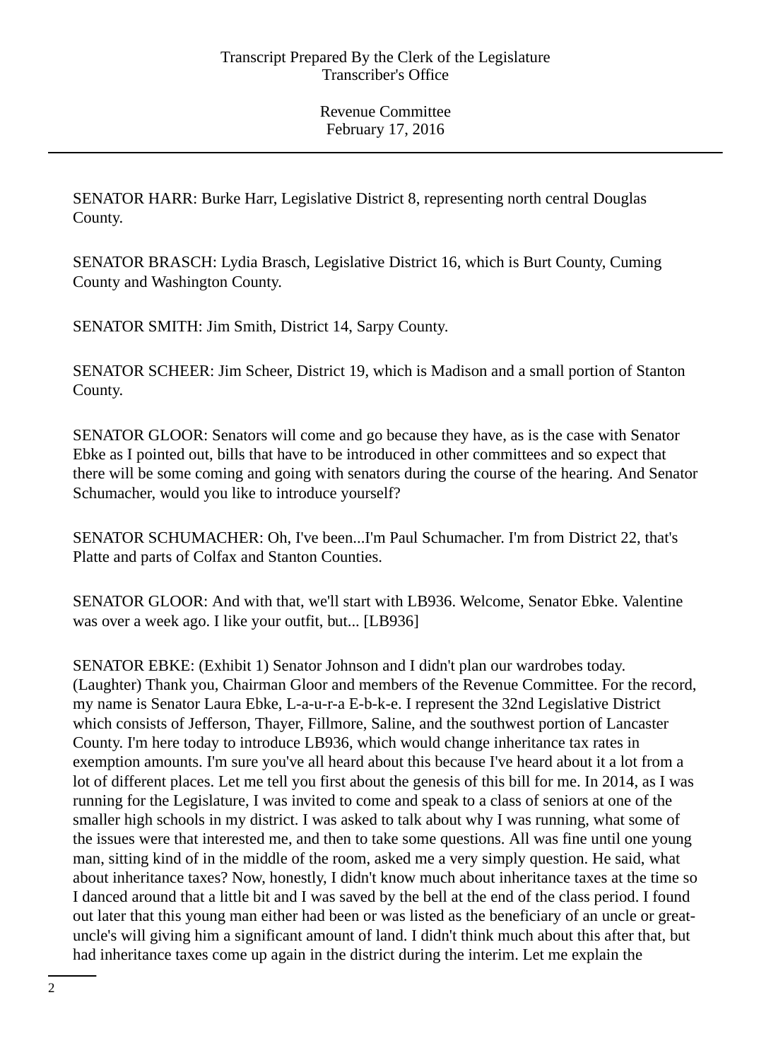SENATOR HARR: Burke Harr, Legislative District 8, representing north central Douglas County.

SENATOR BRASCH: Lydia Brasch, Legislative District 16, which is Burt County, Cuming County and Washington County.

SENATOR SMITH: Jim Smith, District 14, Sarpy County.

SENATOR SCHEER: Jim Scheer, District 19, which is Madison and a small portion of Stanton County.

SENATOR GLOOR: Senators will come and go because they have, as is the case with Senator Ebke as I pointed out, bills that have to be introduced in other committees and so expect that there will be some coming and going with senators during the course of the hearing. And Senator Schumacher, would you like to introduce yourself?

SENATOR SCHUMACHER: Oh, I've been...I'm Paul Schumacher. I'm from District 22, that's Platte and parts of Colfax and Stanton Counties.

SENATOR GLOOR: And with that, we'll start with LB936. Welcome, Senator Ebke. Valentine was over a week ago. I like your outfit, but... [LB936]

SENATOR EBKE: (Exhibit 1) Senator Johnson and I didn't plan our wardrobes today. (Laughter) Thank you, Chairman Gloor and members of the Revenue Committee. For the record, my name is Senator Laura Ebke, L-a-u-r-a E-b-k-e. I represent the 32nd Legislative District which consists of Jefferson, Thayer, Fillmore, Saline, and the southwest portion of Lancaster County. I'm here today to introduce LB936, which would change inheritance tax rates in exemption amounts. I'm sure you've all heard about this because I've heard about it a lot from a lot of different places. Let me tell you first about the genesis of this bill for me. In 2014, as I was running for the Legislature, I was invited to come and speak to a class of seniors at one of the smaller high schools in my district. I was asked to talk about why I was running, what some of the issues were that interested me, and then to take some questions. All was fine until one young man, sitting kind of in the middle of the room, asked me a very simply question. He said, what about inheritance taxes? Now, honestly, I didn't know much about inheritance taxes at the time so I danced around that a little bit and I was saved by the bell at the end of the class period. I found out later that this young man either had been or was listed as the beneficiary of an uncle or great-uncle's will giving him a significant amount of land. I didn't think much about this after that, but had inheritance taxes come up again in the district during the interim. Let me explain the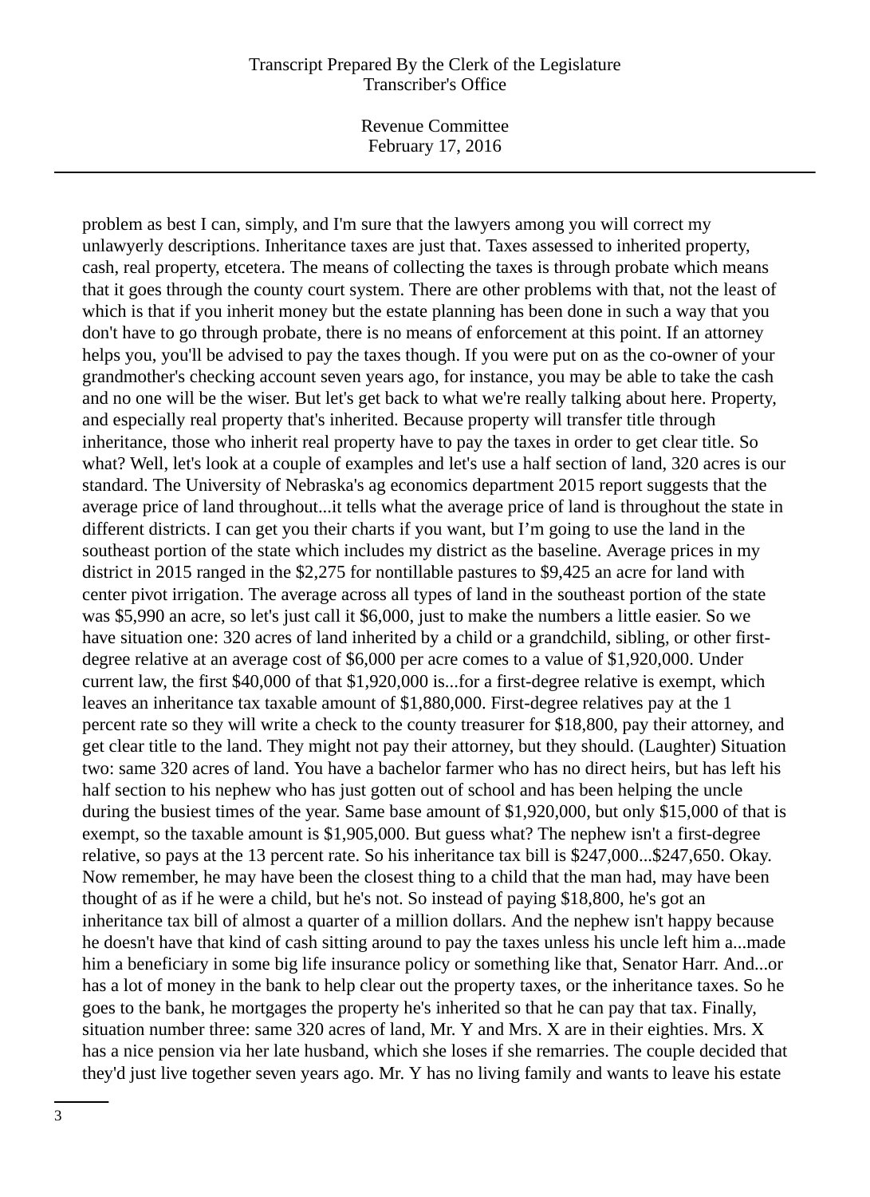problem as best I can, simply, and I'm sure that the lawyers among you will correct my unlawyerly descriptions. Inheritance taxes are just that. Taxes assessed to inherited property, cash, real property, etcetera. The means of collecting the taxes is through probate which means that it goes through the county court system. There are other problems with that, not the least of which is that if you inherit money but the estate planning has been done in such a way that you don't have to go through probate, there is no means of enforcement at this point. If an attorney helps you, you'll be advised to pay the taxes though. If you were put on as the co-owner of your grandmother's checking account seven years ago, for instance, you may be able to take the cash and no one will be the wiser. But let's get back to what we're really talking about here. Property, and especially real property that's inherited. Because property will transfer title through inheritance, those who inherit real property have to pay the taxes in order to get clear title. So what? Well, let's look at a couple of examples and let's use a half section of land, 320 acres is our standard. The University of Nebraska's ag economics department 2015 report suggests that the average price of land throughout...it tells what the average price of land is throughout the state in different districts. I can get you their charts if you want, but I'm going to use the land in the southeast portion of the state which includes my district as the baseline. Average prices in my district in 2015 ranged in the $2,275 for nontillable pastures to $9,425 an acre for land with center pivot irrigation. The average across all types of land in the southeast portion of the state was $5,990 an acre, so let's just call it $6,000, just to make the numbers a little easier. So we have situation one: 320 acres of land inherited by a child or a grandchild, sibling, or other first-degree relative at an average cost of $6,000 per acre comes to a value of $1,920,000. Under current law, the first $40,000 of that $1,920,000 is...for a first-degree relative is exempt, which leaves an inheritance tax taxable amount of $1,880,000. First-degree relatives pay at the 1 percent rate so they will write a check to the county treasurer for $18,800, pay their attorney, and get clear title to the land. They might not pay their attorney, but they should. (Laughter) Situation two: same 320 acres of land. You have a bachelor farmer who has no direct heirs, but has left his half section to his nephew who has just gotten out of school and has been helping the uncle during the busiest times of the year. Same base amount of $1,920,000, but only $15,000 of that is exempt, so the taxable amount is $1,905,000. But guess what? The nephew isn't a first-degree relative, so pays at the 13 percent rate. So his inheritance tax bill is $247,000...$247,650. Okay. Now remember, he may have been the closest thing to a child that the man had, may have been thought of as if he were a child, but he's not. So instead of paying $18,800, he's got an inheritance tax bill of almost a quarter of a million dollars. And the nephew isn't happy because he doesn't have that kind of cash sitting around to pay the taxes unless his uncle left him a...made him a beneficiary in some big life insurance policy or something like that, Senator Harr. And...or has a lot of money in the bank to help clear out the property taxes, or the inheritance taxes. So he goes to the bank, he mortgages the property he's inherited so that he can pay that tax. Finally, situation number three: same 320 acres of land, Mr. Y and Mrs. X are in their eighties. Mrs. X has a nice pension via her late husband, which she loses if she remarries. The couple decided that they'd just live together seven years ago. Mr. Y has no living family and wants to leave his estate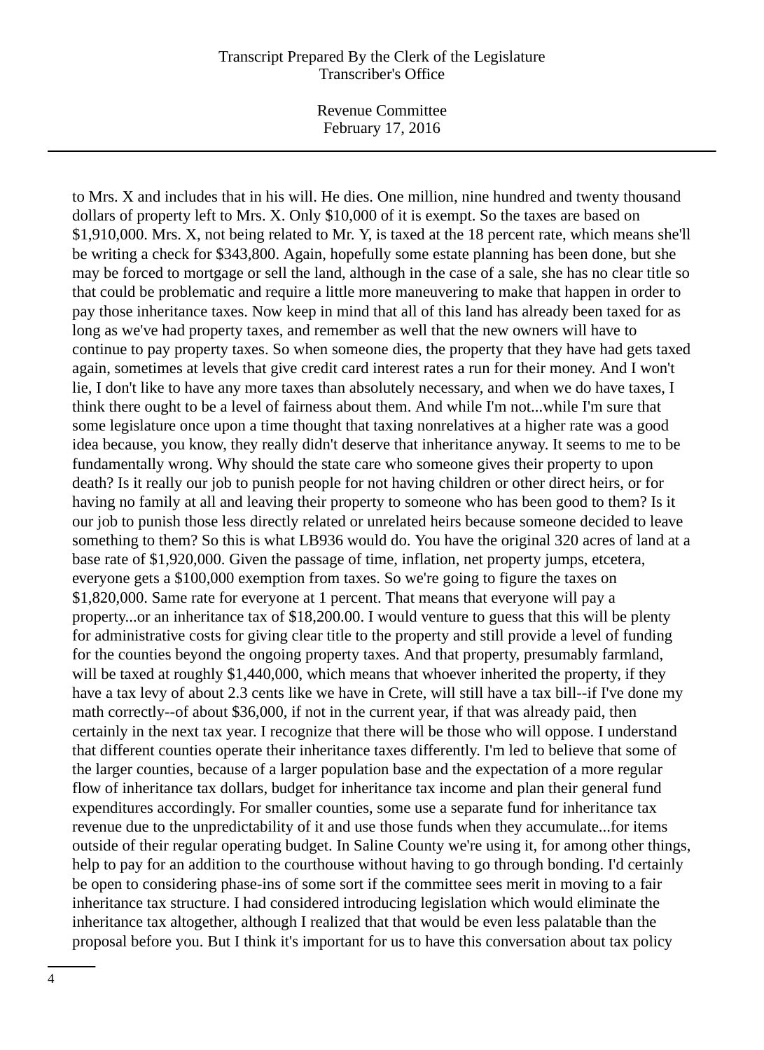to Mrs. X and includes that in his will. He dies. One million, nine hundred and twenty thousand dollars of property left to Mrs. X. Only $10,000 of it is exempt. So the taxes are based on $1,910,000. Mrs. X, not being related to Mr. Y, is taxed at the 18 percent rate, which means she'll be writing a check for $343,800. Again, hopefully some estate planning has been done, but she may be forced to mortgage or sell the land, although in the case of a sale, she has no clear title so that could be problematic and require a little more maneuvering to make that happen in order to pay those inheritance taxes. Now keep in mind that all of this land has already been taxed for as long as we've had property taxes, and remember as well that the new owners will have to continue to pay property taxes. So when someone dies, the property that they have had gets taxed again, sometimes at levels that give credit card interest rates a run for their money. And I won't lie, I don't like to have any more taxes than absolutely necessary, and when we do have taxes, I think there ought to be a level of fairness about them. And while I'm not...while I'm sure that some legislature once upon a time thought that taxing nonrelatives at a higher rate was a good idea because, you know, they really didn't deserve that inheritance anyway. It seems to me to be fundamentally wrong. Why should the state care who someone gives their property to upon death? Is it really our job to punish people for not having children or other direct heirs, or for having no family at all and leaving their property to someone who has been good to them? Is it our job to punish those less directly related or unrelated heirs because someone decided to leave something to them? So this is what LB936 would do. You have the original 320 acres of land at a base rate of $1,920,000. Given the passage of time, inflation, net property jumps, etcetera, everyone gets a $100,000 exemption from taxes. So we're going to figure the taxes on $1,820,000. Same rate for everyone at 1 percent. That means that everyone will pay a property...or an inheritance tax of $18,200.00. I would venture to guess that this will be plenty for administrative costs for giving clear title to the property and still provide a level of funding for the counties beyond the ongoing property taxes. And that property, presumably farmland, will be taxed at roughly $1,440,000, which means that whoever inherited the property, if they have a tax levy of about 2.3 cents like we have in Crete, will still have a tax bill--if I've done my math correctly--of about $36,000, if not in the current year, if that was already paid, then certainly in the next tax year. I recognize that there will be those who will oppose. I understand that different counties operate their inheritance taxes differently. I'm led to believe that some of the larger counties, because of a larger population base and the expectation of a more regular flow of inheritance tax dollars, budget for inheritance tax income and plan their general fund expenditures accordingly. For smaller counties, some use a separate fund for inheritance tax revenue due to the unpredictability of it and use those funds when they accumulate...for items outside of their regular operating budget. In Saline County we're using it, for among other things, help to pay for an addition to the courthouse without having to go through bonding. I'd certainly be open to considering phase-ins of some sort if the committee sees merit in moving to a fair inheritance tax structure. I had considered introducing legislation which would eliminate the inheritance tax altogether, although I realized that that would be even less palatable than the proposal before you. But I think it's important for us to have this conversation about tax policy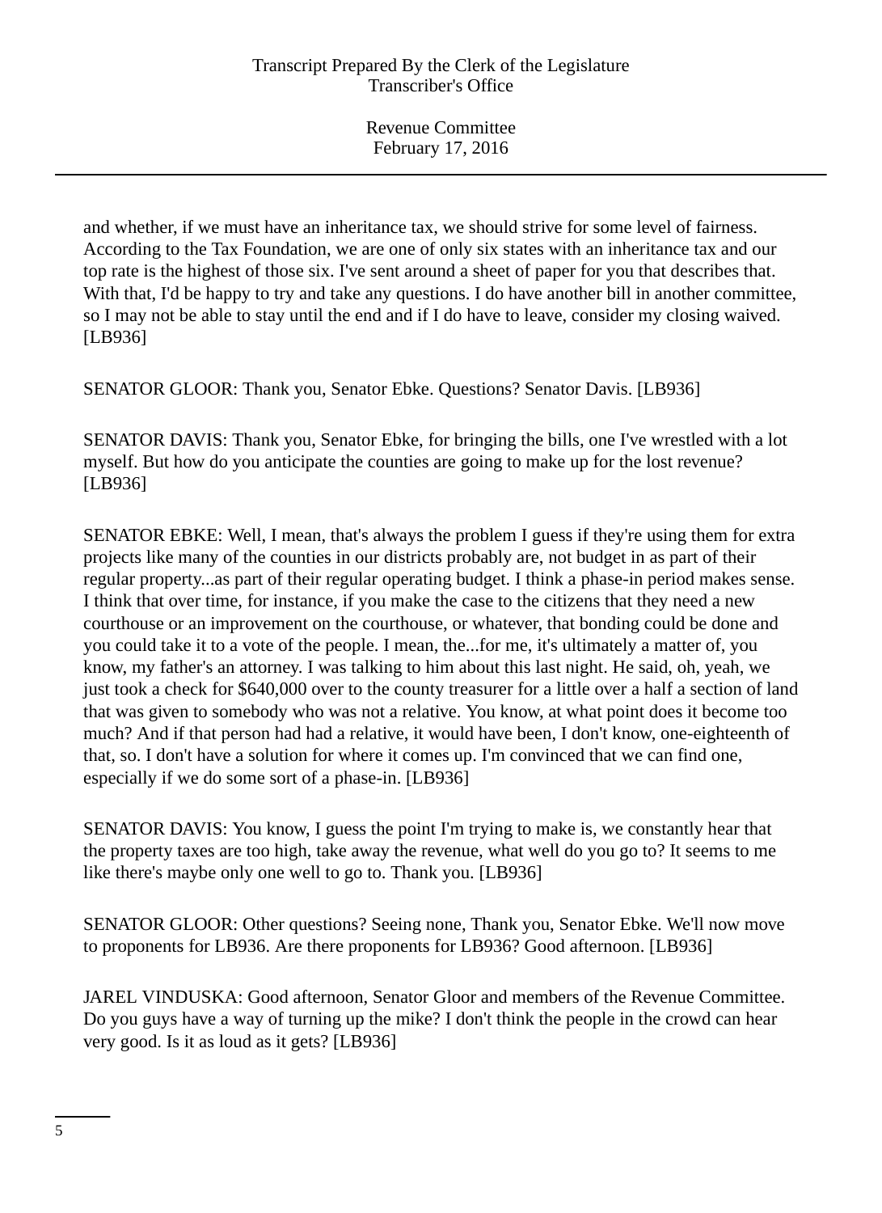and whether, if we must have an inheritance tax, we should strive for some level of fairness. According to the Tax Foundation, we are one of only six states with an inheritance tax and our top rate is the highest of those six. I've sent around a sheet of paper for you that describes that. With that, I'd be happy to try and take any questions. I do have another bill in another committee, so I may not be able to stay until the end and if I do have to leave, consider my closing waived. [LB936]

SENATOR GLOOR: Thank you, Senator Ebke. Questions? Senator Davis. [LB936]

SENATOR DAVIS: Thank you, Senator Ebke, for bringing the bills, one I've wrestled with a lot myself. But how do you anticipate the counties are going to make up for the lost revenue? [LB936]

SENATOR EBKE: Well, I mean, that's always the problem I guess if they're using them for extra projects like many of the counties in our districts probably are, not budget in as part of their regular property...as part of their regular operating budget. I think a phase-in period makes sense. I think that over time, for instance, if you make the case to the citizens that they need a new courthouse or an improvement on the courthouse, or whatever, that bonding could be done and you could take it to a vote of the people. I mean, the...for me, it's ultimately a matter of, you know, my father's an attorney. I was talking to him about this last night. He said, oh, yeah, we just took a check for $640,000 over to the county treasurer for a little over a half a section of land that was given to somebody who was not a relative. You know, at what point does it become too much? And if that person had had a relative, it would have been, I don't know, one-eighteenth of that, so. I don't have a solution for where it comes up. I'm convinced that we can find one, especially if we do some sort of a phase-in. [LB936]

SENATOR DAVIS: You know, I guess the point I'm trying to make is, we constantly hear that the property taxes are too high, take away the revenue, what well do you go to? It seems to me like there's maybe only one well to go to. Thank you. [LB936]

SENATOR GLOOR: Other questions? Seeing none, Thank you, Senator Ebke. We'll now move to proponents for LB936. Are there proponents for LB936? Good afternoon. [LB936]

JAREL VINDUSKA: Good afternoon, Senator Gloor and members of the Revenue Committee. Do you guys have a way of turning up the mike? I don't think the people in the crowd can hear very good. Is it as loud as it gets? [LB936]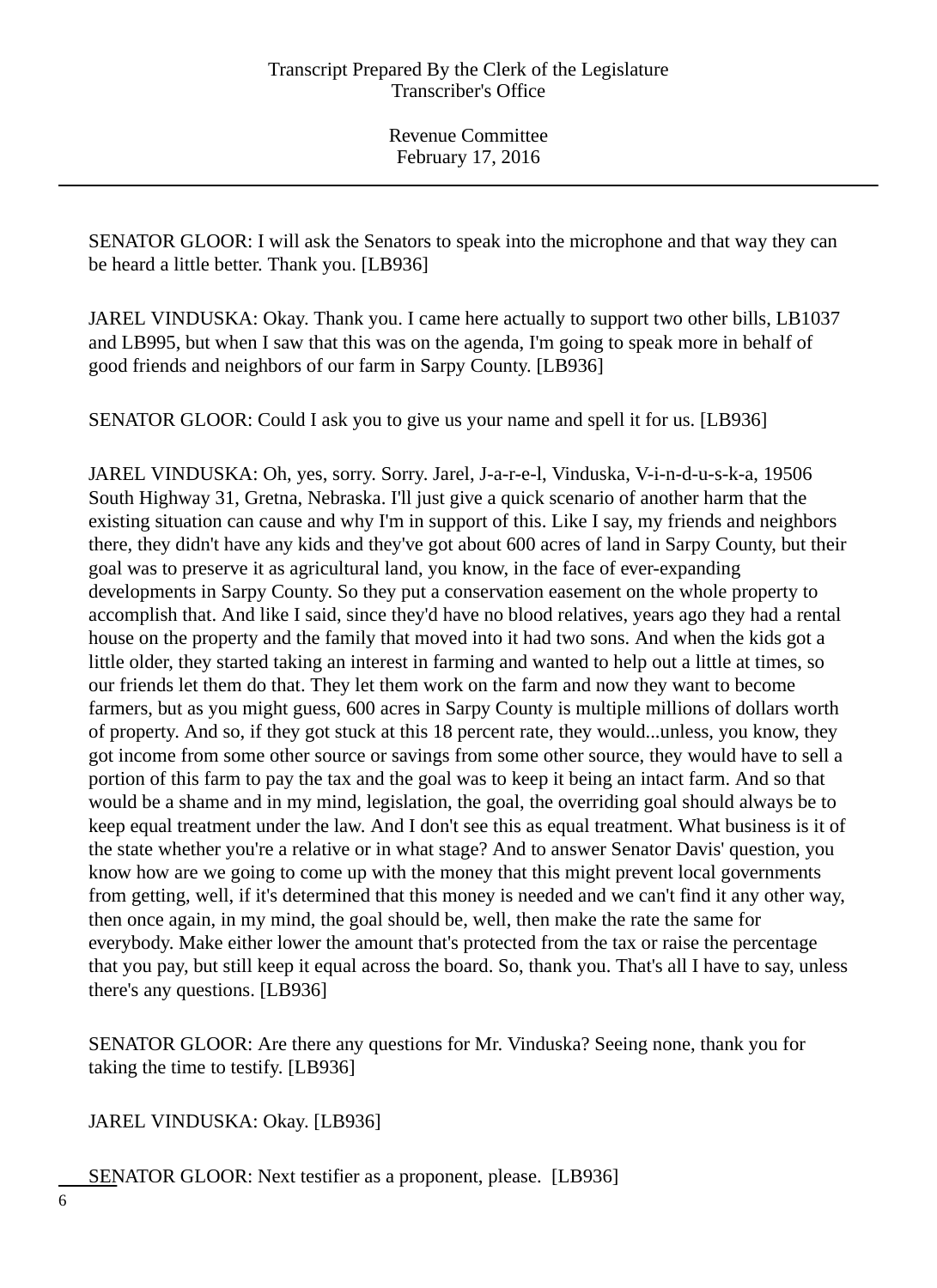SENATOR GLOOR: I will ask the Senators to speak into the microphone and that way they can be heard a little better. Thank you. [LB936]

JAREL VINDUSKA: Okay. Thank you. I came here actually to support two other bills, LB1037 and LB995, but when I saw that this was on the agenda, I'm going to speak more in behalf of good friends and neighbors of our farm in Sarpy County. [LB936]

SENATOR GLOOR: Could I ask you to give us your name and spell it for us. [LB936]

JAREL VINDUSKA: Oh, yes, sorry. Sorry. Jarel, J-a-r-e-l, Vinduska, V-i-n-d-u-s-k-a, 19506 South Highway 31, Gretna, Nebraska. I'll just give a quick scenario of another harm that the existing situation can cause and why I'm in support of this. Like I say, my friends and neighbors there, they didn't have any kids and they've got about 600 acres of land in Sarpy County, but their goal was to preserve it as agricultural land, you know, in the face of ever-expanding developments in Sarpy County. So they put a conservation easement on the whole property to accomplish that. And like I said, since they'd have no blood relatives, years ago they had a rental house on the property and the family that moved into it had two sons. And when the kids got a little older, they started taking an interest in farming and wanted to help out a little at times, so our friends let them do that. They let them work on the farm and now they want to become farmers, but as you might guess, 600 acres in Sarpy County is multiple millions of dollars worth of property. And so, if they got stuck at this 18 percent rate, they would...unless, you know, they got income from some other source or savings from some other source, they would have to sell a portion of this farm to pay the tax and the goal was to keep it being an intact farm. And so that would be a shame and in my mind, legislation, the goal, the overriding goal should always be to keep equal treatment under the law. And I don't see this as equal treatment. What business is it of the state whether you're a relative or in what stage? And to answer Senator Davis' question, you know how are we going to come up with the money that this might prevent local governments from getting, well, if it's determined that this money is needed and we can't find it any other way, then once again, in my mind, the goal should be, well, then make the rate the same for everybody. Make either lower the amount that's protected from the tax or raise the percentage that you pay, but still keep it equal across the board. So, thank you. That's all I have to say, unless there's any questions. [LB936]

SENATOR GLOOR: Are there any questions for Mr. Vinduska? Seeing none, thank you for taking the time to testify. [LB936]

JAREL VINDUSKA: Okay. [LB936]

SENATOR GLOOR: Next testifier as a proponent, please. [LB936]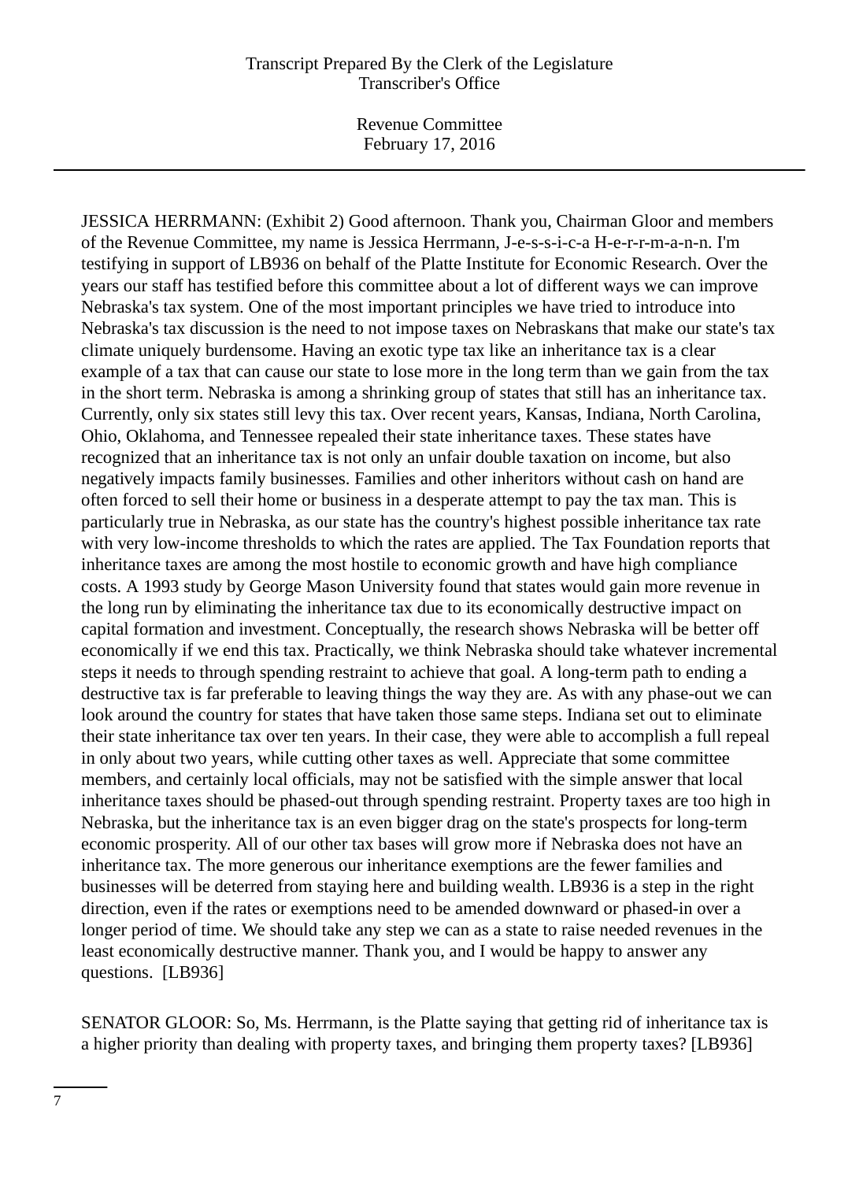JESSICA HERRMANN: (Exhibit 2) Good afternoon. Thank you, Chairman Gloor and members of the Revenue Committee, my name is Jessica Herrmann, J-e-s-s-i-c-a H-e-r-r-m-a-n-n. I'm testifying in support of LB936 on behalf of the Platte Institute for Economic Research. Over the years our staff has testified before this committee about a lot of different ways we can improve Nebraska's tax system. One of the most important principles we have tried to introduce into Nebraska's tax discussion is the need to not impose taxes on Nebraskans that make our state's tax climate uniquely burdensome. Having an exotic type tax like an inheritance tax is a clear example of a tax that can cause our state to lose more in the long term than we gain from the tax in the short term. Nebraska is among a shrinking group of states that still has an inheritance tax. Currently, only six states still levy this tax. Over recent years, Kansas, Indiana, North Carolina, Ohio, Oklahoma, and Tennessee repealed their state inheritance taxes. These states have recognized that an inheritance tax is not only an unfair double taxation on income, but also negatively impacts family businesses. Families and other inheritors without cash on hand are often forced to sell their home or business in a desperate attempt to pay the tax man. This is particularly true in Nebraska, as our state has the country's highest possible inheritance tax rate with very low-income thresholds to which the rates are applied. The Tax Foundation reports that inheritance taxes are among the most hostile to economic growth and have high compliance costs. A 1993 study by George Mason University found that states would gain more revenue in the long run by eliminating the inheritance tax due to its economically destructive impact on capital formation and investment. Conceptually, the research shows Nebraska will be better off economically if we end this tax. Practically, we think Nebraska should take whatever incremental steps it needs to through spending restraint to achieve that goal. A long-term path to ending a destructive tax is far preferable to leaving things the way they are. As with any phase-out we can look around the country for states that have taken those same steps. Indiana set out to eliminate their state inheritance tax over ten years. In their case, they were able to accomplish a full repeal in only about two years, while cutting other taxes as well. Appreciate that some committee members, and certainly local officials, may not be satisfied with the simple answer that local inheritance taxes should be phased-out through spending restraint. Property taxes are too high in Nebraska, but the inheritance tax is an even bigger drag on the state's prospects for long-term economic prosperity. All of our other tax bases will grow more if Nebraska does not have an inheritance tax. The more generous our inheritance exemptions are the fewer families and businesses will be deterred from staying here and building wealth. LB936 is a step in the right direction, even if the rates or exemptions need to be amended downward or phased-in over a longer period of time. We should take any step we can as a state to raise needed revenues in the least economically destructive manner. Thank you, and I would be happy to answer any questions. [LB936]

SENATOR GLOOR: So, Ms. Herrmann, is the Platte saying that getting rid of inheritance tax is a higher priority than dealing with property taxes, and bringing them property taxes? [LB936]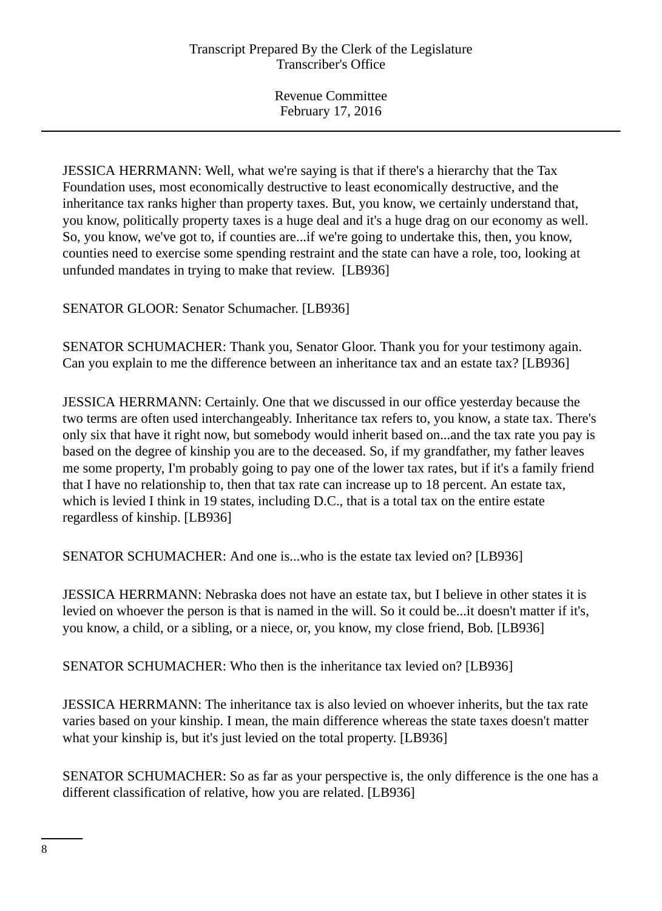JESSICA HERRMANN: Well, what we're saying is that if there's a hierarchy that the Tax Foundation uses, most economically destructive to least economically destructive, and the inheritance tax ranks higher than property taxes. But, you know, we certainly understand that, you know, politically property taxes is a huge deal and it's a huge drag on our economy as well. So, you know, we've got to, if counties are...if we're going to undertake this, then, you know, counties need to exercise some spending restraint and the state can have a role, too, looking at unfunded mandates in trying to make that review. [LB936]

SENATOR GLOOR: Senator Schumacher. [LB936]

SENATOR SCHUMACHER: Thank you, Senator Gloor. Thank you for your testimony again. Can you explain to me the difference between an inheritance tax and an estate tax? [LB936]

JESSICA HERRMANN: Certainly. One that we discussed in our office yesterday because the two terms are often used interchangeably. Inheritance tax refers to, you know, a state tax. There's only six that have it right now, but somebody would inherit based on...and the tax rate you pay is based on the degree of kinship you are to the deceased. So, if my grandfather, my father leaves me some property, I'm probably going to pay one of the lower tax rates, but if it's a family friend that I have no relationship to, then that tax rate can increase up to 18 percent. An estate tax, which is levied I think in 19 states, including D.C., that is a total tax on the entire estate regardless of kinship. [LB936]

SENATOR SCHUMACHER: And one is...who is the estate tax levied on? [LB936]

JESSICA HERRMANN: Nebraska does not have an estate tax, but I believe in other states it is levied on whoever the person is that is named in the will. So it could be...it doesn't matter if it's, you know, a child, or a sibling, or a niece, or, you know, my close friend, Bob. [LB936]

SENATOR SCHUMACHER: Who then is the inheritance tax levied on? [LB936]

JESSICA HERRMANN: The inheritance tax is also levied on whoever inherits, but the tax rate varies based on your kinship. I mean, the main difference whereas the state taxes doesn't matter what your kinship is, but it's just levied on the total property. [LB936]

SENATOR SCHUMACHER: So as far as your perspective is, the only difference is the one has a different classification of relative, how you are related. [LB936]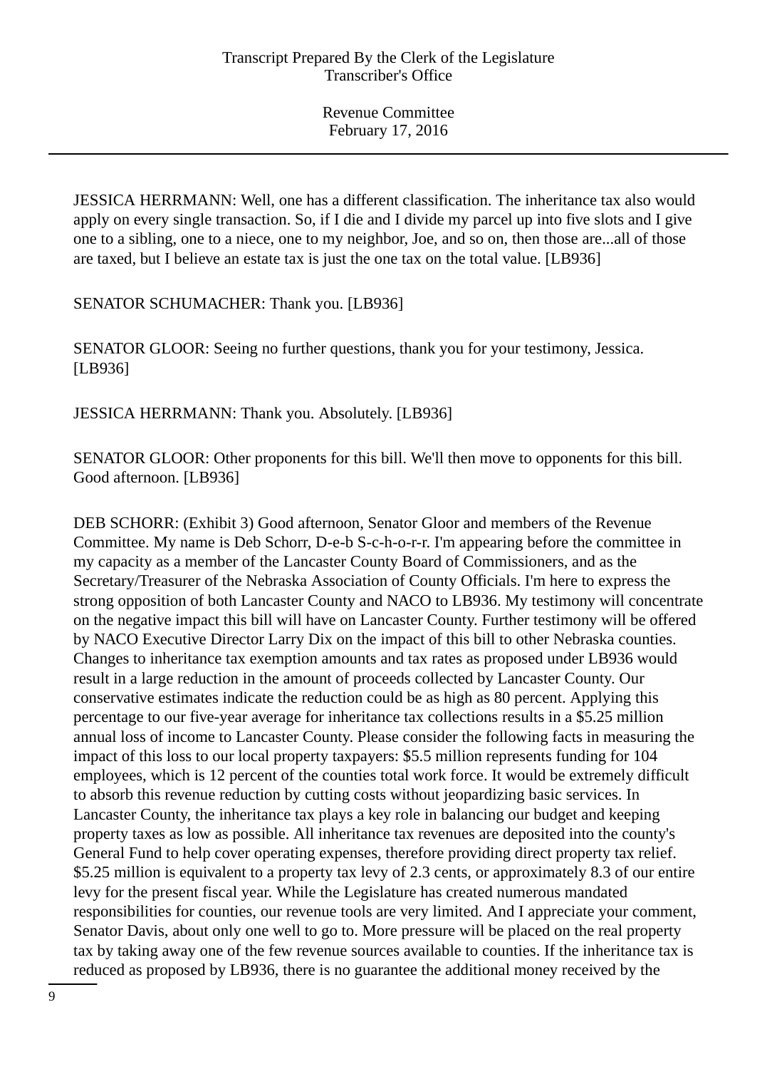JESSICA HERRMANN: Well, one has a different classification. The inheritance tax also would apply on every single transaction. So, if I die and I divide my parcel up into five slots and I give one to a sibling, one to a niece, one to my neighbor, Joe, and so on, then those are...all of those are taxed, but I believe an estate tax is just the one tax on the total value. [LB936]

SENATOR SCHUMACHER: Thank you. [LB936]

SENATOR GLOOR: Seeing no further questions, thank you for your testimony, Jessica. [LB936]

JESSICA HERRMANN: Thank you. Absolutely. [LB936]

SENATOR GLOOR: Other proponents for this bill. We'll then move to opponents for this bill. Good afternoon. [LB936]

DEB SCHORR: (Exhibit 3) Good afternoon, Senator Gloor and members of the Revenue Committee. My name is Deb Schorr, D-e-b S-c-h-o-r-r. I'm appearing before the committee in my capacity as a member of the Lancaster County Board of Commissioners, and as the Secretary/Treasurer of the Nebraska Association of County Officials. I'm here to express the strong opposition of both Lancaster County and NACO to LB936. My testimony will concentrate on the negative impact this bill will have on Lancaster County. Further testimony will be offered by NACO Executive Director Larry Dix on the impact of this bill to other Nebraska counties. Changes to inheritance tax exemption amounts and tax rates as proposed under LB936 would result in a large reduction in the amount of proceeds collected by Lancaster County. Our conservative estimates indicate the reduction could be as high as 80 percent. Applying this percentage to our five-year average for inheritance tax collections results in a $5.25 million annual loss of income to Lancaster County. Please consider the following facts in measuring the impact of this loss to our local property taxpayers: $5.5 million represents funding for 104 employees, which is 12 percent of the counties total work force. It would be extremely difficult to absorb this revenue reduction by cutting costs without jeopardizing basic services. In Lancaster County, the inheritance tax plays a key role in balancing our budget and keeping property taxes as low as possible. All inheritance tax revenues are deposited into the county's General Fund to help cover operating expenses, therefore providing direct property tax relief. $5.25 million is equivalent to a property tax levy of 2.3 cents, or approximately 8.3 of our entire levy for the present fiscal year. While the Legislature has created numerous mandated responsibilities for counties, our revenue tools are very limited. And I appreciate your comment, Senator Davis, about only one well to go to. More pressure will be placed on the real property tax by taking away one of the few revenue sources available to counties. If the inheritance tax is reduced as proposed by LB936, there is no guarantee the additional money received by the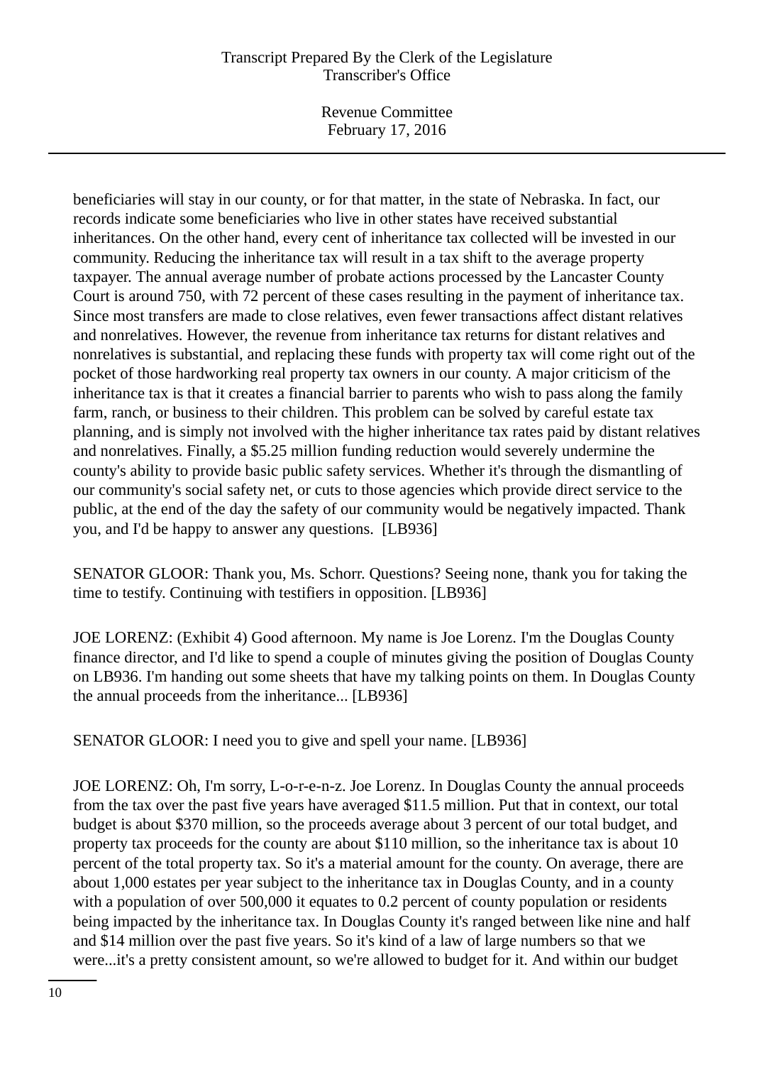beneficiaries will stay in our county, or for that matter, in the state of Nebraska. In fact, our records indicate some beneficiaries who live in other states have received substantial inheritances. On the other hand, every cent of inheritance tax collected will be invested in our community. Reducing the inheritance tax will result in a tax shift to the average property taxpayer. The annual average number of probate actions processed by the Lancaster County Court is around 750, with 72 percent of these cases resulting in the payment of inheritance tax. Since most transfers are made to close relatives, even fewer transactions affect distant relatives and nonrelatives. However, the revenue from inheritance tax returns for distant relatives and nonrelatives is substantial, and replacing these funds with property tax will come right out of the pocket of those hardworking real property tax owners in our county. A major criticism of the inheritance tax is that it creates a financial barrier to parents who wish to pass along the family farm, ranch, or business to their children. This problem can be solved by careful estate tax planning, and is simply not involved with the higher inheritance tax rates paid by distant relatives and nonrelatives. Finally, a $5.25 million funding reduction would severely undermine the county's ability to provide basic public safety services. Whether it's through the dismantling of our community's social safety net, or cuts to those agencies which provide direct service to the public, at the end of the day the safety of our community would be negatively impacted. Thank you, and I'd be happy to answer any questions.  [LB936]

SENATOR GLOOR: Thank you, Ms. Schorr. Questions? Seeing none, thank you for taking the time to testify. Continuing with testifiers in opposition. [LB936]

JOE LORENZ: (Exhibit 4) Good afternoon. My name is Joe Lorenz. I'm the Douglas County finance director, and I'd like to spend a couple of minutes giving the position of Douglas County on LB936. I'm handing out some sheets that have my talking points on them. In Douglas County the annual proceeds from the inheritance... [LB936]

SENATOR GLOOR: I need you to give and spell your name. [LB936]

JOE LORENZ: Oh, I'm sorry, L-o-r-e-n-z. Joe Lorenz. In Douglas County the annual proceeds from the tax over the past five years have averaged $11.5 million. Put that in context, our total budget is about $370 million, so the proceeds average about 3 percent of our total budget, and property tax proceeds for the county are about $110 million, so the inheritance tax is about 10 percent of the total property tax. So it's a material amount for the county. On average, there are about 1,000 estates per year subject to the inheritance tax in Douglas County, and in a county with a population of over 500,000 it equates to 0.2 percent of county population or residents being impacted by the inheritance tax. In Douglas County it's ranged between like nine and half and $14 million over the past five years. So it's kind of a law of large numbers so that we were...it's a pretty consistent amount, so we're allowed to budget for it. And within our budget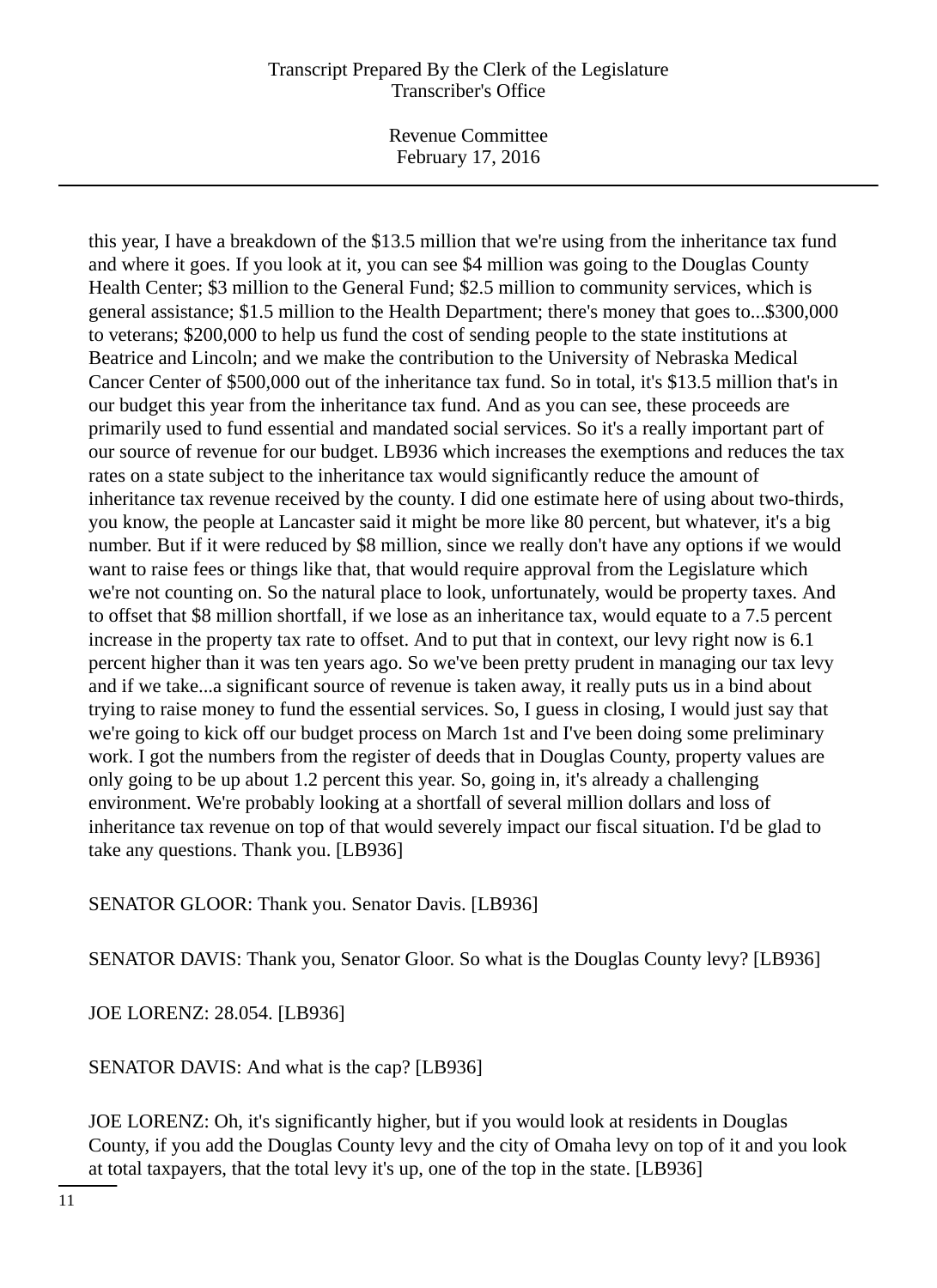this year, I have a breakdown of the $13.5 million that we're using from the inheritance tax fund and where it goes. If you look at it, you can see $4 million was going to the Douglas County Health Center; $3 million to the General Fund; $2.5 million to community services, which is general assistance; $1.5 million to the Health Department; there's money that goes to...$300,000 to veterans; $200,000 to help us fund the cost of sending people to the state institutions at Beatrice and Lincoln; and we make the contribution to the University of Nebraska Medical Cancer Center of $500,000 out of the inheritance tax fund. So in total, it's $13.5 million that's in our budget this year from the inheritance tax fund. And as you can see, these proceeds are primarily used to fund essential and mandated social services. So it's a really important part of our source of revenue for our budget. LB936 which increases the exemptions and reduces the tax rates on a state subject to the inheritance tax would significantly reduce the amount of inheritance tax revenue received by the county. I did one estimate here of using about two-thirds, you know, the people at Lancaster said it might be more like 80 percent, but whatever, it's a big number. But if it were reduced by $8 million, since we really don't have any options if we would want to raise fees or things like that, that would require approval from the Legislature which we're not counting on. So the natural place to look, unfortunately, would be property taxes. And to offset that $8 million shortfall, if we lose as an inheritance tax, would equate to a 7.5 percent increase in the property tax rate to offset. And to put that in context, our levy right now is 6.1 percent higher than it was ten years ago. So we've been pretty prudent in managing our tax levy and if we take...a significant source of revenue is taken away, it really puts us in a bind about trying to raise money to fund the essential services. So, I guess in closing, I would just say that we're going to kick off our budget process on March 1st and I've been doing some preliminary work. I got the numbers from the register of deeds that in Douglas County, property values are only going to be up about 1.2 percent this year. So, going in, it's already a challenging environment. We're probably looking at a shortfall of several million dollars and loss of inheritance tax revenue on top of that would severely impact our fiscal situation. I'd be glad to take any questions. Thank you. [LB936]

SENATOR GLOOR: Thank you. Senator Davis. [LB936]

SENATOR DAVIS: Thank you, Senator Gloor. So what is the Douglas County levy? [LB936]

JOE LORENZ: 28.054. [LB936]

SENATOR DAVIS: And what is the cap? [LB936]

JOE LORENZ: Oh, it's significantly higher, but if you would look at residents in Douglas County, if you add the Douglas County levy and the city of Omaha levy on top of it and you look at total taxpayers, that the total levy it's up, one of the top in the state. [LB936]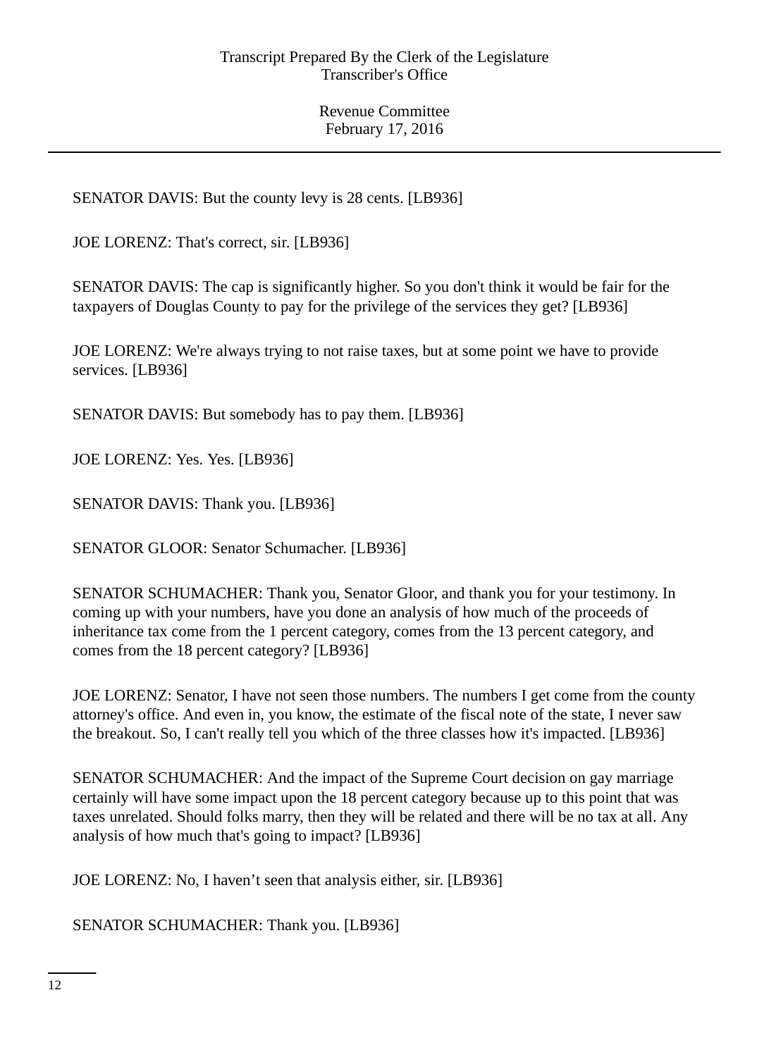SENATOR DAVIS: But the county levy is 28 cents. [LB936]

JOE LORENZ: That's correct, sir. [LB936]

SENATOR DAVIS: The cap is significantly higher. So you don't think it would be fair for the taxpayers of Douglas County to pay for the privilege of the services they get? [LB936]

JOE LORENZ: We're always trying to not raise taxes, but at some point we have to provide services. [LB936]

SENATOR DAVIS: But somebody has to pay them. [LB936]

JOE LORENZ: Yes. Yes. [LB936]

SENATOR DAVIS: Thank you. [LB936]

SENATOR GLOOR: Senator Schumacher. [LB936]

SENATOR SCHUMACHER: Thank you, Senator Gloor, and thank you for your testimony. In coming up with your numbers, have you done an analysis of how much of the proceeds of inheritance tax come from the 1 percent category, comes from the 13 percent category, and comes from the 18 percent category? [LB936]

JOE LORENZ: Senator, I have not seen those numbers. The numbers I get come from the county attorney's office. And even in, you know, the estimate of the fiscal note of the state, I never saw the breakout. So, I can't really tell you which of the three classes how it's impacted. [LB936]

SENATOR SCHUMACHER: And the impact of the Supreme Court decision on gay marriage certainly will have some impact upon the 18 percent category because up to this point that was taxes unrelated. Should folks marry, then they will be related and there will be no tax at all. Any analysis of how much that's going to impact? [LB936]

JOE LORENZ: No, I haven’t seen that analysis either, sir. [LB936]

SENATOR SCHUMACHER: Thank you. [LB936]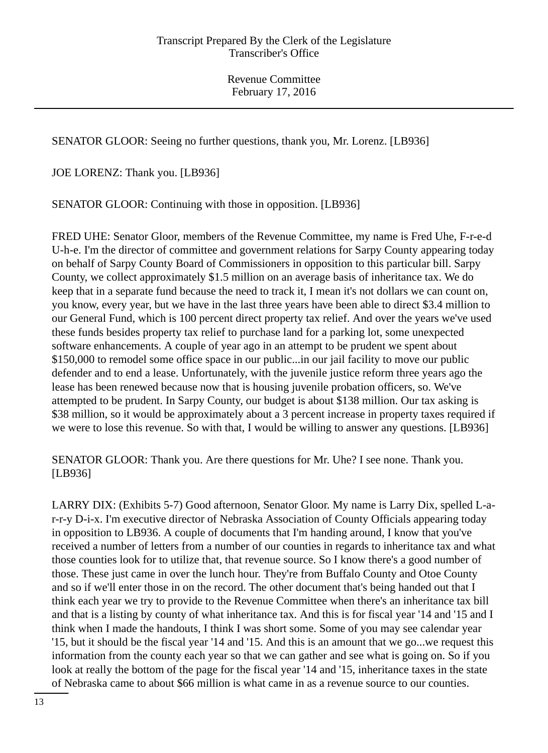SENATOR GLOOR: Seeing no further questions, thank you, Mr. Lorenz. [LB936]

JOE LORENZ: Thank you. [LB936]

SENATOR GLOOR: Continuing with those in opposition. [LB936]

FRED UHE: Senator Gloor, members of the Revenue Committee, my name is Fred Uhe, F-r-e-d U-h-e. I'm the director of committee and government relations for Sarpy County appearing today on behalf of Sarpy County Board of Commissioners in opposition to this particular bill. Sarpy County, we collect approximately $1.5 million on an average basis of inheritance tax. We do keep that in a separate fund because the need to track it, I mean it's not dollars we can count on, you know, every year, but we have in the last three years have been able to direct $3.4 million to our General Fund, which is 100 percent direct property tax relief. And over the years we've used these funds besides property tax relief to purchase land for a parking lot, some unexpected software enhancements. A couple of year ago in an attempt to be prudent we spent about $150,000 to remodel some office space in our public...in our jail facility to move our public defender and to end a lease. Unfortunately, with the juvenile justice reform three years ago the lease has been renewed because now that is housing juvenile probation officers, so. We've attempted to be prudent. In Sarpy County, our budget is about $138 million. Our tax asking is $38 million, so it would be approximately about a 3 percent increase in property taxes required if we were to lose this revenue. So with that, I would be willing to answer any questions. [LB936]

SENATOR GLOOR: Thank you. Are there questions for Mr. Uhe? I see none. Thank you. [LB936]

LARRY DIX: (Exhibits 5-7) Good afternoon, Senator Gloor. My name is Larry Dix, spelled L-a-r-r-y D-i-x. I'm executive director of Nebraska Association of County Officials appearing today in opposition to LB936. A couple of documents that I'm handing around, I know that you've received a number of letters from a number of our counties in regards to inheritance tax and what those counties look for to utilize that, that revenue source. So I know there's a good number of those. These just came in over the lunch hour. They're from Buffalo County and Otoe County and so if we'll enter those in on the record. The other document that's being handed out that I think each year we try to provide to the Revenue Committee when there's an inheritance tax bill and that is a listing by county of what inheritance tax. And this is for fiscal year '14 and '15 and I think when I made the handouts, I think I was short some. Some of you may see calendar year '15, but it should be the fiscal year '14 and '15. And this is an amount that we go...we request this information from the county each year so that we can gather and see what is going on. So if you look at really the bottom of the page for the fiscal year '14 and '15, inheritance taxes in the state of Nebraska came to about $66 million is what came in as a revenue source to our counties.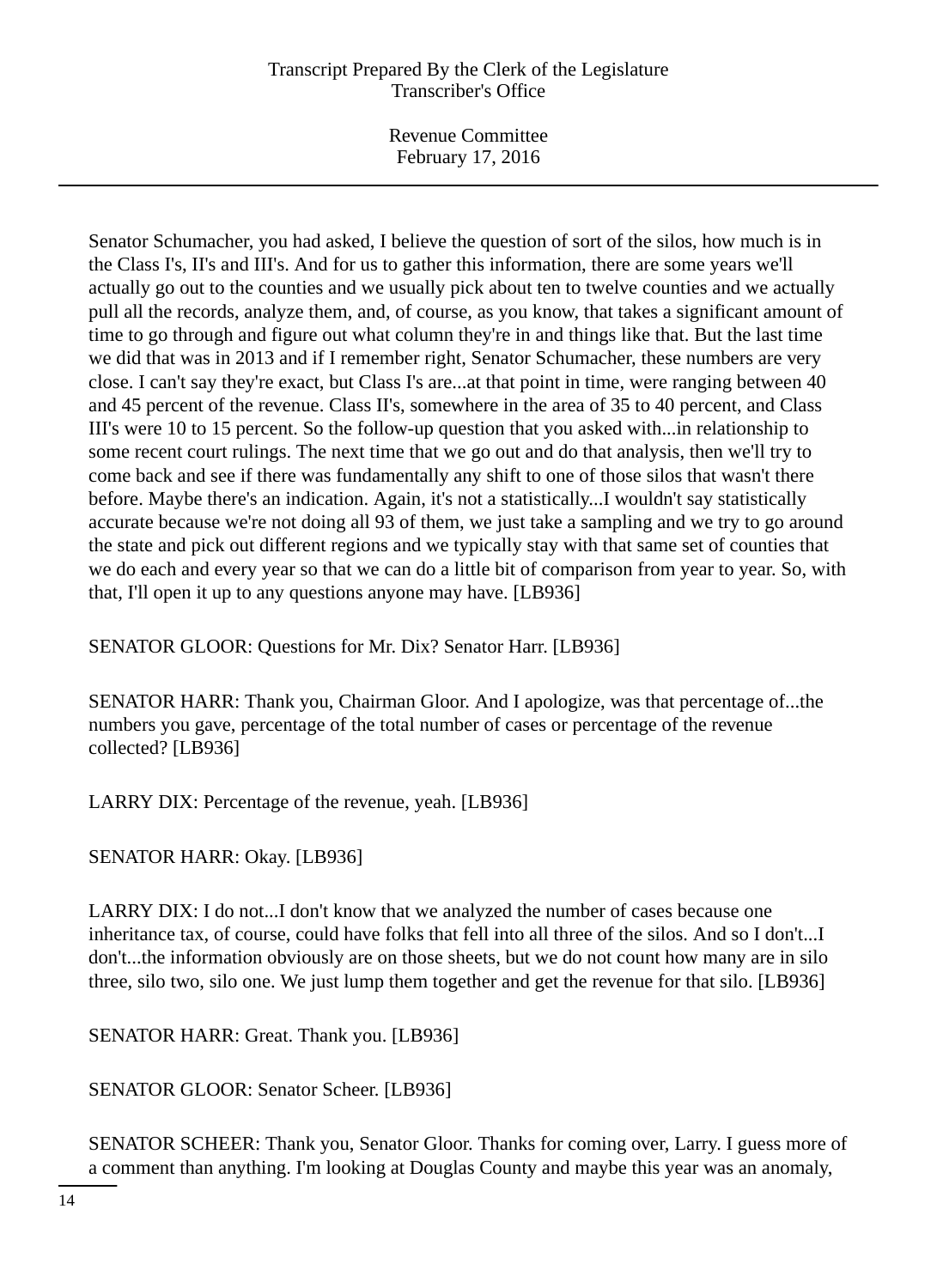Senator Schumacher, you had asked, I believe the question of sort of the silos, how much is in the Class I's, II's and III's. And for us to gather this information, there are some years we'll actually go out to the counties and we usually pick about ten to twelve counties and we actually pull all the records, analyze them, and, of course, as you know, that takes a significant amount of time to go through and figure out what column they're in and things like that. But the last time we did that was in 2013 and if I remember right, Senator Schumacher, these numbers are very close. I can't say they're exact, but Class I's are...at that point in time, were ranging between 40 and 45 percent of the revenue. Class II's, somewhere in the area of 35 to 40 percent, and Class III's were 10 to 15 percent. So the follow-up question that you asked with...in relationship to some recent court rulings. The next time that we go out and do that analysis, then we'll try to come back and see if there was fundamentally any shift to one of those silos that wasn't there before. Maybe there's an indication. Again, it's not a statistically...I wouldn't say statistically accurate because we're not doing all 93 of them, we just take a sampling and we try to go around the state and pick out different regions and we typically stay with that same set of counties that we do each and every year so that we can do a little bit of comparison from year to year. So, with that, I'll open it up to any questions anyone may have. [LB936]

SENATOR GLOOR: Questions for Mr. Dix? Senator Harr. [LB936]

SENATOR HARR: Thank you, Chairman Gloor. And I apologize, was that percentage of...the numbers you gave, percentage of the total number of cases or percentage of the revenue collected? [LB936]

LARRY DIX: Percentage of the revenue, yeah. [LB936]

SENATOR HARR: Okay. [LB936]

LARRY DIX: I do not...I don't know that we analyzed the number of cases because one inheritance tax, of course, could have folks that fell into all three of the silos. And so I don't...I don't...the information obviously are on those sheets, but we do not count how many are in silo three, silo two, silo one. We just lump them together and get the revenue for that silo. [LB936]

SENATOR HARR: Great. Thank you. [LB936]

SENATOR GLOOR: Senator Scheer. [LB936]

SENATOR SCHEER: Thank you, Senator Gloor. Thanks for coming over, Larry. I guess more of a comment than anything. I'm looking at Douglas County and maybe this year was an anomaly,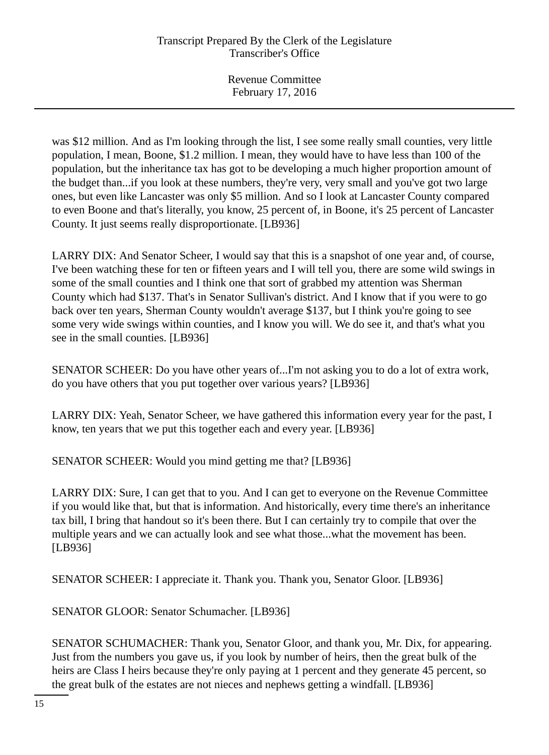was $12 million. And as I'm looking through the list, I see some really small counties, very little population, I mean, Boone, $1.2 million. I mean, they would have to have less than 100 of the population, but the inheritance tax has got to be developing a much higher proportion amount of the budget than...if you look at these numbers, they're very, very small and you've got two large ones, but even like Lancaster was only $5 million. And so I look at Lancaster County compared to even Boone and that's literally, you know, 25 percent of, in Boone, it's 25 percent of Lancaster County. It just seems really disproportionate. [LB936]

LARRY DIX: And Senator Scheer, I would say that this is a snapshot of one year and, of course, I've been watching these for ten or fifteen years and I will tell you, there are some wild swings in some of the small counties and I think one that sort of grabbed my attention was Sherman County which had $137. That's in Senator Sullivan's district. And I know that if you were to go back over ten years, Sherman County wouldn't average $137, but I think you're going to see some very wide swings within counties, and I know you will. We do see it, and that's what you see in the small counties. [LB936]

SENATOR SCHEER: Do you have other years of...I'm not asking you to do a lot of extra work, do you have others that you put together over various years? [LB936]

LARRY DIX: Yeah, Senator Scheer, we have gathered this information every year for the past, I know, ten years that we put this together each and every year. [LB936]

SENATOR SCHEER: Would you mind getting me that? [LB936]

LARRY DIX: Sure, I can get that to you. And I can get to everyone on the Revenue Committee if you would like that, but that is information. And historically, every time there's an inheritance tax bill, I bring that handout so it's been there. But I can certainly try to compile that over the multiple years and we can actually look and see what those...what the movement has been. [LB936]

SENATOR SCHEER: I appreciate it. Thank you. Thank you, Senator Gloor. [LB936]

SENATOR GLOOR: Senator Schumacher. [LB936]

SENATOR SCHUMACHER: Thank you, Senator Gloor, and thank you, Mr. Dix, for appearing. Just from the numbers you gave us, if you look by number of heirs, then the great bulk of the heirs are Class I heirs because they're only paying at 1 percent and they generate 45 percent, so the great bulk of the estates are not nieces and nephews getting a windfall. [LB936]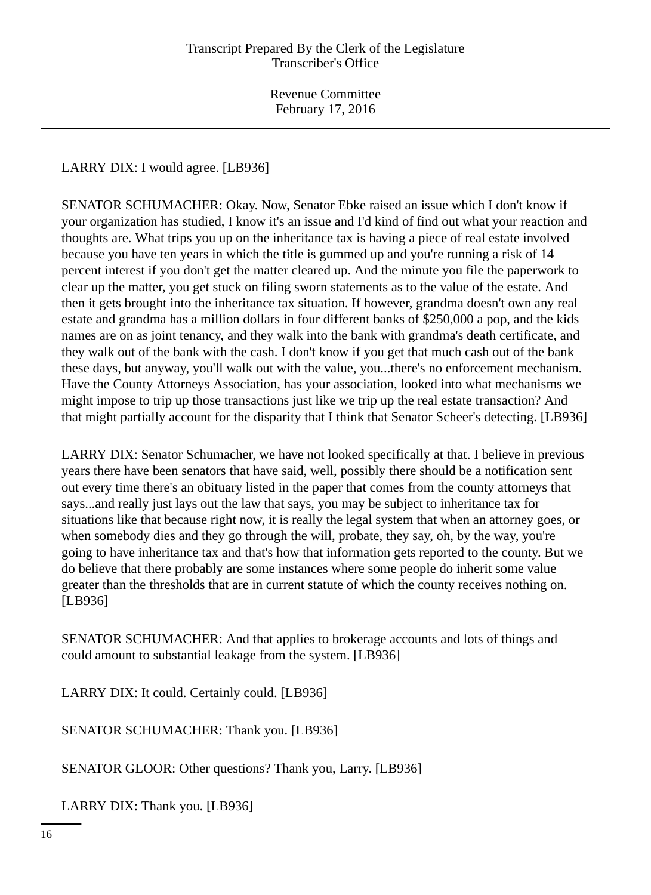LARRY DIX: I would agree. [LB936]

SENATOR SCHUMACHER: Okay. Now, Senator Ebke raised an issue which I don't know if your organization has studied, I know it's an issue and I'd kind of find out what your reaction and thoughts are. What trips you up on the inheritance tax is having a piece of real estate involved because you have ten years in which the title is gummed up and you're running a risk of 14 percent interest if you don't get the matter cleared up. And the minute you file the paperwork to clear up the matter, you get stuck on filing sworn statements as to the value of the estate. And then it gets brought into the inheritance tax situation. If however, grandma doesn't own any real estate and grandma has a million dollars in four different banks of $250,000 a pop, and the kids names are on as joint tenancy, and they walk into the bank with grandma's death certificate, and they walk out of the bank with the cash. I don't know if you get that much cash out of the bank these days, but anyway, you'll walk out with the value, you...there's no enforcement mechanism. Have the County Attorneys Association, has your association, looked into what mechanisms we might impose to trip up those transactions just like we trip up the real estate transaction? And that might partially account for the disparity that I think that Senator Scheer's detecting. [LB936]

LARRY DIX: Senator Schumacher, we have not looked specifically at that. I believe in previous years there have been senators that have said, well, possibly there should be a notification sent out every time there's an obituary listed in the paper that comes from the county attorneys that says...and really just lays out the law that says, you may be subject to inheritance tax for situations like that because right now, it is really the legal system that when an attorney goes, or when somebody dies and they go through the will, probate, they say, oh, by the way, you're going to have inheritance tax and that's how that information gets reported to the county. But we do believe that there probably are some instances where some people do inherit some value greater than the thresholds that are in current statute of which the county receives nothing on. [LB936]

SENATOR SCHUMACHER: And that applies to brokerage accounts and lots of things and could amount to substantial leakage from the system. [LB936]

LARRY DIX: It could. Certainly could. [LB936]

SENATOR SCHUMACHER: Thank you. [LB936]

SENATOR GLOOR: Other questions? Thank you, Larry. [LB936]

LARRY DIX: Thank you. [LB936]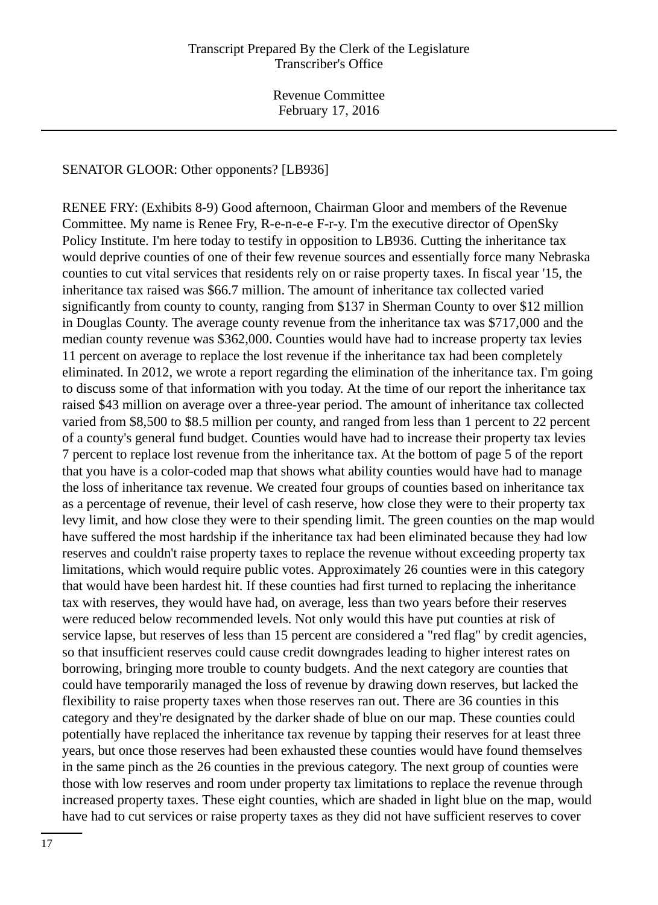SENATOR GLOOR: Other opponents? [LB936]

RENEE FRY: (Exhibits 8-9) Good afternoon, Chairman Gloor and members of the Revenue Committee. My name is Renee Fry, R-e-n-e-e F-r-y. I'm the executive director of OpenSky Policy Institute. I'm here today to testify in opposition to LB936. Cutting the inheritance tax would deprive counties of one of their few revenue sources and essentially force many Nebraska counties to cut vital services that residents rely on or raise property taxes. In fiscal year '15, the inheritance tax raised was $66.7 million. The amount of inheritance tax collected varied significantly from county to county, ranging from $137 in Sherman County to over $12 million in Douglas County. The average county revenue from the inheritance tax was $717,000 and the median county revenue was $362,000. Counties would have had to increase property tax levies 11 percent on average to replace the lost revenue if the inheritance tax had been completely eliminated. In 2012, we wrote a report regarding the elimination of the inheritance tax. I'm going to discuss some of that information with you today. At the time of our report the inheritance tax raised $43 million on average over a three-year period. The amount of inheritance tax collected varied from $8,500 to $8.5 million per county, and ranged from less than 1 percent to 22 percent of a county's general fund budget. Counties would have had to increase their property tax levies 7 percent to replace lost revenue from the inheritance tax. At the bottom of page 5 of the report that you have is a color-coded map that shows what ability counties would have had to manage the loss of inheritance tax revenue. We created four groups of counties based on inheritance tax as a percentage of revenue, their level of cash reserve, how close they were to their property tax levy limit, and how close they were to their spending limit. The green counties on the map would have suffered the most hardship if the inheritance tax had been eliminated because they had low reserves and couldn't raise property taxes to replace the revenue without exceeding property tax limitations, which would require public votes. Approximately 26 counties were in this category that would have been hardest hit. If these counties had first turned to replacing the inheritance tax with reserves, they would have had, on average, less than two years before their reserves were reduced below recommended levels. Not only would this have put counties at risk of service lapse, but reserves of less than 15 percent are considered a "red flag" by credit agencies, so that insufficient reserves could cause credit downgrades leading to higher interest rates on borrowing, bringing more trouble to county budgets. And the next category are counties that could have temporarily managed the loss of revenue by drawing down reserves, but lacked the flexibility to raise property taxes when those reserves ran out. There are 36 counties in this category and they're designated by the darker shade of blue on our map. These counties could potentially have replaced the inheritance tax revenue by tapping their reserves for at least three years, but once those reserves had been exhausted these counties would have found themselves in the same pinch as the 26 counties in the previous category. The next group of counties were those with low reserves and room under property tax limitations to replace the revenue through increased property taxes. These eight counties, which are shaded in light blue on the map, would have had to cut services or raise property taxes as they did not have sufficient reserves to cover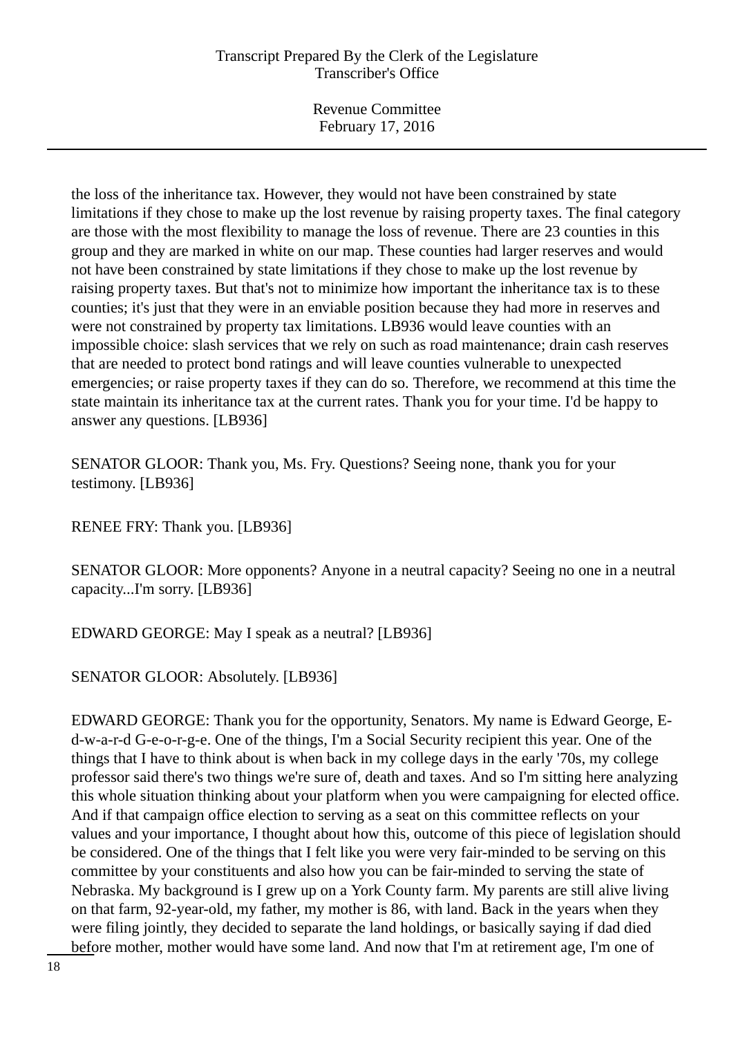the loss of the inheritance tax. However, they would not have been constrained by state limitations if they chose to make up the lost revenue by raising property taxes. The final category are those with the most flexibility to manage the loss of revenue. There are 23 counties in this group and they are marked in white on our map. These counties had larger reserves and would not have been constrained by state limitations if they chose to make up the lost revenue by raising property taxes. But that's not to minimize how important the inheritance tax is to these counties; it's just that they were in an enviable position because they had more in reserves and were not constrained by property tax limitations. LB936 would leave counties with an impossible choice: slash services that we rely on such as road maintenance; drain cash reserves that are needed to protect bond ratings and will leave counties vulnerable to unexpected emergencies; or raise property taxes if they can do so. Therefore, we recommend at this time the state maintain its inheritance tax at the current rates. Thank you for your time. I'd be happy to answer any questions. [LB936]

SENATOR GLOOR: Thank you, Ms. Fry. Questions? Seeing none, thank you for your testimony. [LB936]

RENEE FRY: Thank you. [LB936]

SENATOR GLOOR: More opponents? Anyone in a neutral capacity? Seeing no one in a neutral capacity...I'm sorry. [LB936]

EDWARD GEORGE: May I speak as a neutral? [LB936]

SENATOR GLOOR: Absolutely. [LB936]

EDWARD GEORGE: Thank you for the opportunity, Senators. My name is Edward George, E-d-w-a-r-d G-e-o-r-g-e. One of the things, I'm a Social Security recipient this year. One of the things that I have to think about is when back in my college days in the early '70s, my college professor said there's two things we're sure of, death and taxes. And so I'm sitting here analyzing this whole situation thinking about your platform when you were campaigning for elected office. And if that campaign office election to serving as a seat on this committee reflects on your values and your importance, I thought about how this, outcome of this piece of legislation should be considered. One of the things that I felt like you were very fair-minded to be serving on this committee by your constituents and also how you can be fair-minded to serving the state of Nebraska. My background is I grew up on a York County farm. My parents are still alive living on that farm, 92-year-old, my father, my mother is 86, with land. Back in the years when they were filing jointly, they decided to separate the land holdings, or basically saying if dad died before mother, mother would have some land. And now that I'm at retirement age, I'm one of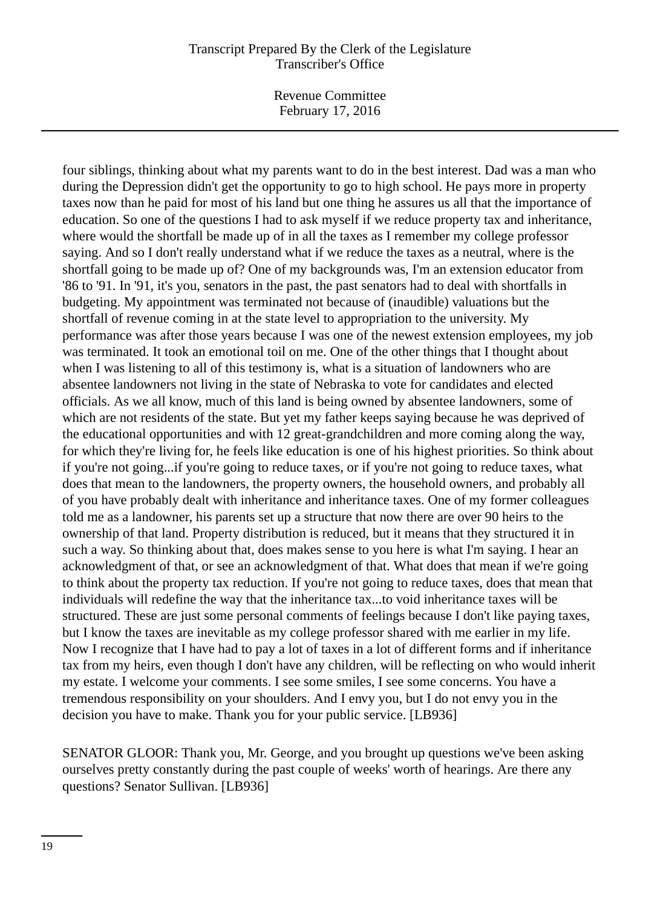four siblings, thinking about what my parents want to do in the best interest. Dad was a man who during the Depression didn't get the opportunity to go to high school. He pays more in property taxes now than he paid for most of his land but one thing he assures us all that the importance of education. So one of the questions I had to ask myself if we reduce property tax and inheritance, where would the shortfall be made up of in all the taxes as I remember my college professor saying. And so I don't really understand what if we reduce the taxes as a neutral, where is the shortfall going to be made up of? One of my backgrounds was, I'm an extension educator from '86 to '91. In '91, it's you, senators in the past, the past senators had to deal with shortfalls in budgeting. My appointment was terminated not because of (inaudible) valuations but the shortfall of revenue coming in at the state level to appropriation to the university. My performance was after those years because I was one of the newest extension employees, my job was terminated. It took an emotional toil on me. One of the other things that I thought about when I was listening to all of this testimony is, what is a situation of landowners who are absentee landowners not living in the state of Nebraska to vote for candidates and elected officials. As we all know, much of this land is being owned by absentee landowners, some of which are not residents of the state. But yet my father keeps saying because he was deprived of the educational opportunities and with 12 great-grandchildren and more coming along the way, for which they're living for, he feels like education is one of his highest priorities. So think about if you're not going...if you're going to reduce taxes, or if you're not going to reduce taxes, what does that mean to the landowners, the property owners, the household owners, and probably all of you have probably dealt with inheritance and inheritance taxes. One of my former colleagues told me as a landowner, his parents set up a structure that now there are over 90 heirs to the ownership of that land. Property distribution is reduced, but it means that they structured it in such a way. So thinking about that, does makes sense to you here is what I'm saying. I hear an acknowledgment of that, or see an acknowledgment of that. What does that mean if we're going to think about the property tax reduction. If you're not going to reduce taxes, does that mean that individuals will redefine the way that the inheritance tax...to void inheritance taxes will be structured. These are just some personal comments of feelings because I don't like paying taxes, but I know the taxes are inevitable as my college professor shared with me earlier in my life. Now I recognize that I have had to pay a lot of taxes in a lot of different forms and if inheritance tax from my heirs, even though I don't have any children, will be reflecting on who would inherit my estate. I welcome your comments. I see some smiles, I see some concerns. You have a tremendous responsibility on your shoulders. And I envy you, but I do not envy you in the decision you have to make. Thank you for your public service. [LB936]

SENATOR GLOOR: Thank you, Mr. George, and you brought up questions we've been asking ourselves pretty constantly during the past couple of weeks' worth of hearings. Are there any questions? Senator Sullivan. [LB936]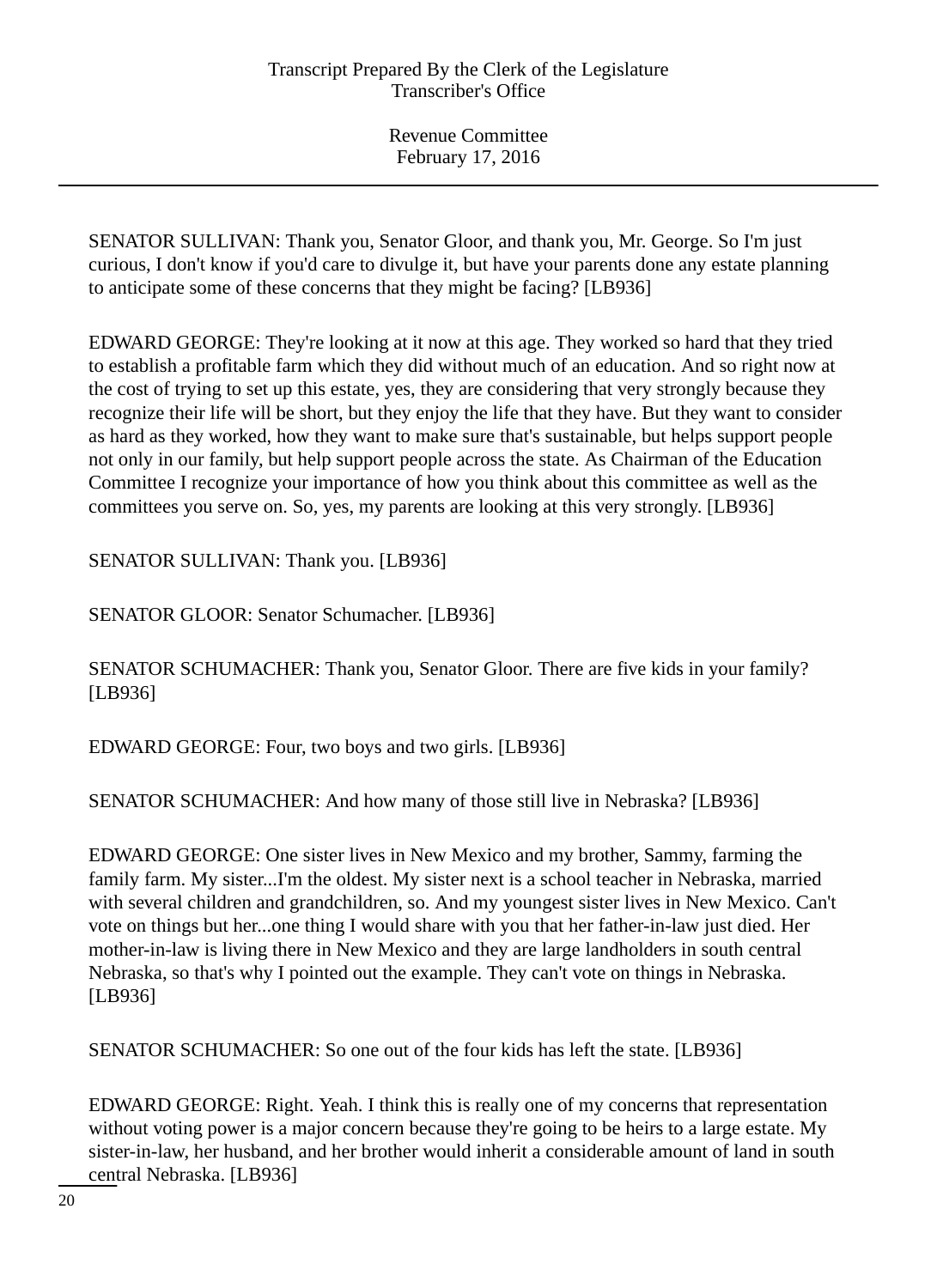SENATOR SULLIVAN: Thank you, Senator Gloor, and thank you, Mr. George. So I'm just curious, I don't know if you'd care to divulge it, but have your parents done any estate planning to anticipate some of these concerns that they might be facing? [LB936]

EDWARD GEORGE: They're looking at it now at this age. They worked so hard that they tried to establish a profitable farm which they did without much of an education. And so right now at the cost of trying to set up this estate, yes, they are considering that very strongly because they recognize their life will be short, but they enjoy the life that they have. But they want to consider as hard as they worked, how they want to make sure that's sustainable, but helps support people not only in our family, but help support people across the state. As Chairman of the Education Committee I recognize your importance of how you think about this committee as well as the committees you serve on. So, yes, my parents are looking at this very strongly. [LB936]

SENATOR SULLIVAN: Thank you. [LB936]

SENATOR GLOOR: Senator Schumacher. [LB936]

SENATOR SCHUMACHER: Thank you, Senator Gloor. There are five kids in your family? [LB936]

EDWARD GEORGE: Four, two boys and two girls. [LB936]

SENATOR SCHUMACHER: And how many of those still live in Nebraska? [LB936]

EDWARD GEORGE: One sister lives in New Mexico and my brother, Sammy, farming the family farm. My sister...I'm the oldest. My sister next is a school teacher in Nebraska, married with several children and grandchildren, so. And my youngest sister lives in New Mexico. Can't vote on things but her...one thing I would share with you that her father-in-law just died. Her mother-in-law is living there in New Mexico and they are large landholders in south central Nebraska, so that's why I pointed out the example. They can't vote on things in Nebraska. [LB936]

SENATOR SCHUMACHER: So one out of the four kids has left the state. [LB936]

EDWARD GEORGE: Right. Yeah. I think this is really one of my concerns that representation without voting power is a major concern because they're going to be heirs to a large estate. My sister-in-law, her husband, and her brother would inherit a considerable amount of land in south central Nebraska. [LB936]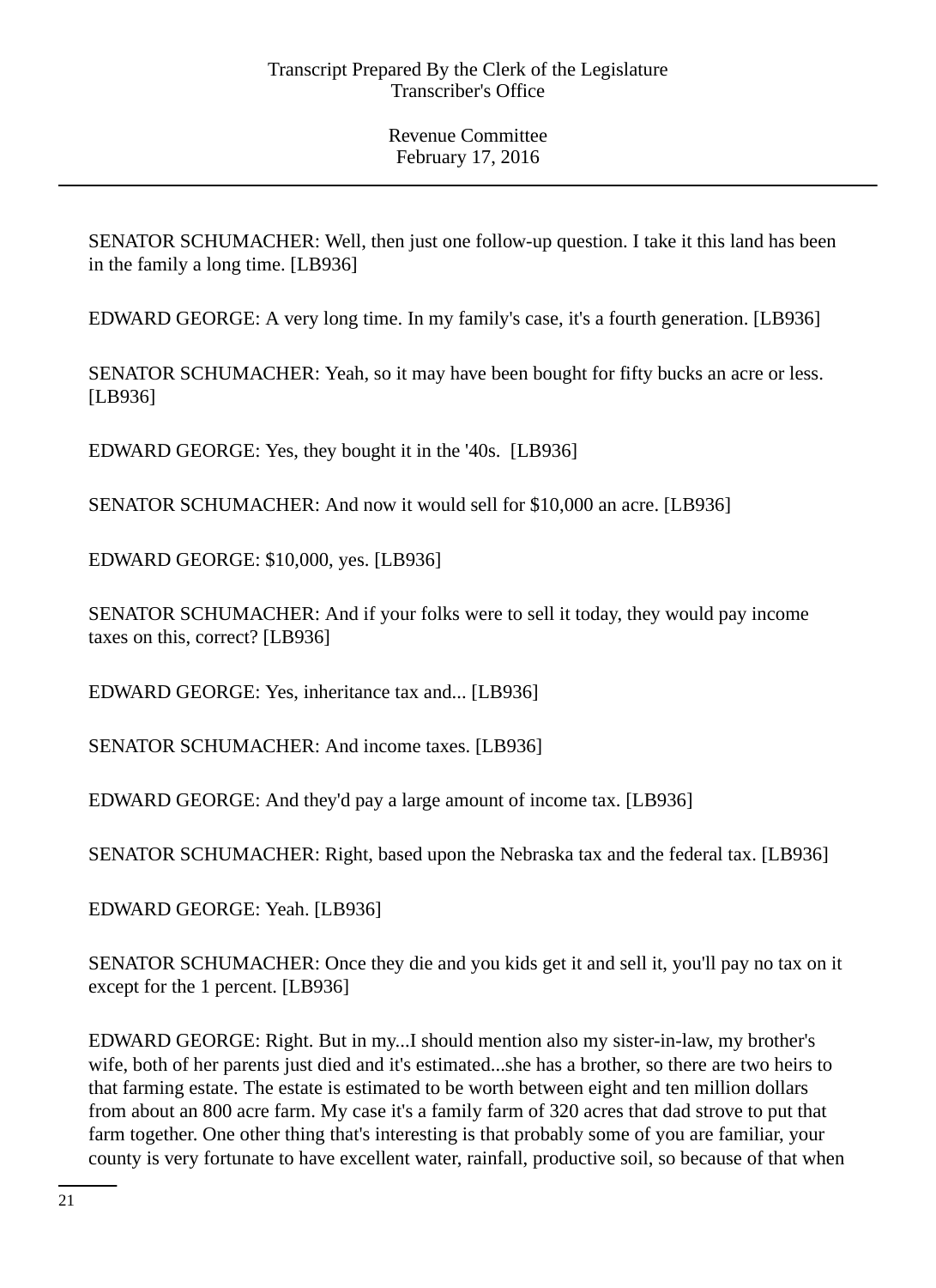SENATOR SCHUMACHER: Well, then just one follow-up question. I take it this land has been in the family a long time. [LB936]

EDWARD GEORGE: A very long time. In my family's case, it's a fourth generation. [LB936]

SENATOR SCHUMACHER: Yeah, so it may have been bought for fifty bucks an acre or less. [LB936]

EDWARD GEORGE: Yes, they bought it in the '40s. [LB936]

SENATOR SCHUMACHER: And now it would sell for $10,000 an acre. [LB936]

EDWARD GEORGE: $10,000, yes. [LB936]

SENATOR SCHUMACHER: And if your folks were to sell it today, they would pay income taxes on this, correct? [LB936]

EDWARD GEORGE: Yes, inheritance tax and... [LB936]

SENATOR SCHUMACHER: And income taxes. [LB936]

EDWARD GEORGE: And they'd pay a large amount of income tax. [LB936]

SENATOR SCHUMACHER: Right, based upon the Nebraska tax and the federal tax. [LB936]

EDWARD GEORGE: Yeah. [LB936]

SENATOR SCHUMACHER: Once they die and you kids get it and sell it, you'll pay no tax on it except for the 1 percent. [LB936]

EDWARD GEORGE: Right. But in my...I should mention also my sister-in-law, my brother's wife, both of her parents just died and it's estimated...she has a brother, so there are two heirs to that farming estate. The estate is estimated to be worth between eight and ten million dollars from about an 800 acre farm. My case it's a family farm of 320 acres that dad strove to put that farm together. One other thing that's interesting is that probably some of you are familiar, your county is very fortunate to have excellent water, rainfall, productive soil, so because of that when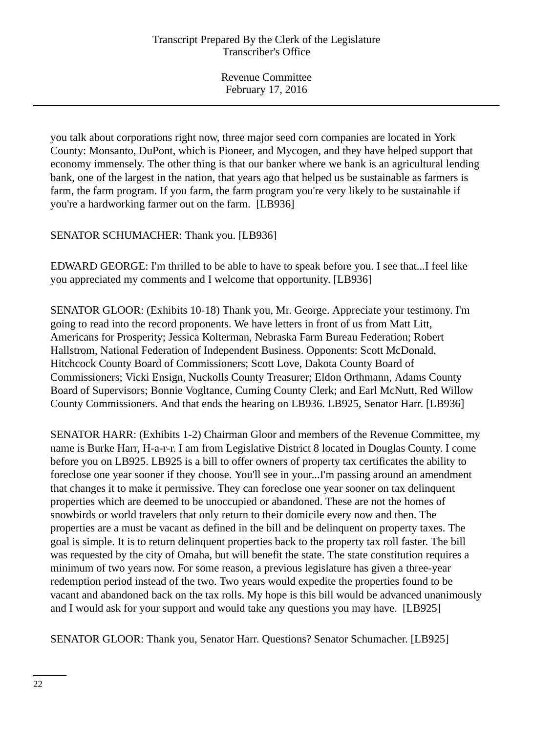you talk about corporations right now, three major seed corn companies are located in York County: Monsanto, DuPont, which is Pioneer, and Mycogen, and they have helped support that economy immensely. The other thing is that our banker where we bank is an agricultural lending bank, one of the largest in the nation, that years ago that helped us be sustainable as farmers is farm, the farm program. If you farm, the farm program you're very likely to be sustainable if you're a hardworking farmer out on the farm. [LB936]

SENATOR SCHUMACHER: Thank you. [LB936]

EDWARD GEORGE: I'm thrilled to be able to have to speak before you. I see that...I feel like you appreciated my comments and I welcome that opportunity. [LB936]

SENATOR GLOOR: (Exhibits 10-18) Thank you, Mr. George. Appreciate your testimony. I'm going to read into the record proponents. We have letters in front of us from Matt Litt, Americans for Prosperity; Jessica Kolterman, Nebraska Farm Bureau Federation; Robert Hallstrom, National Federation of Independent Business. Opponents: Scott McDonald, Hitchcock County Board of Commissioners; Scott Love, Dakota County Board of Commissioners; Vicki Ensign, Nuckolls County Treasurer; Eldon Orthmann, Adams County Board of Supervisors; Bonnie Vogltance, Cuming County Clerk; and Earl McNutt, Red Willow County Commissioners. And that ends the hearing on LB936. LB925, Senator Harr. [LB936]

SENATOR HARR: (Exhibits 1-2) Chairman Gloor and members of the Revenue Committee, my name is Burke Harr, H-a-r-r. I am from Legislative District 8 located in Douglas County. I come before you on LB925. LB925 is a bill to offer owners of property tax certificates the ability to foreclose one year sooner if they choose. You'll see in your...I'm passing around an amendment that changes it to make it permissive. They can foreclose one year sooner on tax delinquent properties which are deemed to be unoccupied or abandoned. These are not the homes of snowbirds or world travelers that only return to their domicile every now and then. The properties are a must be vacant as defined in the bill and be delinquent on property taxes. The goal is simple. It is to return delinquent properties back to the property tax roll faster. The bill was requested by the city of Omaha, but will benefit the state. The state constitution requires a minimum of two years now. For some reason, a previous legislature has given a three-year redemption period instead of the two. Two years would expedite the properties found to be vacant and abandoned back on the tax rolls. My hope is this bill would be advanced unanimously and I would ask for your support and would take any questions you may have. [LB925]

SENATOR GLOOR: Thank you, Senator Harr. Questions? Senator Schumacher. [LB925]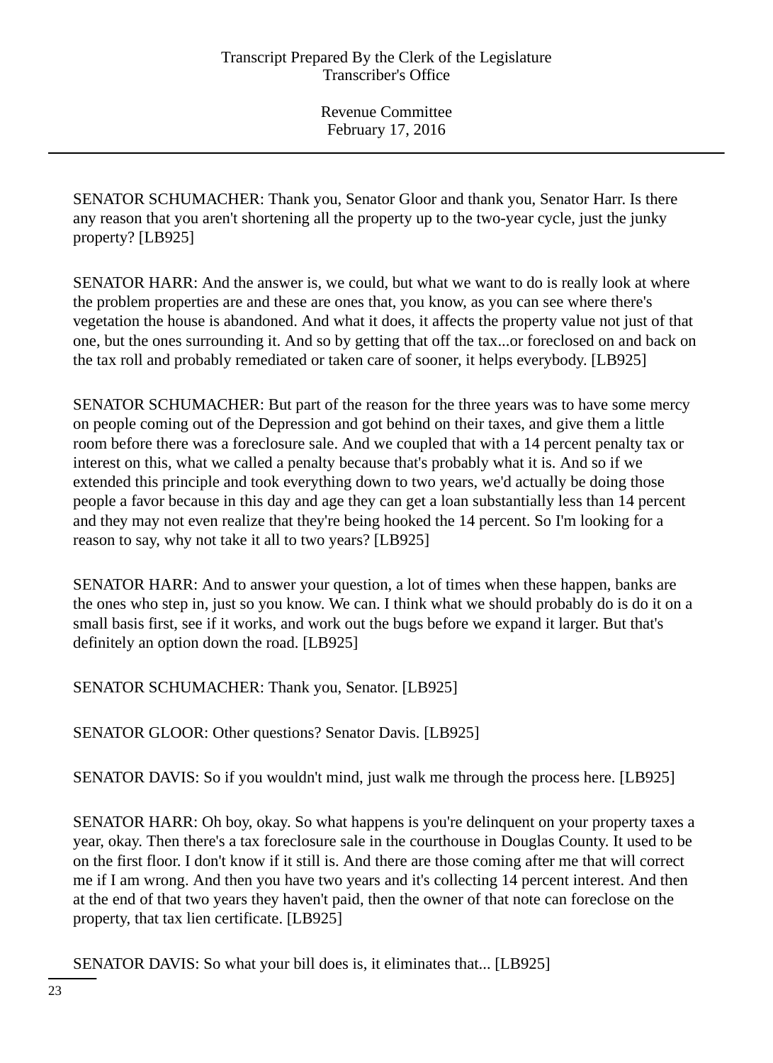SENATOR SCHUMACHER: Thank you, Senator Gloor and thank you, Senator Harr. Is there any reason that you aren't shortening all the property up to the two-year cycle, just the junky property? [LB925]

SENATOR HARR: And the answer is, we could, but what we want to do is really look at where the problem properties are and these are ones that, you know, as you can see where there's vegetation the house is abandoned. And what it does, it affects the property value not just of that one, but the ones surrounding it. And so by getting that off the tax...or foreclosed on and back on the tax roll and probably remediated or taken care of sooner, it helps everybody. [LB925]

SENATOR SCHUMACHER: But part of the reason for the three years was to have some mercy on people coming out of the Depression and got behind on their taxes, and give them a little room before there was a foreclosure sale. And we coupled that with a 14 percent penalty tax or interest on this, what we called a penalty because that's probably what it is. And so if we extended this principle and took everything down to two years, we'd actually be doing those people a favor because in this day and age they can get a loan substantially less than 14 percent and they may not even realize that they're being hooked the 14 percent. So I'm looking for a reason to say, why not take it all to two years? [LB925]

SENATOR HARR: And to answer your question, a lot of times when these happen, banks are the ones who step in, just so you know. We can. I think what we should probably do is do it on a small basis first, see if it works, and work out the bugs before we expand it larger. But that's definitely an option down the road. [LB925]

SENATOR SCHUMACHER: Thank you, Senator. [LB925]

SENATOR GLOOR: Other questions? Senator Davis. [LB925]

SENATOR DAVIS: So if you wouldn't mind, just walk me through the process here. [LB925]

SENATOR HARR: Oh boy, okay. So what happens is you're delinquent on your property taxes a year, okay. Then there's a tax foreclosure sale in the courthouse in Douglas County. It used to be on the first floor. I don't know if it still is. And there are those coming after me that will correct me if I am wrong. And then you have two years and it's collecting 14 percent interest. And then at the end of that two years they haven't paid, then the owner of that note can foreclose on the property, that tax lien certificate. [LB925]

SENATOR DAVIS: So what your bill does is, it eliminates that... [LB925]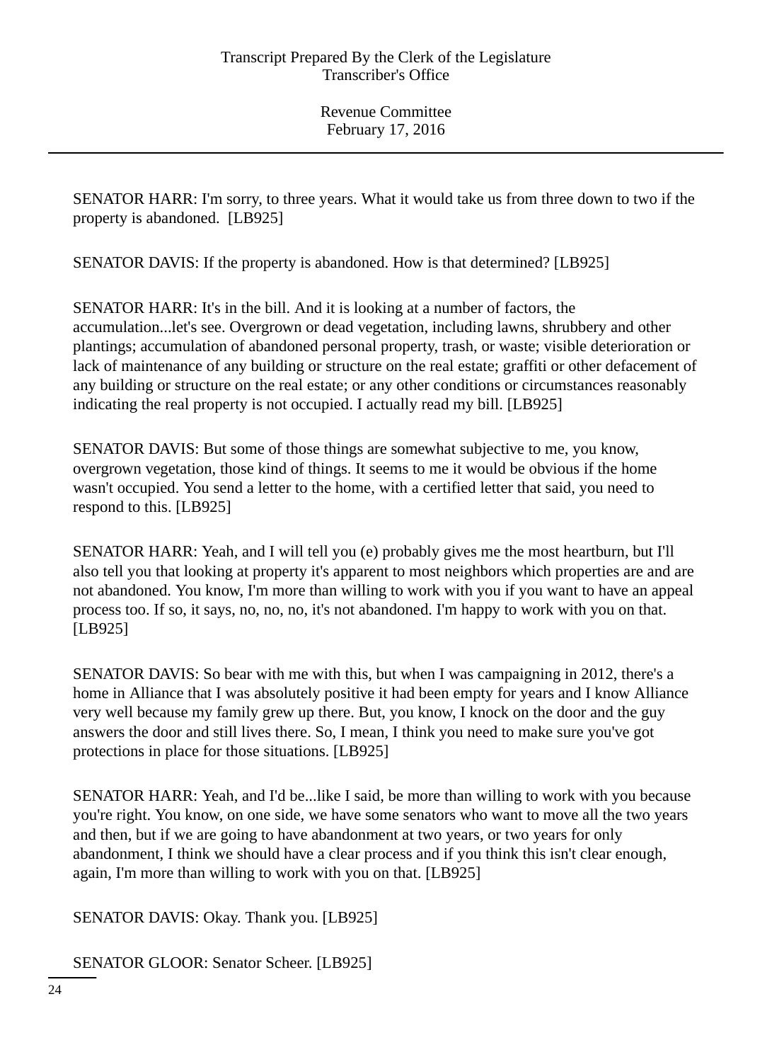SENATOR HARR: I'm sorry, to three years. What it would take us from three down to two if the property is abandoned. [LB925]

SENATOR DAVIS: If the property is abandoned. How is that determined? [LB925]

SENATOR HARR: It's in the bill. And it is looking at a number of factors, the accumulation...let's see. Overgrown or dead vegetation, including lawns, shrubbery and other plantings; accumulation of abandoned personal property, trash, or waste; visible deterioration or lack of maintenance of any building or structure on the real estate; graffiti or other defacement of any building or structure on the real estate; or any other conditions or circumstances reasonably indicating the real property is not occupied. I actually read my bill. [LB925]

SENATOR DAVIS: But some of those things are somewhat subjective to me, you know, overgrown vegetation, those kind of things. It seems to me it would be obvious if the home wasn't occupied. You send a letter to the home, with a certified letter that said, you need to respond to this. [LB925]

SENATOR HARR: Yeah, and I will tell you (e) probably gives me the most heartburn, but I'll also tell you that looking at property it's apparent to most neighbors which properties are and are not abandoned. You know, I'm more than willing to work with you if you want to have an appeal process too. If so, it says, no, no, no, it's not abandoned. I'm happy to work with you on that. [LB925]

SENATOR DAVIS: So bear with me with this, but when I was campaigning in 2012, there's a home in Alliance that I was absolutely positive it had been empty for years and I know Alliance very well because my family grew up there. But, you know, I knock on the door and the guy answers the door and still lives there. So, I mean, I think you need to make sure you've got protections in place for those situations. [LB925]

SENATOR HARR: Yeah, and I'd be...like I said, be more than willing to work with you because you're right. You know, on one side, we have some senators who want to move all the two years and then, but if we are going to have abandonment at two years, or two years for only abandonment, I think we should have a clear process and if you think this isn't clear enough, again, I'm more than willing to work with you on that. [LB925]

SENATOR DAVIS: Okay. Thank you. [LB925]

SENATOR GLOOR: Senator Scheer. [LB925]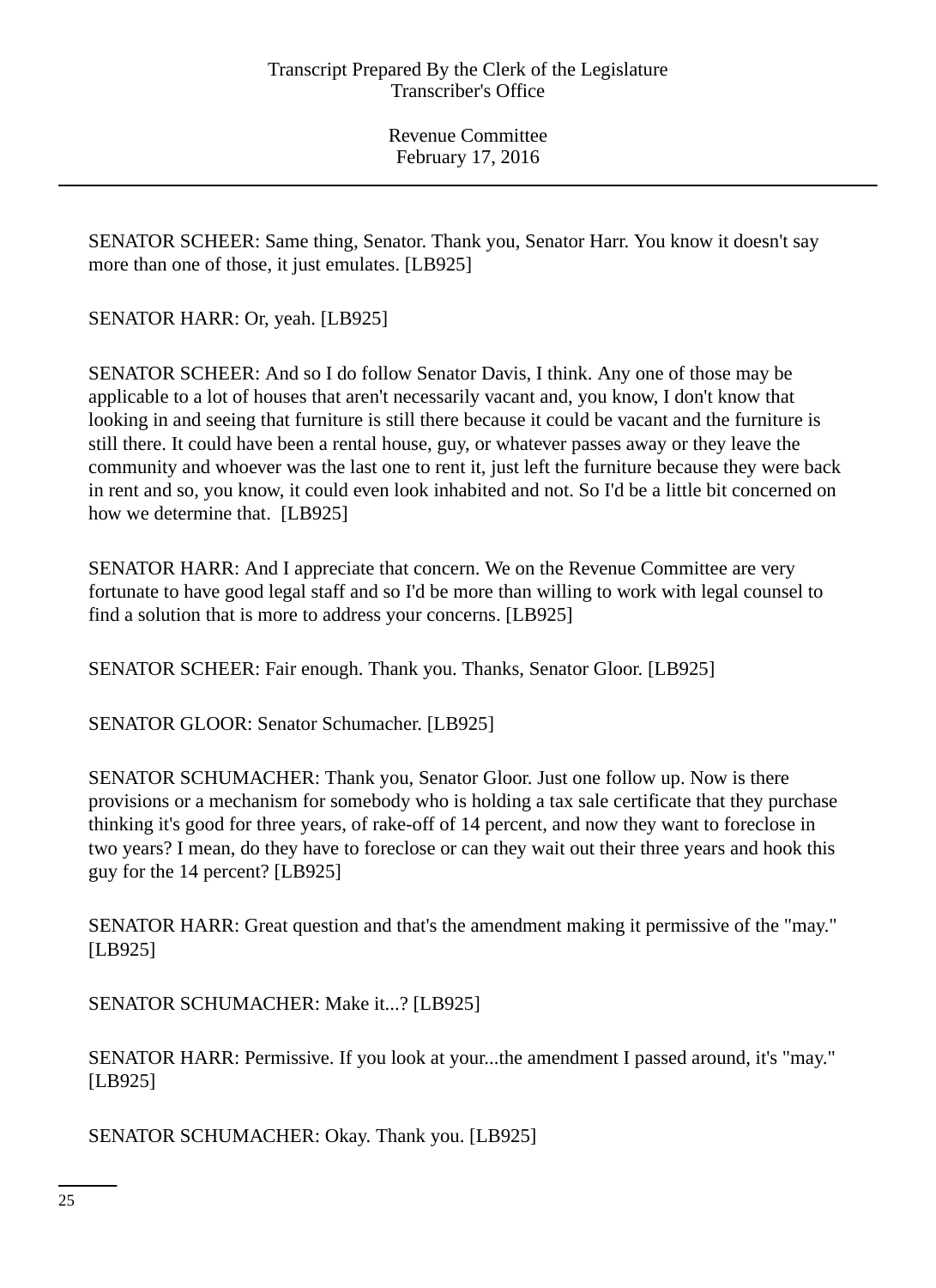SENATOR SCHEER: Same thing, Senator. Thank you, Senator Harr. You know it doesn't say more than one of those, it just emulates. [LB925]

SENATOR HARR: Or, yeah. [LB925]

SENATOR SCHEER: And so I do follow Senator Davis, I think. Any one of those may be applicable to a lot of houses that aren't necessarily vacant and, you know, I don't know that looking in and seeing that furniture is still there because it could be vacant and the furniture is still there. It could have been a rental house, guy, or whatever passes away or they leave the community and whoever was the last one to rent it, just left the furniture because they were back in rent and so, you know, it could even look inhabited and not. So I'd be a little bit concerned on how we determine that. [LB925]

SENATOR HARR: And I appreciate that concern. We on the Revenue Committee are very fortunate to have good legal staff and so I'd be more than willing to work with legal counsel to find a solution that is more to address your concerns. [LB925]

SENATOR SCHEER: Fair enough. Thank you. Thanks, Senator Gloor. [LB925]

SENATOR GLOOR: Senator Schumacher. [LB925]

SENATOR SCHUMACHER: Thank you, Senator Gloor. Just one follow up. Now is there provisions or a mechanism for somebody who is holding a tax sale certificate that they purchase thinking it's good for three years, of rake-off of 14 percent, and now they want to foreclose in two years? I mean, do they have to foreclose or can they wait out their three years and hook this guy for the 14 percent? [LB925]

SENATOR HARR: Great question and that's the amendment making it permissive of the "may." [LB925]

SENATOR SCHUMACHER: Make it...? [LB925]

SENATOR HARR: Permissive. If you look at your...the amendment I passed around, it's "may." [LB925]

SENATOR SCHUMACHER: Okay. Thank you. [LB925]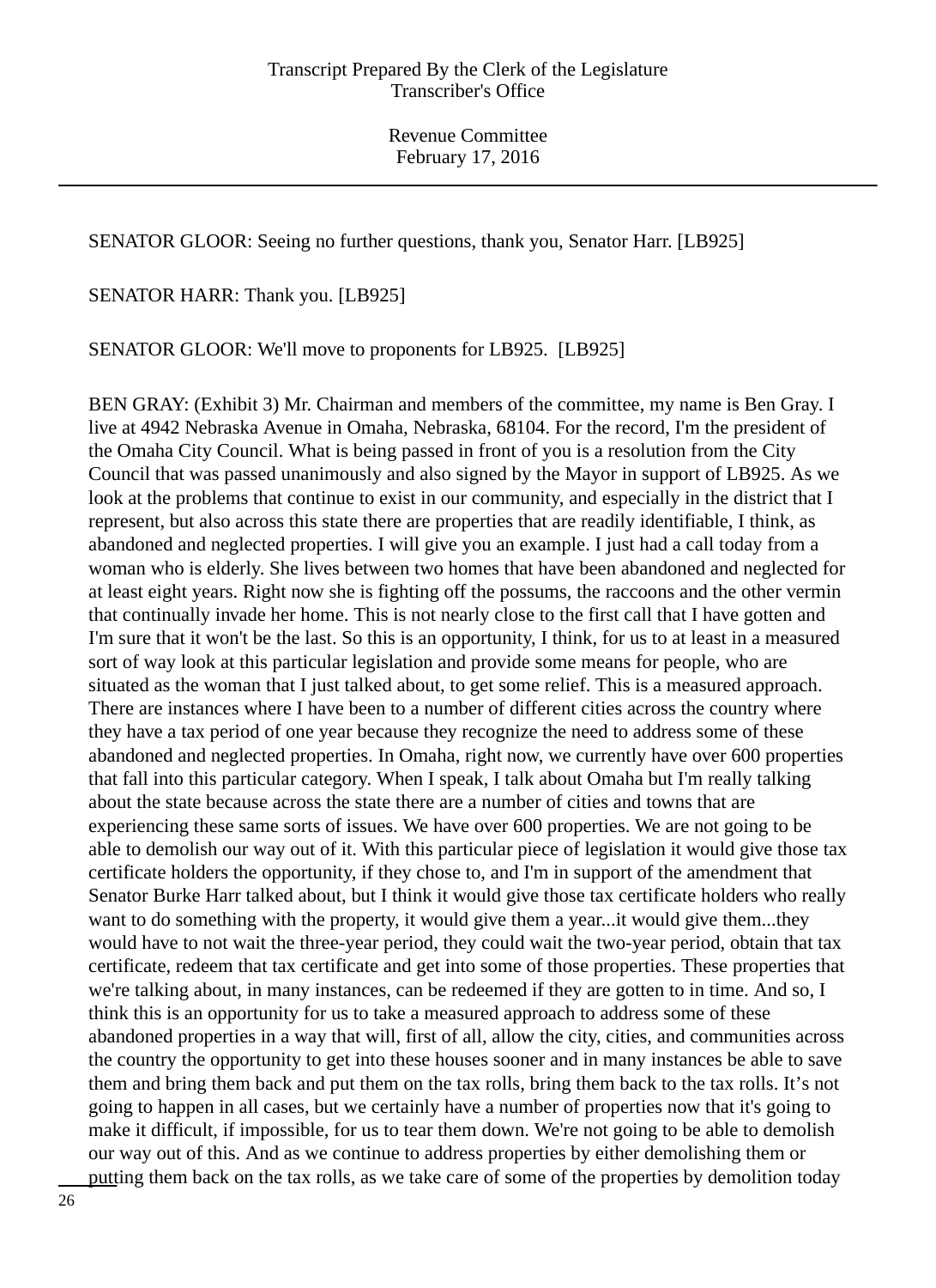SENATOR GLOOR: Seeing no further questions, thank you, Senator Harr. [LB925]

SENATOR HARR: Thank you. [LB925]

SENATOR GLOOR: We'll move to proponents for LB925. [LB925]

BEN GRAY: (Exhibit 3) Mr. Chairman and members of the committee, my name is Ben Gray. I live at 4942 Nebraska Avenue in Omaha, Nebraska, 68104. For the record, I'm the president of the Omaha City Council. What is being passed in front of you is a resolution from the City Council that was passed unanimously and also signed by the Mayor in support of LB925. As we look at the problems that continue to exist in our community, and especially in the district that I represent, but also across this state there are properties that are readily identifiable, I think, as abandoned and neglected properties. I will give you an example. I just had a call today from a woman who is elderly. She lives between two homes that have been abandoned and neglected for at least eight years. Right now she is fighting off the possums, the raccoons and the other vermin that continually invade her home. This is not nearly close to the first call that I have gotten and I'm sure that it won't be the last. So this is an opportunity, I think, for us to at least in a measured sort of way look at this particular legislation and provide some means for people, who are situated as the woman that I just talked about, to get some relief. This is a measured approach. There are instances where I have been to a number of different cities across the country where they have a tax period of one year because they recognize the need to address some of these abandoned and neglected properties. In Omaha, right now, we currently have over 600 properties that fall into this particular category. When I speak, I talk about Omaha but I'm really talking about the state because across the state there are a number of cities and towns that are experiencing these same sorts of issues. We have over 600 properties. We are not going to be able to demolish our way out of it. With this particular piece of legislation it would give those tax certificate holders the opportunity, if they chose to, and I'm in support of the amendment that Senator Burke Harr talked about, but I think it would give those tax certificate holders who really want to do something with the property, it would give them a year...it would give them...they would have to not wait the three-year period, they could wait the two-year period, obtain that tax certificate, redeem that tax certificate and get into some of those properties. These properties that we're talking about, in many instances, can be redeemed if they are gotten to in time. And so, I think this is an opportunity for us to take a measured approach to address some of these abandoned properties in a way that will, first of all, allow the city, cities, and communities across the country the opportunity to get into these houses sooner and in many instances be able to save them and bring them back and put them on the tax rolls, bring them back to the tax rolls. It's not going to happen in all cases, but we certainly have a number of properties now that it's going to make it difficult, if impossible, for us to tear them down. We're not going to be able to demolish our way out of this. And as we continue to address properties by either demolishing them or putting them back on the tax rolls, as we take care of some of the properties by demolition today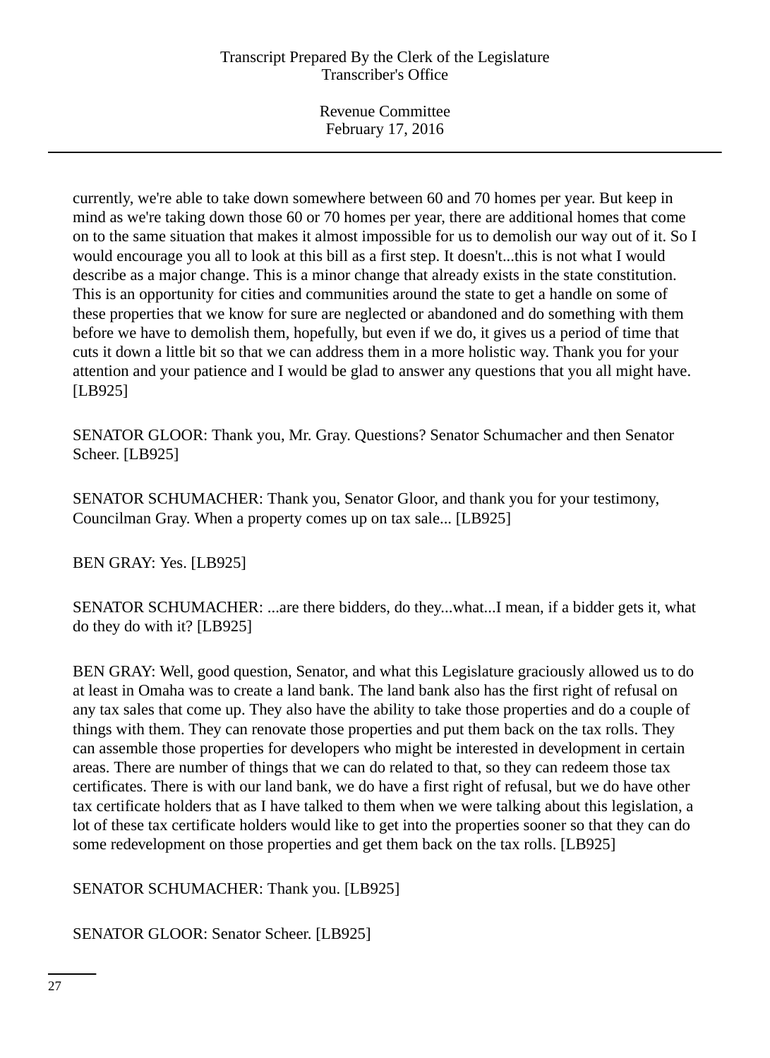currently, we're able to take down somewhere between 60 and 70 homes per year. But keep in mind as we're taking down those 60 or 70 homes per year, there are additional homes that come on to the same situation that makes it almost impossible for us to demolish our way out of it. So I would encourage you all to look at this bill as a first step. It doesn't...this is not what I would describe as a major change. This is a minor change that already exists in the state constitution. This is an opportunity for cities and communities around the state to get a handle on some of these properties that we know for sure are neglected or abandoned and do something with them before we have to demolish them, hopefully, but even if we do, it gives us a period of time that cuts it down a little bit so that we can address them in a more holistic way. Thank you for your attention and your patience and I would be glad to answer any questions that you all might have. [LB925]

SENATOR GLOOR: Thank you, Mr. Gray. Questions? Senator Schumacher and then Senator Scheer. [LB925]

SENATOR SCHUMACHER: Thank you, Senator Gloor, and thank you for your testimony, Councilman Gray. When a property comes up on tax sale... [LB925]

BEN GRAY: Yes. [LB925]

SENATOR SCHUMACHER: ...are there bidders, do they...what...I mean, if a bidder gets it, what do they do with it? [LB925]

BEN GRAY: Well, good question, Senator, and what this Legislature graciously allowed us to do at least in Omaha was to create a land bank. The land bank also has the first right of refusal on any tax sales that come up. They also have the ability to take those properties and do a couple of things with them. They can renovate those properties and put them back on the tax rolls. They can assemble those properties for developers who might be interested in development in certain areas. There are number of things that we can do related to that, so they can redeem those tax certificates. There is with our land bank, we do have a first right of refusal, but we do have other tax certificate holders that as I have talked to them when we were talking about this legislation, a lot of these tax certificate holders would like to get into the properties sooner so that they can do some redevelopment on those properties and get them back on the tax rolls. [LB925]

SENATOR SCHUMACHER: Thank you. [LB925]

SENATOR GLOOR: Senator Scheer. [LB925]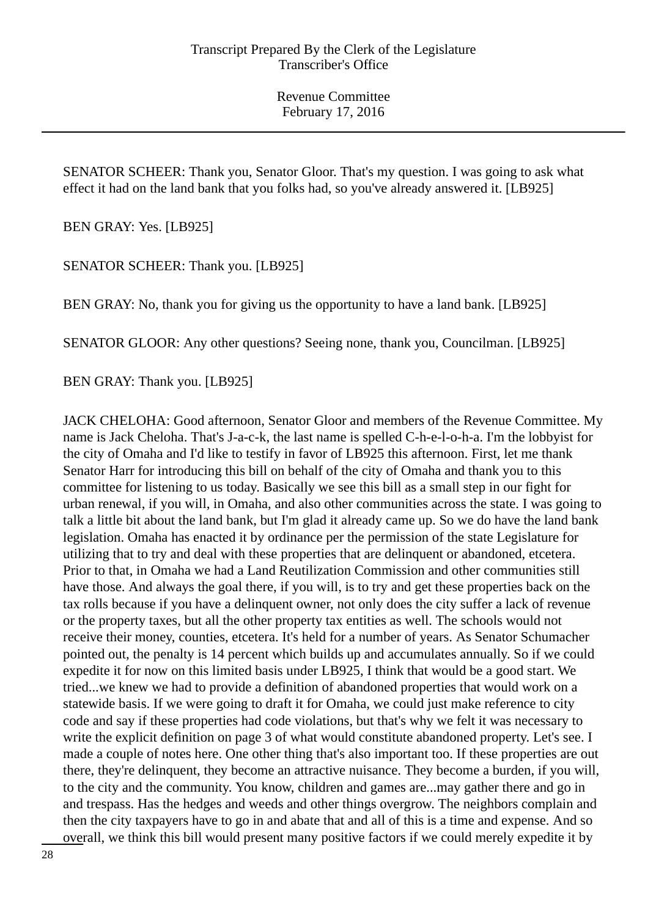SENATOR SCHEER: Thank you, Senator Gloor. That's my question. I was going to ask what effect it had on the land bank that you folks had, so you've already answered it. [LB925]

BEN GRAY: Yes. [LB925]

SENATOR SCHEER: Thank you. [LB925]

BEN GRAY: No, thank you for giving us the opportunity to have a land bank. [LB925]

SENATOR GLOOR: Any other questions? Seeing none, thank you, Councilman. [LB925]

BEN GRAY: Thank you. [LB925]

JACK CHELOHA: Good afternoon, Senator Gloor and members of the Revenue Committee. My name is Jack Cheloha. That's J-a-c-k, the last name is spelled C-h-e-l-o-h-a. I'm the lobbyist for the city of Omaha and I'd like to testify in favor of LB925 this afternoon. First, let me thank Senator Harr for introducing this bill on behalf of the city of Omaha and thank you to this committee for listening to us today. Basically we see this bill as a small step in our fight for urban renewal, if you will, in Omaha, and also other communities across the state. I was going to talk a little bit about the land bank, but I'm glad it already came up. So we do have the land bank legislation. Omaha has enacted it by ordinance per the permission of the state Legislature for utilizing that to try and deal with these properties that are delinquent or abandoned, etcetera. Prior to that, in Omaha we had a Land Reutilization Commission and other communities still have those. And always the goal there, if you will, is to try and get these properties back on the tax rolls because if you have a delinquent owner, not only does the city suffer a lack of revenue or the property taxes, but all the other property tax entities as well. The schools would not receive their money, counties, etcetera. It's held for a number of years. As Senator Schumacher pointed out, the penalty is 14 percent which builds up and accumulates annually. So if we could expedite it for now on this limited basis under LB925, I think that would be a good start. We tried...we knew we had to provide a definition of abandoned properties that would work on a statewide basis. If we were going to draft it for Omaha, we could just make reference to city code and say if these properties had code violations, but that's why we felt it was necessary to write the explicit definition on page 3 of what would constitute abandoned property. Let's see. I made a couple of notes here. One other thing that's also important too. If these properties are out there, they're delinquent, they become an attractive nuisance. They become a burden, if you will, to the city and the community. You know, children and games are...may gather there and go in and trespass. Has the hedges and weeds and other things overgrow. The neighbors complain and then the city taxpayers have to go in and abate that and all of this is a time and expense. And so overall, we think this bill would present many positive factors if we could merely expedite it by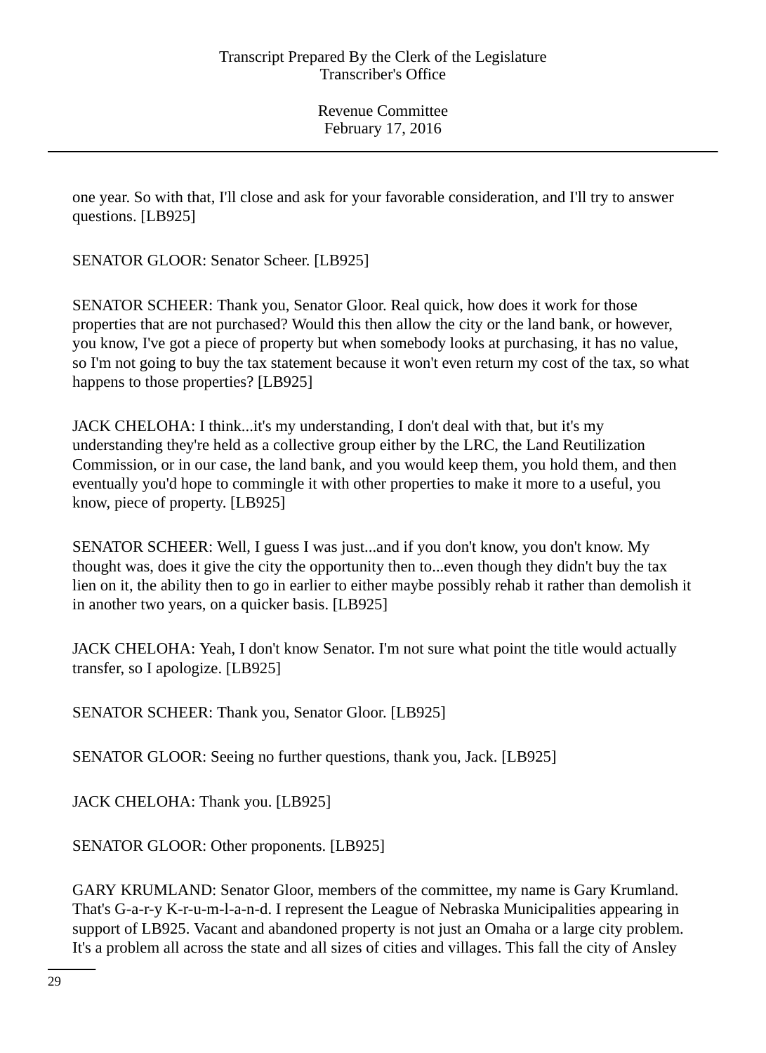one year. So with that, I'll close and ask for your favorable consideration, and I'll try to answer questions. [LB925]

SENATOR GLOOR: Senator Scheer. [LB925]

SENATOR SCHEER: Thank you, Senator Gloor. Real quick, how does it work for those properties that are not purchased? Would this then allow the city or the land bank, or however, you know, I've got a piece of property but when somebody looks at purchasing, it has no value, so I'm not going to buy the tax statement because it won't even return my cost of the tax, so what happens to those properties? [LB925]

JACK CHELOHA: I think...it's my understanding, I don't deal with that, but it's my understanding they're held as a collective group either by the LRC, the Land Reutilization Commission, or in our case, the land bank, and you would keep them, you hold them, and then eventually you'd hope to commingle it with other properties to make it more to a useful, you know, piece of property. [LB925]

SENATOR SCHEER: Well, I guess I was just...and if you don't know, you don't know. My thought was, does it give the city the opportunity then to...even though they didn't buy the tax lien on it, the ability then to go in earlier to either maybe possibly rehab it rather than demolish it in another two years, on a quicker basis. [LB925]

JACK CHELOHA: Yeah, I don't know Senator. I'm not sure what point the title would actually transfer, so I apologize. [LB925]

SENATOR SCHEER: Thank you, Senator Gloor. [LB925]

SENATOR GLOOR: Seeing no further questions, thank you, Jack. [LB925]

JACK CHELOHA: Thank you. [LB925]

SENATOR GLOOR: Other proponents. [LB925]

GARY KRUMLAND: Senator Gloor, members of the committee, my name is Gary Krumland. That's G-a-r-y K-r-u-m-l-a-n-d. I represent the League of Nebraska Municipalities appearing in support of LB925. Vacant and abandoned property is not just an Omaha or a large city problem. It's a problem all across the state and all sizes of cities and villages. This fall the city of Ansley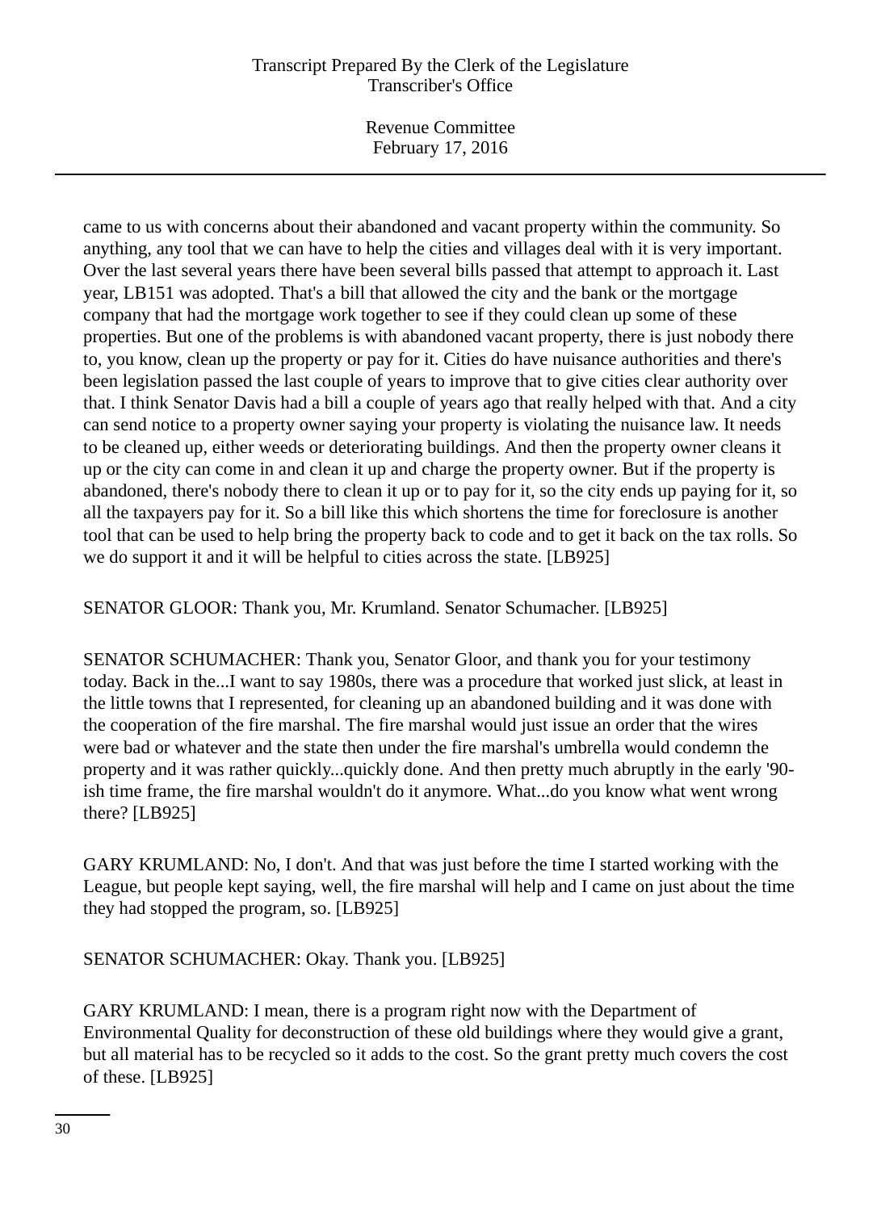came to us with concerns about their abandoned and vacant property within the community. So anything, any tool that we can have to help the cities and villages deal with it is very important. Over the last several years there have been several bills passed that attempt to approach it. Last year, LB151 was adopted. That's a bill that allowed the city and the bank or the mortgage company that had the mortgage work together to see if they could clean up some of these properties. But one of the problems is with abandoned vacant property, there is just nobody there to, you know, clean up the property or pay for it. Cities do have nuisance authorities and there's been legislation passed the last couple of years to improve that to give cities clear authority over that. I think Senator Davis had a bill a couple of years ago that really helped with that. And a city can send notice to a property owner saying your property is violating the nuisance law. It needs to be cleaned up, either weeds or deteriorating buildings. And then the property owner cleans it up or the city can come in and clean it up and charge the property owner. But if the property is abandoned, there's nobody there to clean it up or to pay for it, so the city ends up paying for it, so all the taxpayers pay for it. So a bill like this which shortens the time for foreclosure is another tool that can be used to help bring the property back to code and to get it back on the tax rolls. So we do support it and it will be helpful to cities across the state. [LB925]

SENATOR GLOOR: Thank you, Mr. Krumland. Senator Schumacher. [LB925]

SENATOR SCHUMACHER: Thank you, Senator Gloor, and thank you for your testimony today. Back in the...I want to say 1980s, there was a procedure that worked just slick, at least in the little towns that I represented, for cleaning up an abandoned building and it was done with the cooperation of the fire marshal. The fire marshal would just issue an order that the wires were bad or whatever and the state then under the fire marshal's umbrella would condemn the property and it was rather quickly...quickly done. And then pretty much abruptly in the early '90-ish time frame, the fire marshal wouldn't do it anymore. What...do you know what went wrong there? [LB925]

GARY KRUMLAND: No, I don't. And that was just before the time I started working with the League, but people kept saying, well, the fire marshal will help and I came on just about the time they had stopped the program, so. [LB925]

SENATOR SCHUMACHER: Okay. Thank you. [LB925]

GARY KRUMLAND: I mean, there is a program right now with the Department of Environmental Quality for deconstruction of these old buildings where they would give a grant, but all material has to be recycled so it adds to the cost. So the grant pretty much covers the cost of these. [LB925]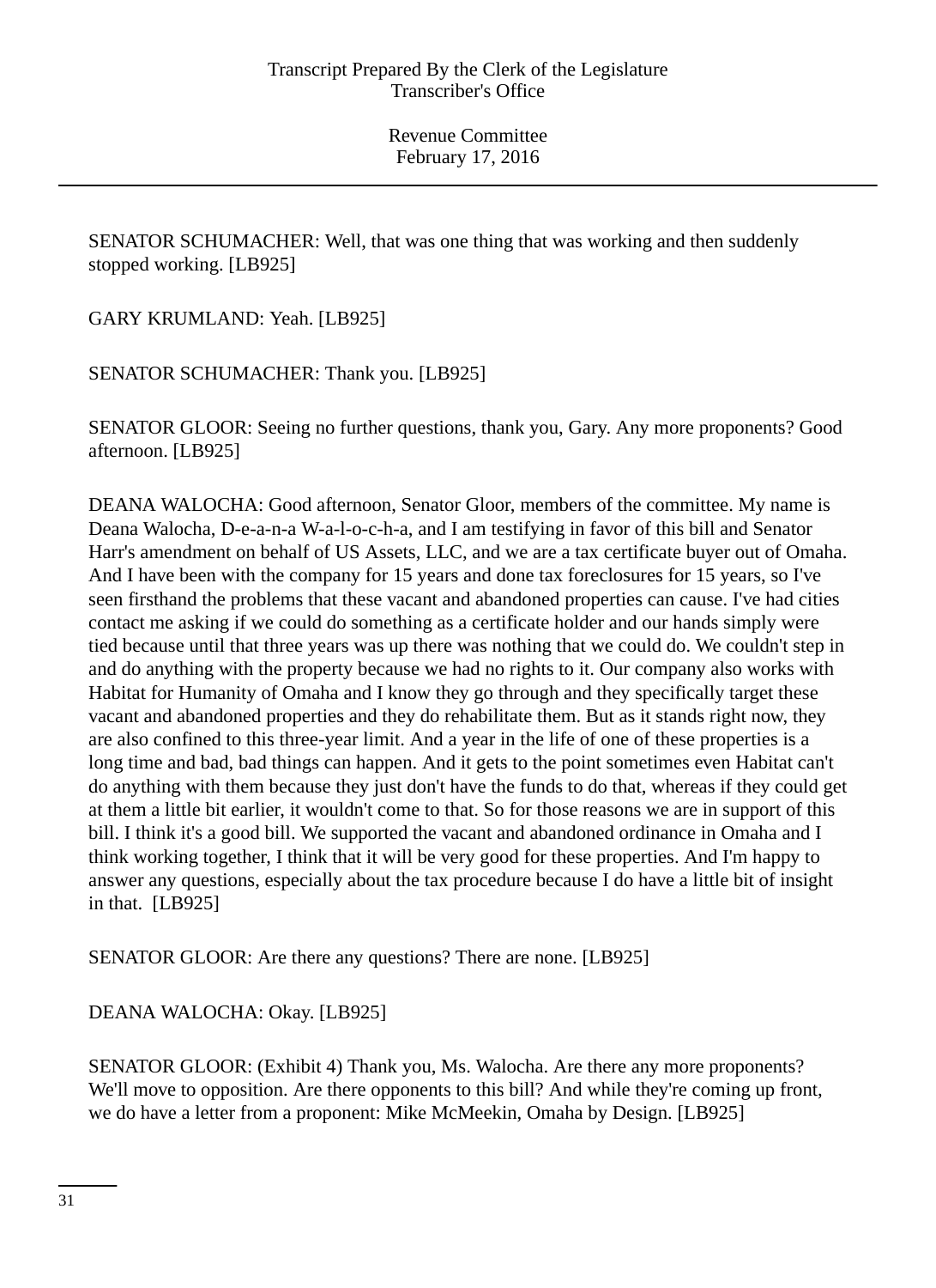SENATOR SCHUMACHER: Well, that was one thing that was working and then suddenly stopped working. [LB925]

GARY KRUMLAND: Yeah. [LB925]

SENATOR SCHUMACHER: Thank you. [LB925]

SENATOR GLOOR: Seeing no further questions, thank you, Gary. Any more proponents? Good afternoon. [LB925]

DEANA WALOCHA: Good afternoon, Senator Gloor, members of the committee. My name is Deana Walocha, D-e-a-n-a W-a-l-o-c-h-a, and I am testifying in favor of this bill and Senator Harr's amendment on behalf of US Assets, LLC, and we are a tax certificate buyer out of Omaha. And I have been with the company for 15 years and done tax foreclosures for 15 years, so I've seen firsthand the problems that these vacant and abandoned properties can cause. I've had cities contact me asking if we could do something as a certificate holder and our hands simply were tied because until that three years was up there was nothing that we could do. We couldn't step in and do anything with the property because we had no rights to it. Our company also works with Habitat for Humanity of Omaha and I know they go through and they specifically target these vacant and abandoned properties and they do rehabilitate them. But as it stands right now, they are also confined to this three-year limit. And a year in the life of one of these properties is a long time and bad, bad things can happen. And it gets to the point sometimes even Habitat can't do anything with them because they just don't have the funds to do that, whereas if they could get at them a little bit earlier, it wouldn't come to that. So for those reasons we are in support of this bill. I think it's a good bill. We supported the vacant and abandoned ordinance in Omaha and I think working together, I think that it will be very good for these properties. And I'm happy to answer any questions, especially about the tax procedure because I do have a little bit of insight in that. [LB925]

SENATOR GLOOR: Are there any questions? There are none. [LB925]

DEANA WALOCHA: Okay. [LB925]

SENATOR GLOOR: (Exhibit 4) Thank you, Ms. Walocha. Are there any more proponents? We'll move to opposition. Are there opponents to this bill? And while they're coming up front, we do have a letter from a proponent: Mike McMeekin, Omaha by Design. [LB925]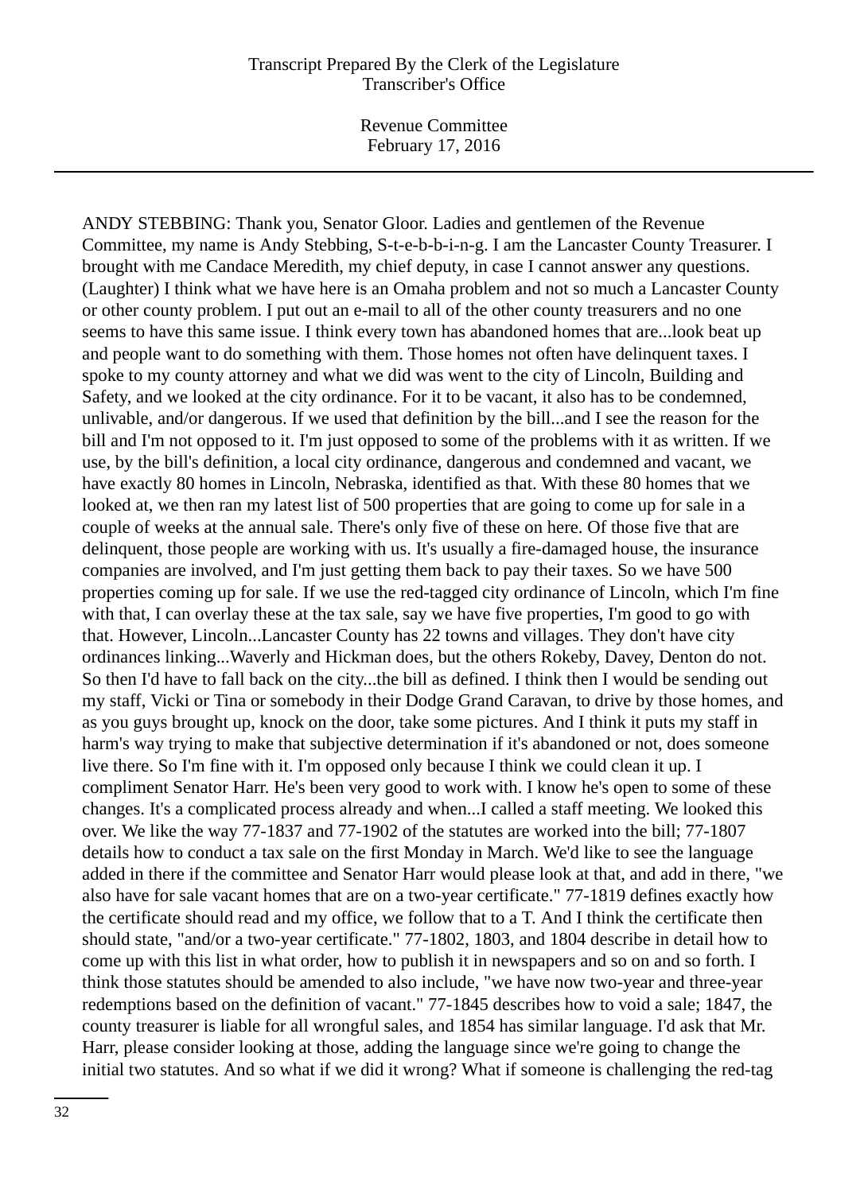ANDY STEBBING: Thank you, Senator Gloor. Ladies and gentlemen of the Revenue Committee, my name is Andy Stebbing, S-t-e-b-b-i-n-g. I am the Lancaster County Treasurer. I brought with me Candace Meredith, my chief deputy, in case I cannot answer any questions. (Laughter) I think what we have here is an Omaha problem and not so much a Lancaster County or other county problem. I put out an e-mail to all of the other county treasurers and no one seems to have this same issue. I think every town has abandoned homes that are...look beat up and people want to do something with them. Those homes not often have delinquent taxes. I spoke to my county attorney and what we did was went to the city of Lincoln, Building and Safety, and we looked at the city ordinance. For it to be vacant, it also has to be condemned, unlivable, and/or dangerous. If we used that definition by the bill...and I see the reason for the bill and I'm not opposed to it. I'm just opposed to some of the problems with it as written. If we use, by the bill's definition, a local city ordinance, dangerous and condemned and vacant, we have exactly 80 homes in Lincoln, Nebraska, identified as that. With these 80 homes that we looked at, we then ran my latest list of 500 properties that are going to come up for sale in a couple of weeks at the annual sale. There's only five of these on here. Of those five that are delinquent, those people are working with us. It's usually a fire-damaged house, the insurance companies are involved, and I'm just getting them back to pay their taxes. So we have 500 properties coming up for sale. If we use the red-tagged city ordinance of Lincoln, which I'm fine with that, I can overlay these at the tax sale, say we have five properties, I'm good to go with that. However, Lincoln...Lancaster County has 22 towns and villages. They don't have city ordinances linking...Waverly and Hickman does, but the others Rokeby, Davey, Denton do not. So then I'd have to fall back on the city...the bill as defined. I think then I would be sending out my staff, Vicki or Tina or somebody in their Dodge Grand Caravan, to drive by those homes, and as you guys brought up, knock on the door, take some pictures. And I think it puts my staff in harm's way trying to make that subjective determination if it's abandoned or not, does someone live there. So I'm fine with it. I'm opposed only because I think we could clean it up. I compliment Senator Harr. He's been very good to work with. I know he's open to some of these changes. It's a complicated process already and when...I called a staff meeting. We looked this over. We like the way 77-1837 and 77-1902 of the statutes are worked into the bill; 77-1807 details how to conduct a tax sale on the first Monday in March. We'd like to see the language added in there if the committee and Senator Harr would please look at that, and add in there, "we also have for sale vacant homes that are on a two-year certificate." 77-1819 defines exactly how the certificate should read and my office, we follow that to a T. And I think the certificate then should state, "and/or a two-year certificate." 77-1802, 1803, and 1804 describe in detail how to come up with this list in what order, how to publish it in newspapers and so on and so forth. I think those statutes should be amended to also include, "we have now two-year and three-year redemptions based on the definition of vacant." 77-1845 describes how to void a sale; 1847, the county treasurer is liable for all wrongful sales, and 1854 has similar language. I'd ask that Mr. Harr, please consider looking at those, adding the language since we're going to change the initial two statutes. And so what if we did it wrong? What if someone is challenging the red-tag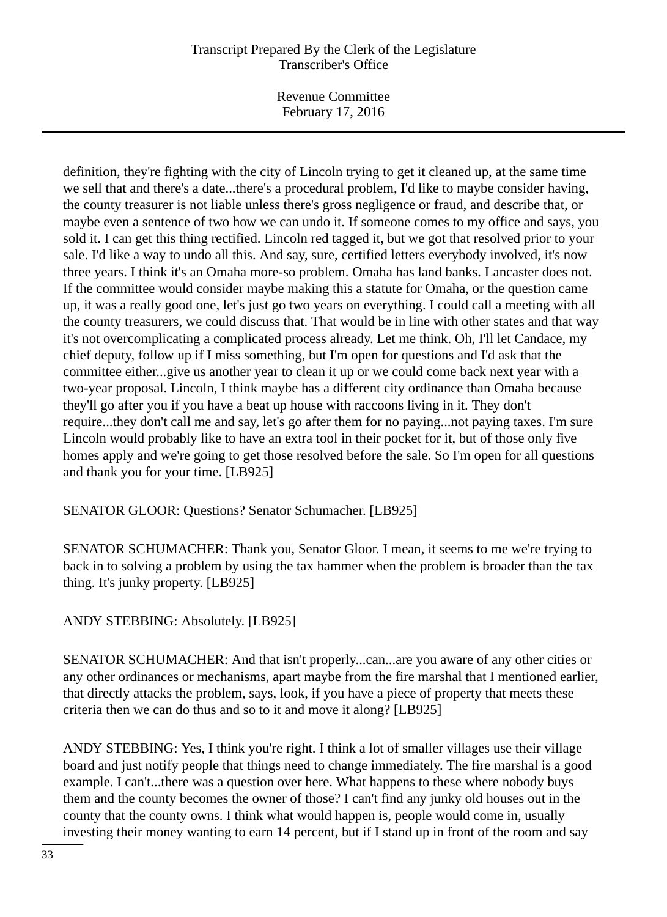definition, they're fighting with the city of Lincoln trying to get it cleaned up, at the same time we sell that and there's a date...there's a procedural problem, I'd like to maybe consider having, the county treasurer is not liable unless there's gross negligence or fraud, and describe that, or maybe even a sentence of two how we can undo it. If someone comes to my office and says, you sold it. I can get this thing rectified. Lincoln red tagged it, but we got that resolved prior to your sale. I'd like a way to undo all this. And say, sure, certified letters everybody involved, it's now three years. I think it's an Omaha more-so problem. Omaha has land banks. Lancaster does not. If the committee would consider maybe making this a statute for Omaha, or the question came up, it was a really good one, let's just go two years on everything. I could call a meeting with all the county treasurers, we could discuss that. That would be in line with other states and that way it's not overcomplicating a complicated process already. Let me think. Oh, I'll let Candace, my chief deputy, follow up if I miss something, but I'm open for questions and I'd ask that the committee either...give us another year to clean it up or we could come back next year with a two-year proposal. Lincoln, I think maybe has a different city ordinance than Omaha because they'll go after you if you have a beat up house with raccoons living in it. They don't require...they don't call me and say, let's go after them for no paying...not paying taxes. I'm sure Lincoln would probably like to have an extra tool in their pocket for it, but of those only five homes apply and we're going to get those resolved before the sale. So I'm open for all questions and thank you for your time. [LB925]

SENATOR GLOOR: Questions? Senator Schumacher. [LB925]

SENATOR SCHUMACHER: Thank you, Senator Gloor. I mean, it seems to me we're trying to back in to solving a problem by using the tax hammer when the problem is broader than the tax thing. It's junky property. [LB925]

ANDY STEBBING: Absolutely. [LB925]

SENATOR SCHUMACHER: And that isn't properly...can...are you aware of any other cities or any other ordinances or mechanisms, apart maybe from the fire marshal that I mentioned earlier, that directly attacks the problem, says, look, if you have a piece of property that meets these criteria then we can do thus and so to it and move it along? [LB925]

ANDY STEBBING: Yes, I think you're right. I think a lot of smaller villages use their village board and just notify people that things need to change immediately. The fire marshal is a good example. I can't...there was a question over here. What happens to these where nobody buys them and the county becomes the owner of those? I can't find any junky old houses out in the county that the county owns. I think what would happen is, people would come in, usually investing their money wanting to earn 14 percent, but if I stand up in front of the room and say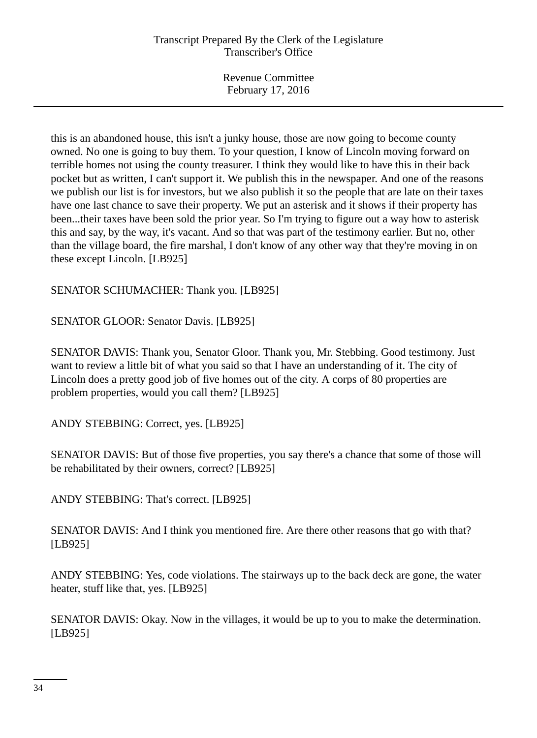this is an abandoned house, this isn't a junky house, those are now going to become county owned. No one is going to buy them. To your question, I know of Lincoln moving forward on terrible homes not using the county treasurer. I think they would like to have this in their back pocket but as written, I can't support it. We publish this in the newspaper. And one of the reasons we publish our list is for investors, but we also publish it so the people that are late on their taxes have one last chance to save their property. We put an asterisk and it shows if their property has been...their taxes have been sold the prior year. So I'm trying to figure out a way how to asterisk this and say, by the way, it's vacant. And so that was part of the testimony earlier. But no, other than the village board, the fire marshal, I don't know of any other way that they're moving in on these except Lincoln. [LB925]

SENATOR SCHUMACHER: Thank you. [LB925]

SENATOR GLOOR: Senator Davis. [LB925]

SENATOR DAVIS: Thank you, Senator Gloor. Thank you, Mr. Stebbing. Good testimony. Just want to review a little bit of what you said so that I have an understanding of it. The city of Lincoln does a pretty good job of five homes out of the city. A corps of 80 properties are problem properties, would you call them? [LB925]

ANDY STEBBING: Correct, yes. [LB925]

SENATOR DAVIS: But of those five properties, you say there's a chance that some of those will be rehabilitated by their owners, correct? [LB925]

ANDY STEBBING: That's correct. [LB925]

SENATOR DAVIS: And I think you mentioned fire. Are there other reasons that go with that? [LB925]

ANDY STEBBING: Yes, code violations. The stairways up to the back deck are gone, the water heater, stuff like that, yes. [LB925]

SENATOR DAVIS: Okay. Now in the villages, it would be up to you to make the determination. [LB925]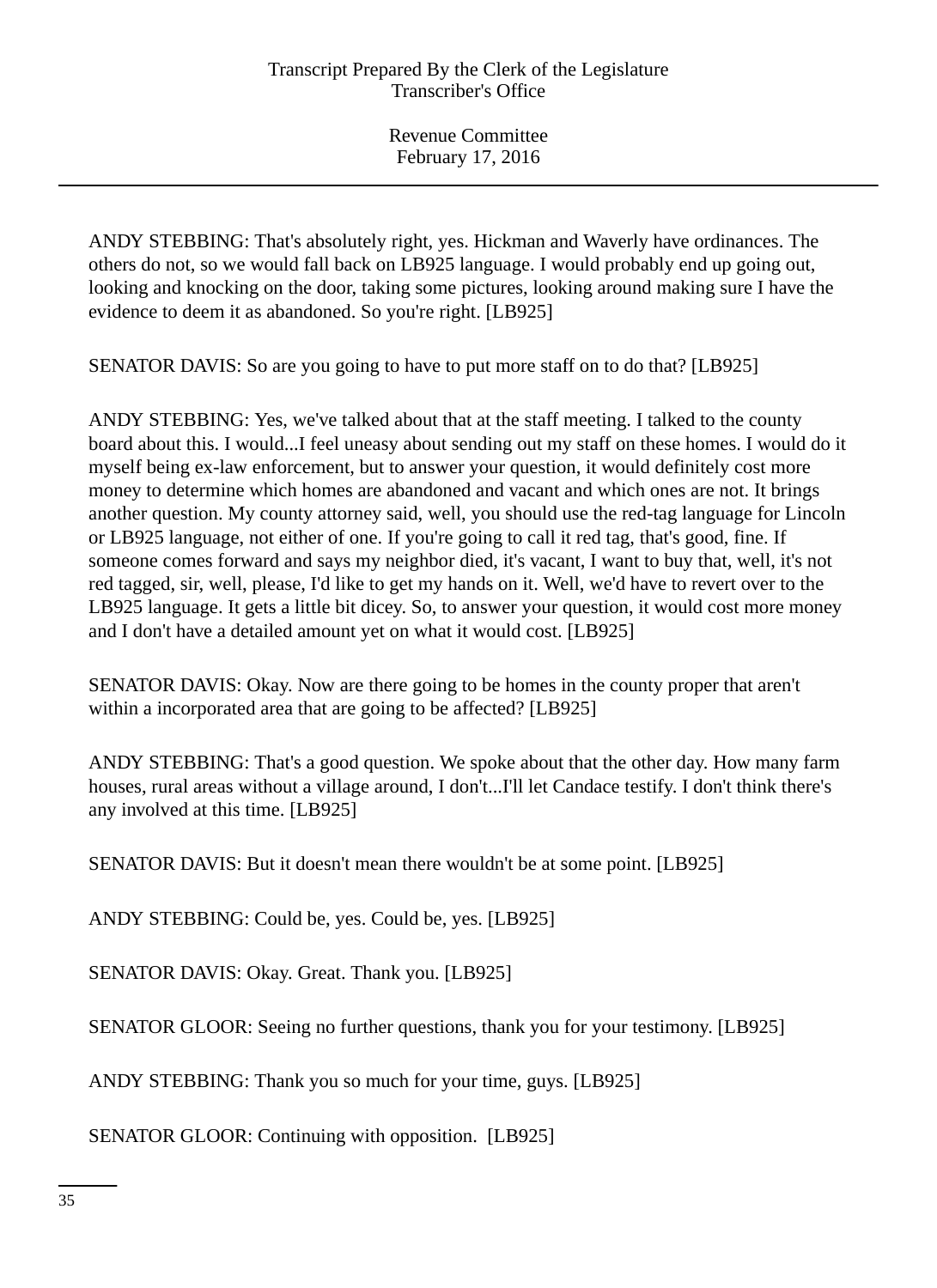ANDY STEBBING: That's absolutely right, yes. Hickman and Waverly have ordinances. The others do not, so we would fall back on LB925 language. I would probably end up going out, looking and knocking on the door, taking some pictures, looking around making sure I have the evidence to deem it as abandoned. So you're right. [LB925]

SENATOR DAVIS: So are you going to have to put more staff on to do that? [LB925]

ANDY STEBBING: Yes, we've talked about that at the staff meeting. I talked to the county board about this. I would...I feel uneasy about sending out my staff on these homes. I would do it myself being ex-law enforcement, but to answer your question, it would definitely cost more money to determine which homes are abandoned and vacant and which ones are not. It brings another question. My county attorney said, well, you should use the red-tag language for Lincoln or LB925 language, not either of one. If you're going to call it red tag, that's good, fine. If someone comes forward and says my neighbor died, it's vacant, I want to buy that, well, it's not red tagged, sir, well, please, I'd like to get my hands on it. Well, we'd have to revert over to the LB925 language. It gets a little bit dicey. So, to answer your question, it would cost more money and I don't have a detailed amount yet on what it would cost. [LB925]

SENATOR DAVIS: Okay. Now are there going to be homes in the county proper that aren't within a incorporated area that are going to be affected? [LB925]

ANDY STEBBING: That's a good question. We spoke about that the other day. How many farm houses, rural areas without a village around, I don't...I'll let Candace testify. I don't think there's any involved at this time. [LB925]

SENATOR DAVIS: But it doesn't mean there wouldn't be at some point. [LB925]

ANDY STEBBING: Could be, yes. Could be, yes. [LB925]

SENATOR DAVIS: Okay. Great. Thank you. [LB925]

SENATOR GLOOR: Seeing no further questions, thank you for your testimony. [LB925]

ANDY STEBBING: Thank you so much for your time, guys. [LB925]

SENATOR GLOOR: Continuing with opposition. [LB925]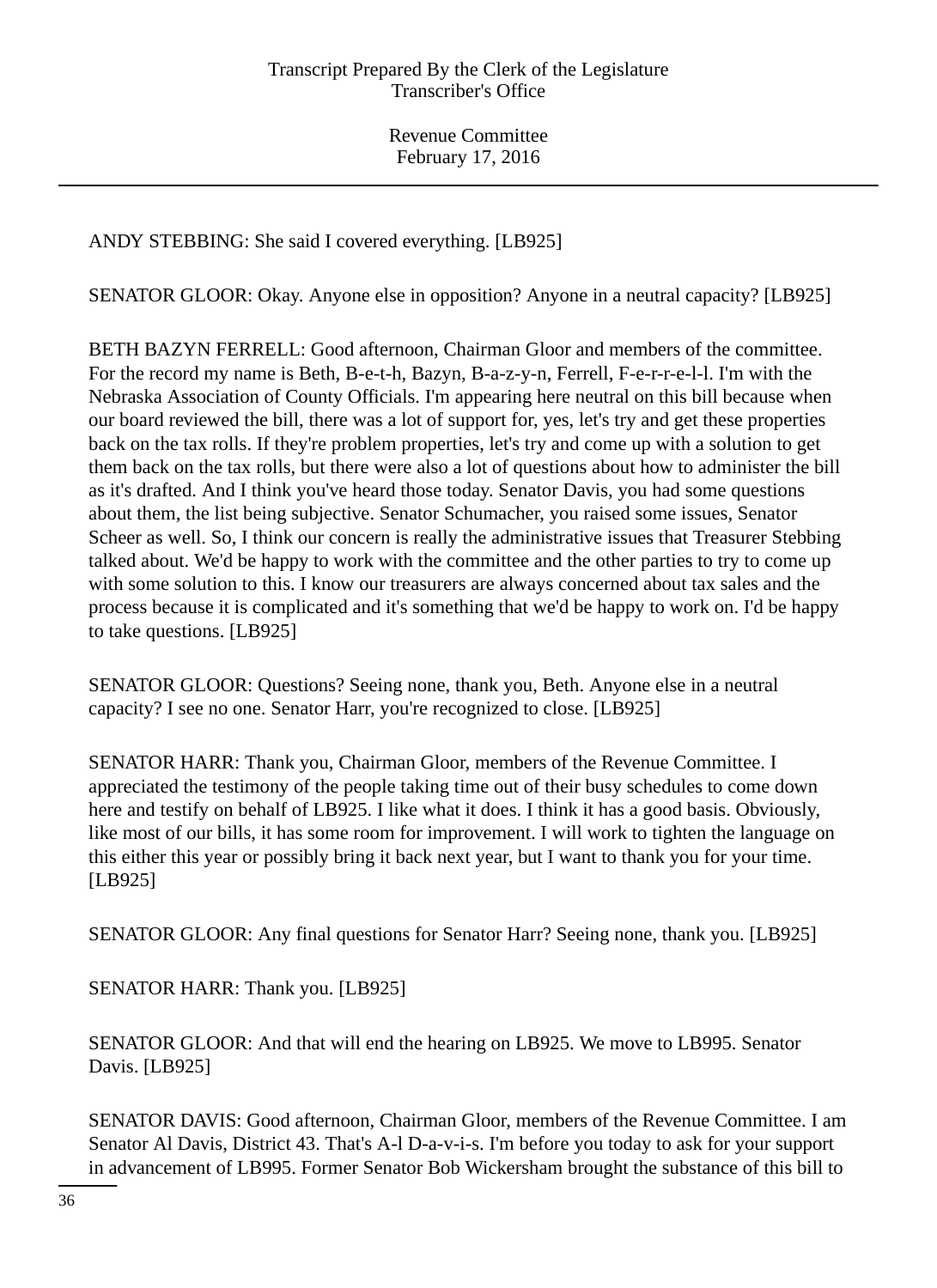ANDY STEBBING: She said I covered everything. [LB925]

SENATOR GLOOR: Okay. Anyone else in opposition? Anyone in a neutral capacity? [LB925]

BETH BAZYN FERRELL: Good afternoon, Chairman Gloor and members of the committee. For the record my name is Beth, B-e-t-h, Bazyn, B-a-z-y-n, Ferrell, F-e-r-r-e-l-l. I'm with the Nebraska Association of County Officials. I'm appearing here neutral on this bill because when our board reviewed the bill, there was a lot of support for, yes, let's try and get these properties back on the tax rolls. If they're problem properties, let's try and come up with a solution to get them back on the tax rolls, but there were also a lot of questions about how to administer the bill as it's drafted. And I think you've heard those today. Senator Davis, you had some questions about them, the list being subjective. Senator Schumacher, you raised some issues, Senator Scheer as well. So, I think our concern is really the administrative issues that Treasurer Stebbing talked about. We'd be happy to work with the committee and the other parties to try to come up with some solution to this. I know our treasurers are always concerned about tax sales and the process because it is complicated and it's something that we'd be happy to work on. I'd be happy to take questions. [LB925]

SENATOR GLOOR: Questions? Seeing none, thank you, Beth. Anyone else in a neutral capacity? I see no one. Senator Harr, you're recognized to close. [LB925]

SENATOR HARR: Thank you, Chairman Gloor, members of the Revenue Committee. I appreciated the testimony of the people taking time out of their busy schedules to come down here and testify on behalf of LB925. I like what it does. I think it has a good basis. Obviously, like most of our bills, it has some room for improvement. I will work to tighten the language on this either this year or possibly bring it back next year, but I want to thank you for your time. [LB925]

SENATOR GLOOR: Any final questions for Senator Harr? Seeing none, thank you. [LB925]

SENATOR HARR: Thank you. [LB925]

SENATOR GLOOR: And that will end the hearing on LB925. We move to LB995. Senator Davis. [LB925]

SENATOR DAVIS: Good afternoon, Chairman Gloor, members of the Revenue Committee. I am Senator Al Davis, District 43. That's A-l D-a-v-i-s. I'm before you today to ask for your support in advancement of LB995. Former Senator Bob Wickersham brought the substance of this bill to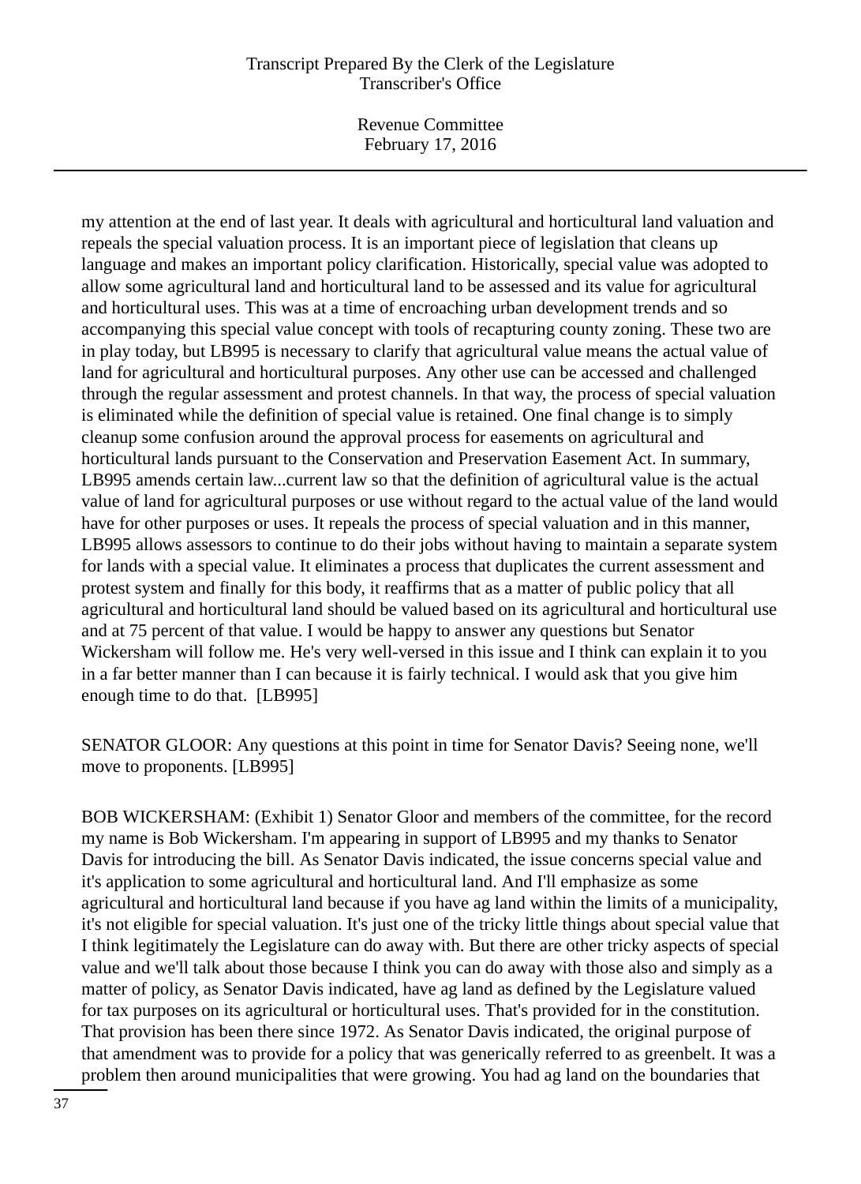my attention at the end of last year. It deals with agricultural and horticultural land valuation and repeals the special valuation process. It is an important piece of legislation that cleans up language and makes an important policy clarification. Historically, special value was adopted to allow some agricultural land and horticultural land to be assessed and its value for agricultural and horticultural uses. This was at a time of encroaching urban development trends and so accompanying this special value concept with tools of recapturing county zoning. These two are in play today, but LB995 is necessary to clarify that agricultural value means the actual value of land for agricultural and horticultural purposes. Any other use can be accessed and challenged through the regular assessment and protest channels. In that way, the process of special valuation is eliminated while the definition of special value is retained. One final change is to simply cleanup some confusion around the approval process for easements on agricultural and horticultural lands pursuant to the Conservation and Preservation Easement Act. In summary, LB995 amends certain law...current law so that the definition of agricultural value is the actual value of land for agricultural purposes or use without regard to the actual value of the land would have for other purposes or uses. It repeals the process of special valuation and in this manner, LB995 allows assessors to continue to do their jobs without having to maintain a separate system for lands with a special value. It eliminates a process that duplicates the current assessment and protest system and finally for this body, it reaffirms that as a matter of public policy that all agricultural and horticultural land should be valued based on its agricultural and horticultural use and at 75 percent of that value. I would be happy to answer any questions but Senator Wickersham will follow me. He's very well-versed in this issue and I think can explain it to you in a far better manner than I can because it is fairly technical. I would ask that you give him enough time to do that. [LB995]

SENATOR GLOOR: Any questions at this point in time for Senator Davis? Seeing none, we'll move to proponents. [LB995]

BOB WICKERSHAM: (Exhibit 1) Senator Gloor and members of the committee, for the record my name is Bob Wickersham. I'm appearing in support of LB995 and my thanks to Senator Davis for introducing the bill. As Senator Davis indicated, the issue concerns special value and it's application to some agricultural and horticultural land. And I'll emphasize as some agricultural and horticultural land because if you have ag land within the limits of a municipality, it's not eligible for special valuation. It's just one of the tricky little things about special value that I think legitimately the Legislature can do away with. But there are other tricky aspects of special value and we'll talk about those because I think you can do away with those also and simply as a matter of policy, as Senator Davis indicated, have ag land as defined by the Legislature valued for tax purposes on its agricultural or horticultural uses. That's provided for in the constitution. That provision has been there since 1972. As Senator Davis indicated, the original purpose of that amendment was to provide for a policy that was generically referred to as greenbelt. It was a problem then around municipalities that were growing. You had ag land on the boundaries that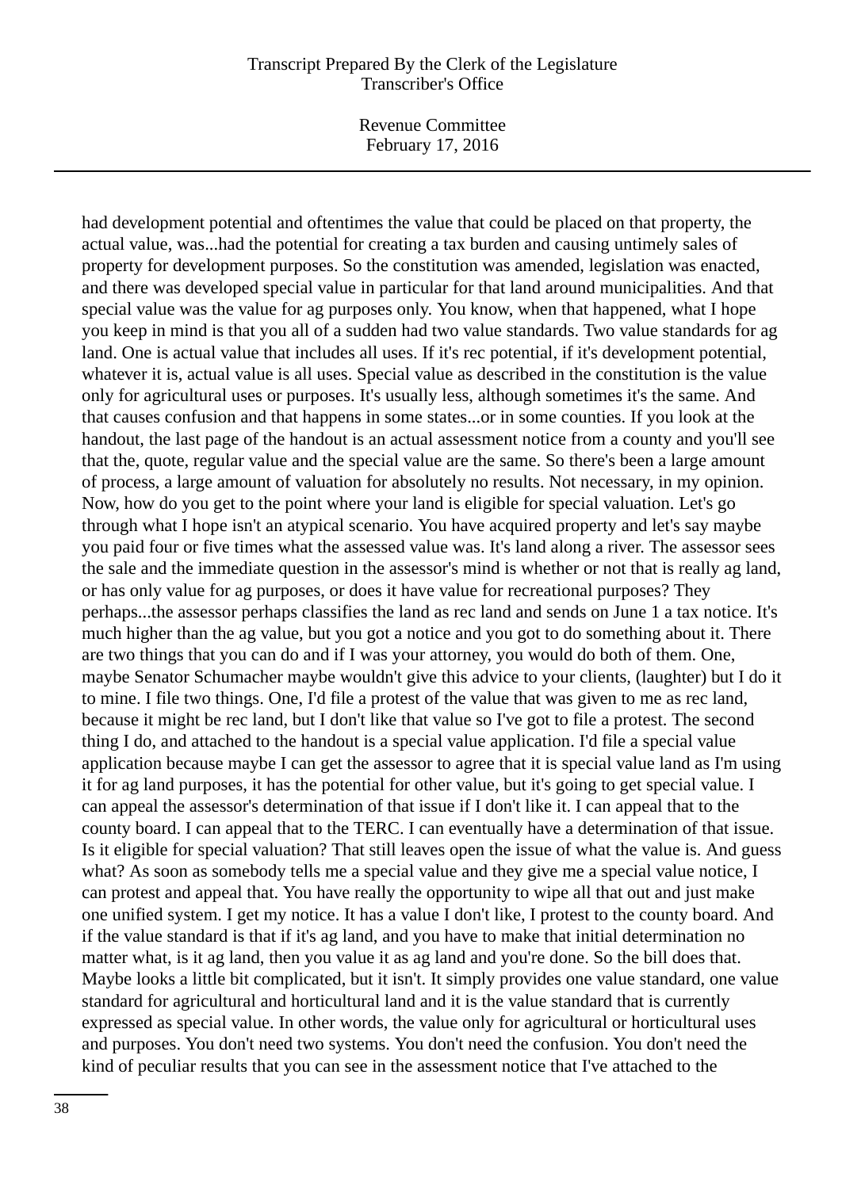had development potential and oftentimes the value that could be placed on that property, the actual value, was...had the potential for creating a tax burden and causing untimely sales of property for development purposes. So the constitution was amended, legislation was enacted, and there was developed special value in particular for that land around municipalities. And that special value was the value for ag purposes only. You know, when that happened, what I hope you keep in mind is that you all of a sudden had two value standards. Two value standards for ag land. One is actual value that includes all uses. If it's rec potential, if it's development potential, whatever it is, actual value is all uses. Special value as described in the constitution is the value only for agricultural uses or purposes. It's usually less, although sometimes it's the same. And that causes confusion and that happens in some states...or in some counties. If you look at the handout, the last page of the handout is an actual assessment notice from a county and you'll see that the, quote, regular value and the special value are the same. So there's been a large amount of process, a large amount of valuation for absolutely no results. Not necessary, in my opinion. Now, how do you get to the point where your land is eligible for special valuation. Let's go through what I hope isn't an atypical scenario. You have acquired property and let's say maybe you paid four or five times what the assessed value was. It's land along a river. The assessor sees the sale and the immediate question in the assessor's mind is whether or not that is really ag land, or has only value for ag purposes, or does it have value for recreational purposes? They perhaps...the assessor perhaps classifies the land as rec land and sends on June 1 a tax notice. It's much higher than the ag value, but you got a notice and you got to do something about it. There are two things that you can do and if I was your attorney, you would do both of them. One, maybe Senator Schumacher maybe wouldn't give this advice to your clients, (laughter) but I do it to mine. I file two things. One, I'd file a protest of the value that was given to me as rec land, because it might be rec land, but I don't like that value so I've got to file a protest. The second thing I do, and attached to the handout is a special value application. I'd file a special value application because maybe I can get the assessor to agree that it is special value land as I'm using it for ag land purposes, it has the potential for other value, but it's going to get special value. I can appeal the assessor's determination of that issue if I don't like it. I can appeal that to the county board. I can appeal that to the TERC. I can eventually have a determination of that issue. Is it eligible for special valuation? That still leaves open the issue of what the value is. And guess what? As soon as somebody tells me a special value and they give me a special value notice, I can protest and appeal that. You have really the opportunity to wipe all that out and just make one unified system. I get my notice. It has a value I don't like, I protest to the county board. And if the value standard is that if it's ag land, and you have to make that initial determination no matter what, is it ag land, then you value it as ag land and you're done. So the bill does that. Maybe looks a little bit complicated, but it isn't. It simply provides one value standard, one value standard for agricultural and horticultural land and it is the value standard that is currently expressed as special value. In other words, the value only for agricultural or horticultural uses and purposes. You don't need two systems. You don't need the confusion. You don't need the kind of peculiar results that you can see in the assessment notice that I've attached to the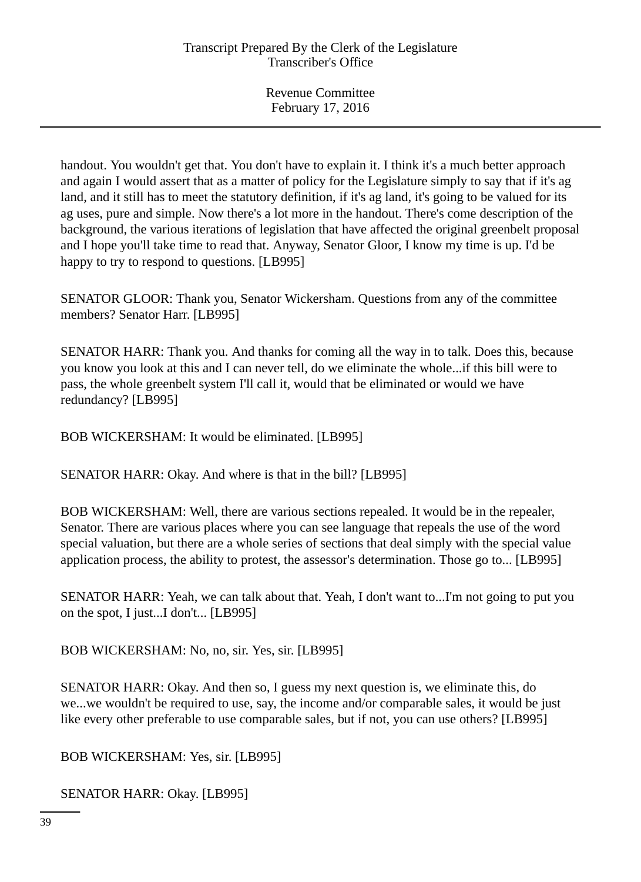handout. You wouldn't get that. You don't have to explain it. I think it's a much better approach and again I would assert that as a matter of policy for the Legislature simply to say that if it's ag land, and it still has to meet the statutory definition, if it's ag land, it's going to be valued for its ag uses, pure and simple. Now there's a lot more in the handout. There's come description of the background, the various iterations of legislation that have affected the original greenbelt proposal and I hope you'll take time to read that. Anyway, Senator Gloor, I know my time is up. I'd be happy to try to respond to questions. [LB995]

SENATOR GLOOR: Thank you, Senator Wickersham. Questions from any of the committee members? Senator Harr. [LB995]

SENATOR HARR: Thank you. And thanks for coming all the way in to talk. Does this, because you know you look at this and I can never tell, do we eliminate the whole...if this bill were to pass, the whole greenbelt system I'll call it, would that be eliminated or would we have redundancy? [LB995]

BOB WICKERSHAM: It would be eliminated. [LB995]

SENATOR HARR: Okay. And where is that in the bill? [LB995]

BOB WICKERSHAM: Well, there are various sections repealed. It would be in the repealer, Senator. There are various places where you can see language that repeals the use of the word special valuation, but there are a whole series of sections that deal simply with the special value application process, the ability to protest, the assessor's determination. Those go to... [LB995]

SENATOR HARR: Yeah, we can talk about that. Yeah, I don't want to...I'm not going to put you on the spot, I just...I don't... [LB995]

BOB WICKERSHAM: No, no, sir. Yes, sir. [LB995]

SENATOR HARR: Okay. And then so, I guess my next question is, we eliminate this, do we...we wouldn't be required to use, say, the income and/or comparable sales, it would be just like every other preferable to use comparable sales, but if not, you can use others? [LB995]

BOB WICKERSHAM: Yes, sir. [LB995]

SENATOR HARR: Okay. [LB995]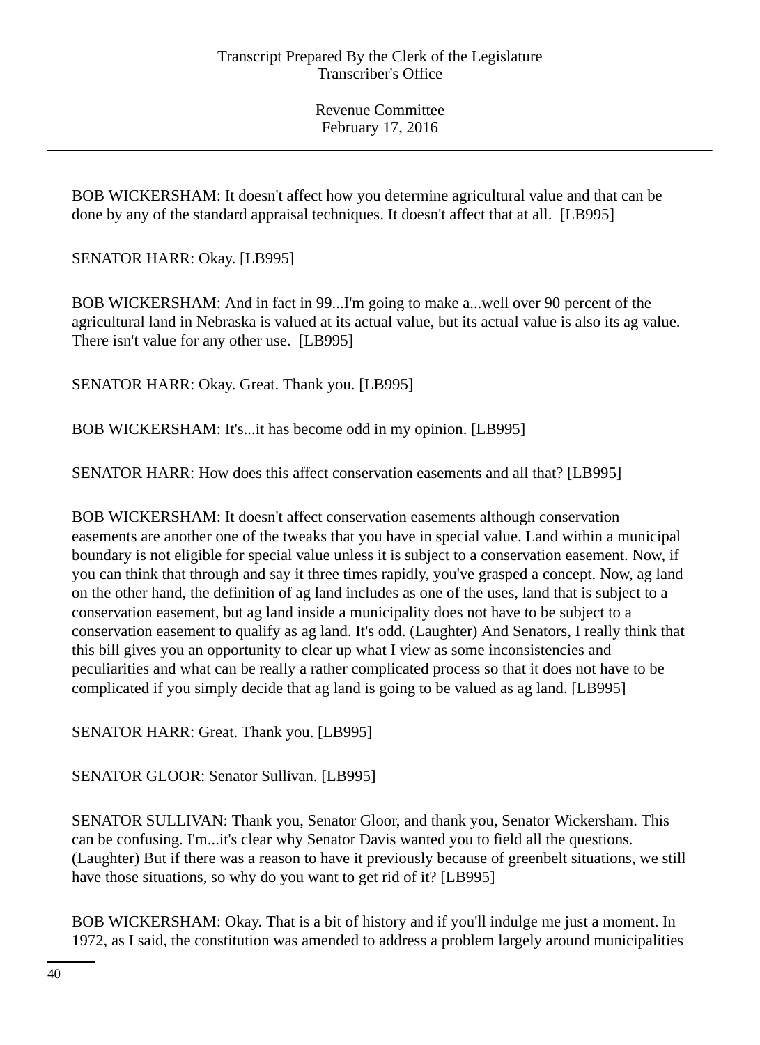BOB WICKERSHAM: It doesn't affect how you determine agricultural value and that can be done by any of the standard appraisal techniques. It doesn't affect that at all. [LB995]

SENATOR HARR: Okay. [LB995]

BOB WICKERSHAM: And in fact in 99...I'm going to make a...well over 90 percent of the agricultural land in Nebraska is valued at its actual value, but its actual value is also its ag value. There isn't value for any other use. [LB995]

SENATOR HARR: Okay. Great. Thank you. [LB995]

BOB WICKERSHAM: It's...it has become odd in my opinion. [LB995]

SENATOR HARR: How does this affect conservation easements and all that? [LB995]

BOB WICKERSHAM: It doesn't affect conservation easements although conservation easements are another one of the tweaks that you have in special value. Land within a municipal boundary is not eligible for special value unless it is subject to a conservation easement. Now, if you can think that through and say it three times rapidly, you've grasped a concept. Now, ag land on the other hand, the definition of ag land includes as one of the uses, land that is subject to a conservation easement, but ag land inside a municipality does not have to be subject to a conservation easement to qualify as ag land. It's odd. (Laughter) And Senators, I really think that this bill gives you an opportunity to clear up what I view as some inconsistencies and peculiarities and what can be really a rather complicated process so that it does not have to be complicated if you simply decide that ag land is going to be valued as ag land. [LB995]

SENATOR HARR: Great. Thank you. [LB995]

SENATOR GLOOR: Senator Sullivan. [LB995]

SENATOR SULLIVAN: Thank you, Senator Gloor, and thank you, Senator Wickersham. This can be confusing. I'm...it's clear why Senator Davis wanted you to field all the questions. (Laughter) But if there was a reason to have it previously because of greenbelt situations, we still have those situations, so why do you want to get rid of it? [LB995]

BOB WICKERSHAM: Okay. That is a bit of history and if you'll indulge me just a moment. In 1972, as I said, the constitution was amended to address a problem largely around municipalities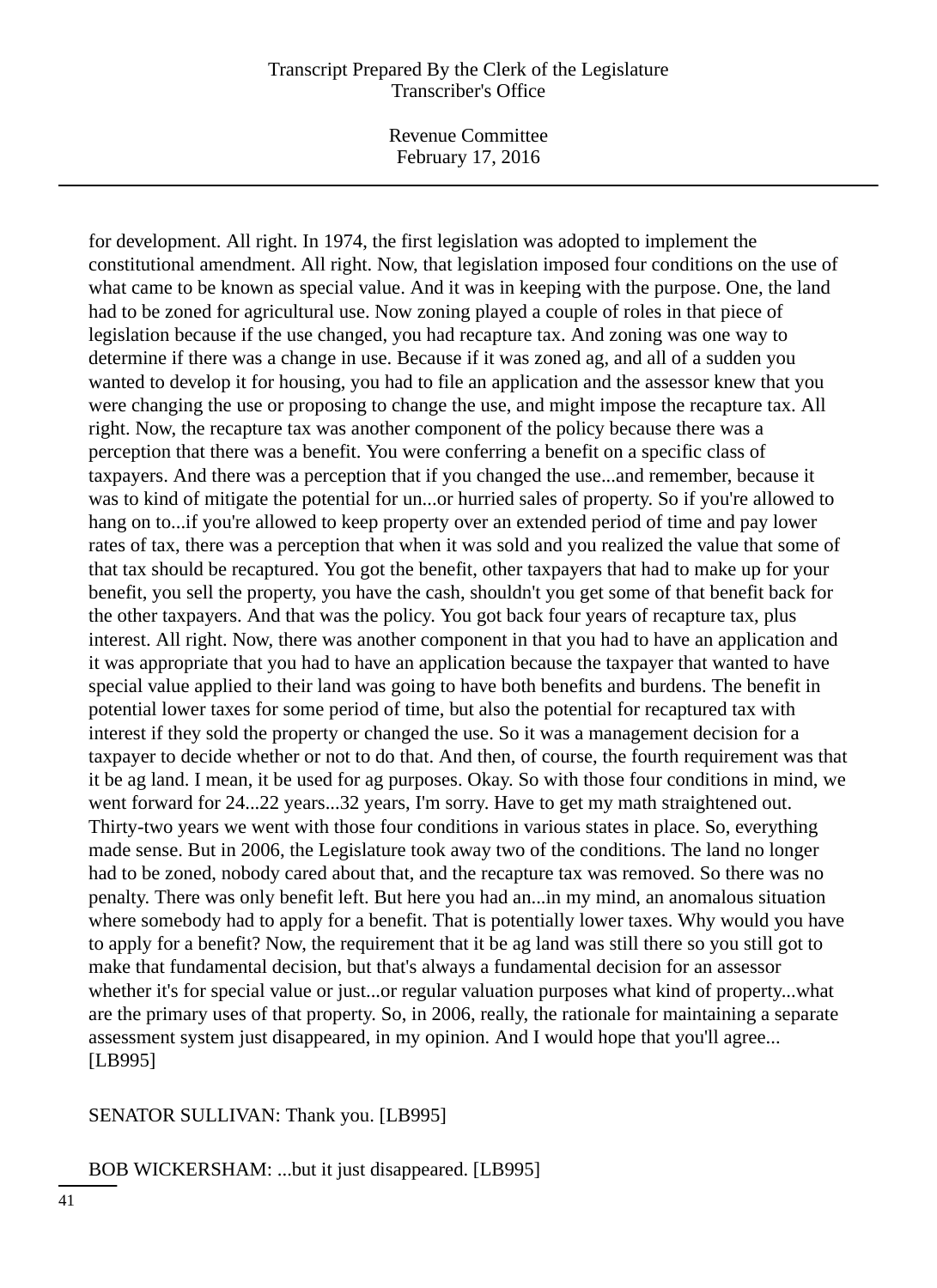for development. All right. In 1974, the first legislation was adopted to implement the constitutional amendment. All right. Now, that legislation imposed four conditions on the use of what came to be known as special value. And it was in keeping with the purpose. One, the land had to be zoned for agricultural use. Now zoning played a couple of roles in that piece of legislation because if the use changed, you had recapture tax. And zoning was one way to determine if there was a change in use. Because if it was zoned ag, and all of a sudden you wanted to develop it for housing, you had to file an application and the assessor knew that you were changing the use or proposing to change the use, and might impose the recapture tax. All right. Now, the recapture tax was another component of the policy because there was a perception that there was a benefit. You were conferring a benefit on a specific class of taxpayers. And there was a perception that if you changed the use...and remember, because it was to kind of mitigate the potential for un...or hurried sales of property. So if you're allowed to hang on to...if you're allowed to keep property over an extended period of time and pay lower rates of tax, there was a perception that when it was sold and you realized the value that some of that tax should be recaptured. You got the benefit, other taxpayers that had to make up for your benefit, you sell the property, you have the cash, shouldn't you get some of that benefit back for the other taxpayers. And that was the policy. You got back four years of recapture tax, plus interest. All right. Now, there was another component in that you had to have an application and it was appropriate that you had to have an application because the taxpayer that wanted to have special value applied to their land was going to have both benefits and burdens. The benefit in potential lower taxes for some period of time, but also the potential for recaptured tax with interest if they sold the property or changed the use. So it was a management decision for a taxpayer to decide whether or not to do that. And then, of course, the fourth requirement was that it be ag land. I mean, it be used for ag purposes. Okay. So with those four conditions in mind, we went forward for 24...22 years...32 years, I'm sorry. Have to get my math straightened out. Thirty-two years we went with those four conditions in various states in place. So, everything made sense. But in 2006, the Legislature took away two of the conditions. The land no longer had to be zoned, nobody cared about that, and the recapture tax was removed. So there was no penalty. There was only benefit left. But here you had an...in my mind, an anomalous situation where somebody had to apply for a benefit. That is potentially lower taxes. Why would you have to apply for a benefit? Now, the requirement that it be ag land was still there so you still got to make that fundamental decision, but that's always a fundamental decision for an assessor whether it's for special value or just...or regular valuation purposes what kind of property...what are the primary uses of that property. So, in 2006, really, the rationale for maintaining a separate assessment system just disappeared, in my opinion. And I would hope that you'll agree... [LB995]

SENATOR SULLIVAN: Thank you. [LB995]

BOB WICKERSHAM: ...but it just disappeared. [LB995]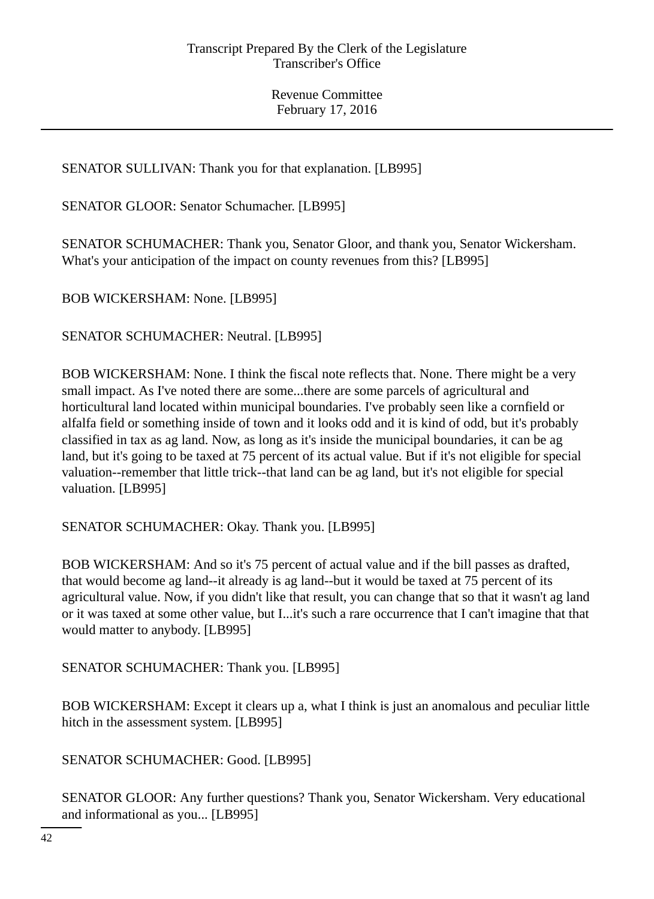SENATOR SULLIVAN: Thank you for that explanation. [LB995]

SENATOR GLOOR: Senator Schumacher. [LB995]

SENATOR SCHUMACHER: Thank you, Senator Gloor, and thank you, Senator Wickersham. What's your anticipation of the impact on county revenues from this? [LB995]

BOB WICKERSHAM: None. [LB995]

SENATOR SCHUMACHER: Neutral. [LB995]

BOB WICKERSHAM: None. I think the fiscal note reflects that. None. There might be a very small impact. As I've noted there are some...there are some parcels of agricultural and horticultural land located within municipal boundaries. I've probably seen like a cornfield or alfalfa field or something inside of town and it looks odd and it is kind of odd, but it's probably classified in tax as ag land. Now, as long as it's inside the municipal boundaries, it can be ag land, but it's going to be taxed at 75 percent of its actual value. But if it's not eligible for special valuation--remember that little trick--that land can be ag land, but it's not eligible for special valuation. [LB995]

SENATOR SCHUMACHER: Okay. Thank you. [LB995]

BOB WICKERSHAM: And so it's 75 percent of actual value and if the bill passes as drafted, that would become ag land--it already is ag land--but it would be taxed at 75 percent of its agricultural value. Now, if you didn't like that result, you can change that so that it wasn't ag land or it was taxed at some other value, but I...it's such a rare occurrence that I can't imagine that that would matter to anybody. [LB995]

SENATOR SCHUMACHER: Thank you. [LB995]

BOB WICKERSHAM: Except it clears up a, what I think is just an anomalous and peculiar little hitch in the assessment system. [LB995]

SENATOR SCHUMACHER: Good. [LB995]

SENATOR GLOOR: Any further questions? Thank you, Senator Wickersham. Very educational and informational as you... [LB995]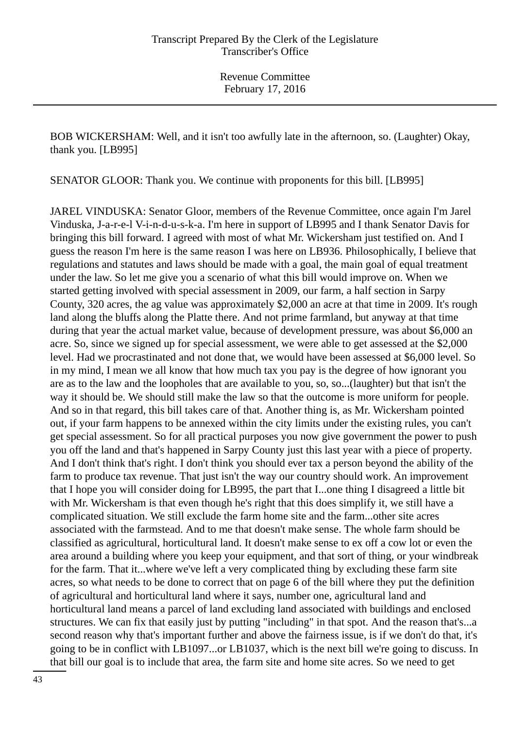BOB WICKERSHAM: Well, and it isn't too awfully late in the afternoon, so. (Laughter) Okay, thank you. [LB995]

SENATOR GLOOR: Thank you. We continue with proponents for this bill. [LB995]

JAREL VINDUSKA: Senator Gloor, members of the Revenue Committee, once again I'm Jarel Vinduska, J-a-r-e-l V-i-n-d-u-s-k-a. I'm here in support of LB995 and I thank Senator Davis for bringing this bill forward. I agreed with most of what Mr. Wickersham just testified on. And I guess the reason I'm here is the same reason I was here on LB936. Philosophically, I believe that regulations and statutes and laws should be made with a goal, the main goal of equal treatment under the law. So let me give you a scenario of what this bill would improve on. When we started getting involved with special assessment in 2009, our farm, a half section in Sarpy County, 320 acres, the ag value was approximately $2,000 an acre at that time in 2009. It's rough land along the bluffs along the Platte there. And not prime farmland, but anyway at that time during that year the actual market value, because of development pressure, was about $6,000 an acre. So, since we signed up for special assessment, we were able to get assessed at the $2,000 level. Had we procrastinated and not done that, we would have been assessed at $6,000 level. So in my mind, I mean we all know that how much tax you pay is the degree of how ignorant you are as to the law and the loopholes that are available to you, so, so...(laughter) but that isn't the way it should be. We should still make the law so that the outcome is more uniform for people. And so in that regard, this bill takes care of that. Another thing is, as Mr. Wickersham pointed out, if your farm happens to be annexed within the city limits under the existing rules, you can't get special assessment. So for all practical purposes you now give government the power to push you off the land and that's happened in Sarpy County just this last year with a piece of property. And I don't think that's right. I don't think you should ever tax a person beyond the ability of the farm to produce tax revenue. That just isn't the way our country should work. An improvement that I hope you will consider doing for LB995, the part that I...one thing I disagreed a little bit with Mr. Wickersham is that even though he's right that this does simplify it, we still have a complicated situation. We still exclude the farm home site and the farm...other site acres associated with the farmstead. And to me that doesn't make sense. The whole farm should be classified as agricultural, horticultural land. It doesn't make sense to ex off a cow lot or even the area around a building where you keep your equipment, and that sort of thing, or your windbreak for the farm. That it...where we've left a very complicated thing by excluding these farm site acres, so what needs to be done to correct that on page 6 of the bill where they put the definition of agricultural and horticultural land where it says, number one, agricultural land and horticultural land means a parcel of land excluding land associated with buildings and enclosed structures. We can fix that easily just by putting "including" in that spot. And the reason that's...a second reason why that's important further and above the fairness issue, is if we don't do that, it's going to be in conflict with LB1097...or LB1037, which is the next bill we're going to discuss. In that bill our goal is to include that area, the farm site and home site acres. So we need to get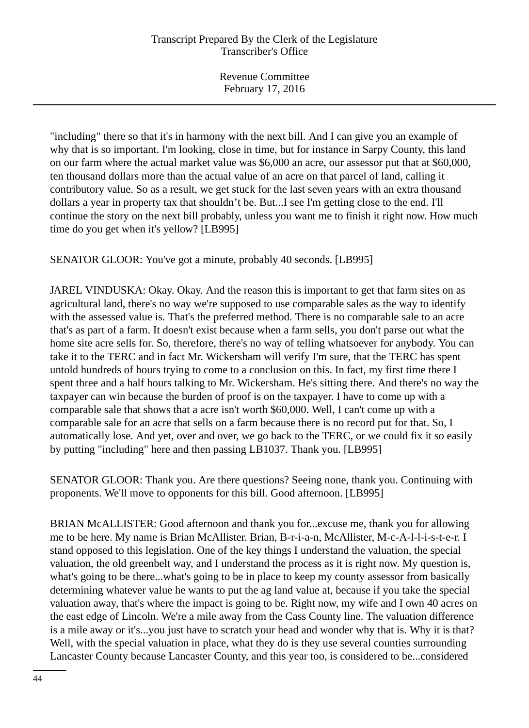"including" there so that it's in harmony with the next bill. And I can give you an example of why that is so important. I'm looking, close in time, but for instance in Sarpy County, this land on our farm where the actual market value was $6,000 an acre, our assessor put that at $60,000, ten thousand dollars more than the actual value of an acre on that parcel of land, calling it contributory value. So as a result, we get stuck for the last seven years with an extra thousand dollars a year in property tax that shouldn't be. But...I see I'm getting close to the end. I'll continue the story on the next bill probably, unless you want me to finish it right now. How much time do you get when it's yellow? [LB995]

SENATOR GLOOR: You've got a minute, probably 40 seconds. [LB995]

JAREL VINDUSKA: Okay. Okay. And the reason this is important to get that farm sites on as agricultural land, there's no way we're supposed to use comparable sales as the way to identify with the assessed value is. That's the preferred method. There is no comparable sale to an acre that's as part of a farm. It doesn't exist because when a farm sells, you don't parse out what the home site acre sells for. So, therefore, there's no way of telling whatsoever for anybody. You can take it to the TERC and in fact Mr. Wickersham will verify I'm sure, that the TERC has spent untold hundreds of hours trying to come to a conclusion on this. In fact, my first time there I spent three and a half hours talking to Mr. Wickersham. He's sitting there. And there's no way the taxpayer can win because the burden of proof is on the taxpayer. I have to come up with a comparable sale that shows that a acre isn't worth $60,000. Well, I can't come up with a comparable sale for an acre that sells on a farm because there is no record put for that. So, I automatically lose. And yet, over and over, we go back to the TERC, or we could fix it so easily by putting "including" here and then passing LB1037. Thank you. [LB995]

SENATOR GLOOR: Thank you. Are there questions? Seeing none, thank you. Continuing with proponents. We'll move to opponents for this bill. Good afternoon. [LB995]

BRIAN McALLISTER: Good afternoon and thank you for...excuse me, thank you for allowing me to be here. My name is Brian McAllister. Brian, B-r-i-a-n, McAllister, M-c-A-l-l-i-s-t-e-r. I stand opposed to this legislation. One of the key things I understand the valuation, the special valuation, the old greenbelt way, and I understand the process as it is right now. My question is, what's going to be there...what's going to be in place to keep my county assessor from basically determining whatever value he wants to put the ag land value at, because if you take the special valuation away, that's where the impact is going to be. Right now, my wife and I own 40 acres on the east edge of Lincoln. We're a mile away from the Cass County line. The valuation difference is a mile away or it's...you just have to scratch your head and wonder why that is. Why it is that? Well, with the special valuation in place, what they do is they use several counties surrounding Lancaster County because Lancaster County, and this year too, is considered to be...considered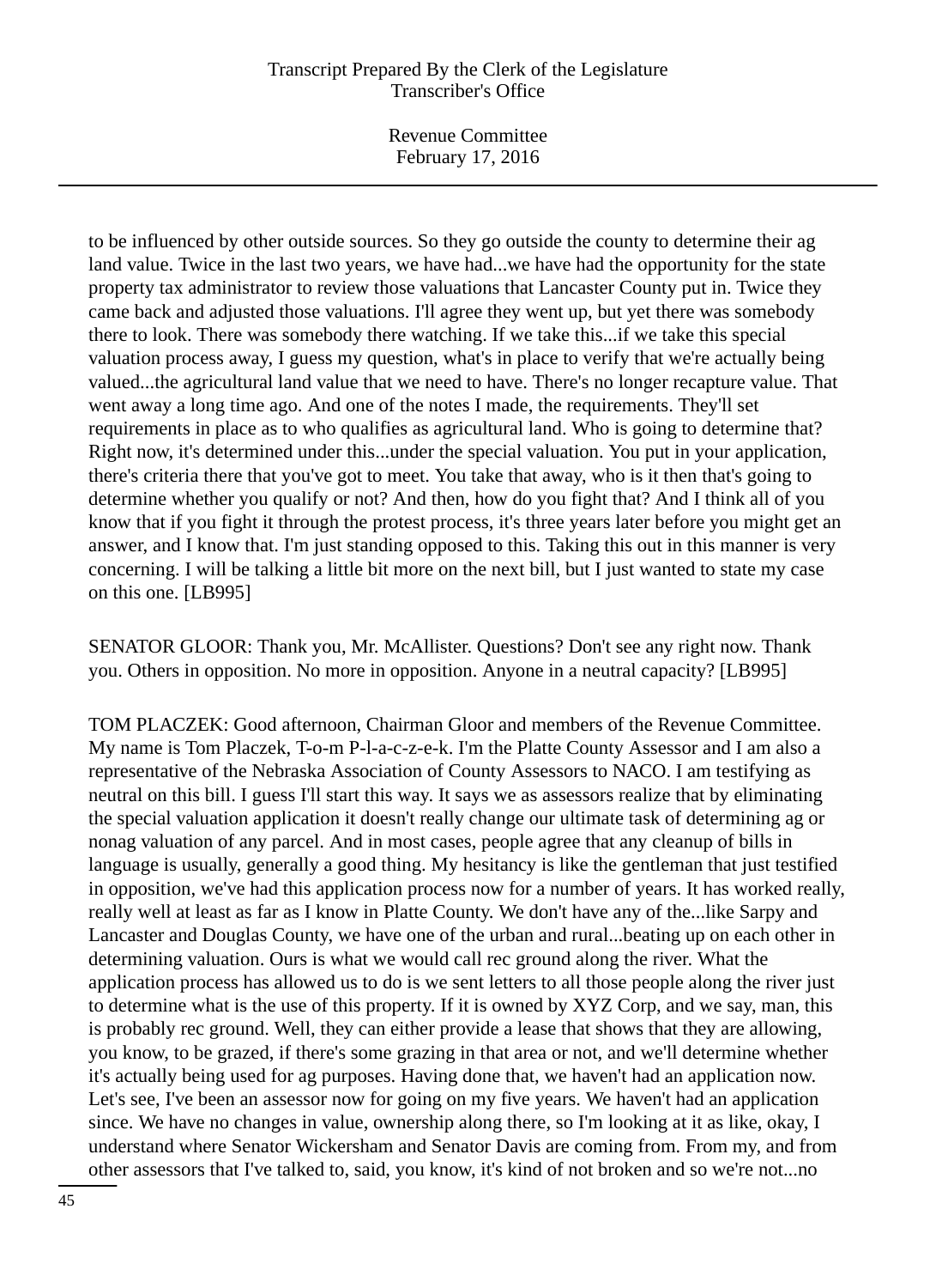to be influenced by other outside sources. So they go outside the county to determine their ag land value. Twice in the last two years, we have had...we have had the opportunity for the state property tax administrator to review those valuations that Lancaster County put in. Twice they came back and adjusted those valuations. I'll agree they went up, but yet there was somebody there to look. There was somebody there watching. If we take this...if we take this special valuation process away, I guess my question, what's in place to verify that we're actually being valued...the agricultural land value that we need to have. There's no longer recapture value. That went away a long time ago. And one of the notes I made, the requirements. They'll set requirements in place as to who qualifies as agricultural land. Who is going to determine that? Right now, it's determined under this...under the special valuation. You put in your application, there's criteria there that you've got to meet. You take that away, who is it then that's going to determine whether you qualify or not? And then, how do you fight that? And I think all of you know that if you fight it through the protest process, it's three years later before you might get an answer, and I know that. I'm just standing opposed to this. Taking this out in this manner is very concerning. I will be talking a little bit more on the next bill, but I just wanted to state my case on this one. [LB995]

SENATOR GLOOR: Thank you, Mr. McAllister. Questions? Don't see any right now. Thank you. Others in opposition. No more in opposition. Anyone in a neutral capacity? [LB995]

TOM PLACZEK: Good afternoon, Chairman Gloor and members of the Revenue Committee. My name is Tom Placzek, T-o-m P-l-a-c-z-e-k. I'm the Platte County Assessor and I am also a representative of the Nebraska Association of County Assessors to NACO. I am testifying as neutral on this bill. I guess I'll start this way. It says we as assessors realize that by eliminating the special valuation application it doesn't really change our ultimate task of determining ag or nonag valuation of any parcel. And in most cases, people agree that any cleanup of bills in language is usually, generally a good thing. My hesitancy is like the gentleman that just testified in opposition, we've had this application process now for a number of years. It has worked really, really well at least as far as I know in Platte County. We don't have any of the...like Sarpy and Lancaster and Douglas County, we have one of the urban and rural...beating up on each other in determining valuation. Ours is what we would call rec ground along the river. What the application process has allowed us to do is we sent letters to all those people along the river just to determine what is the use of this property. If it is owned by XYZ Corp, and we say, man, this is probably rec ground. Well, they can either provide a lease that shows that they are allowing, you know, to be grazed, if there's some grazing in that area or not, and we'll determine whether it's actually being used for ag purposes. Having done that, we haven't had an application now. Let's see, I've been an assessor now for going on my five years. We haven't had an application since. We have no changes in value, ownership along there, so I'm looking at it as like, okay, I understand where Senator Wickersham and Senator Davis are coming from. From my, and from other assessors that I've talked to, said, you know, it's kind of not broken and so we're not...no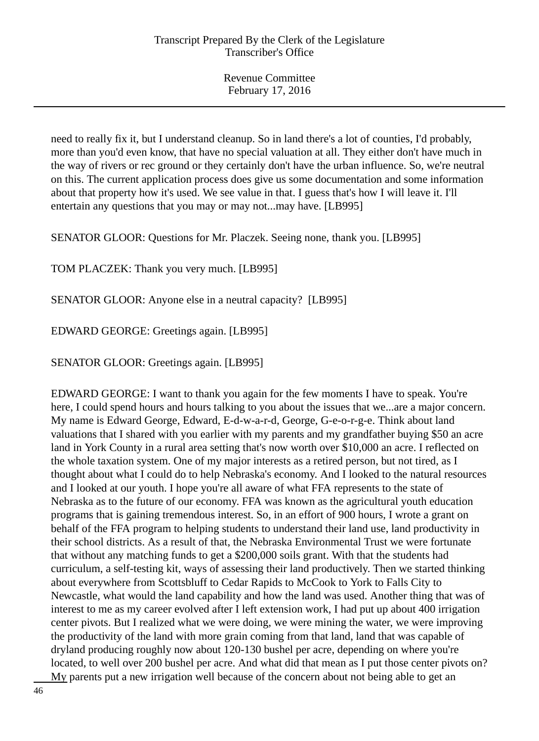need to really fix it, but I understand cleanup. So in land there's a lot of counties, I'd probably, more than you'd even know, that have no special valuation at all. They either don't have much in the way of rivers or rec ground or they certainly don't have the urban influence. So, we're neutral on this. The current application process does give us some documentation and some information about that property how it's used. We see value in that. I guess that's how I will leave it. I'll entertain any questions that you may or may not...may have. [LB995]

SENATOR GLOOR: Questions for Mr. Placzek. Seeing none, thank you. [LB995]

TOM PLACZEK: Thank you very much. [LB995]

SENATOR GLOOR: Anyone else in a neutral capacity? [LB995]

EDWARD GEORGE: Greetings again. [LB995]

SENATOR GLOOR: Greetings again. [LB995]

EDWARD GEORGE: I want to thank you again for the few moments I have to speak. You're here, I could spend hours and hours talking to you about the issues that we...are a major concern. My name is Edward George, Edward, E-d-w-a-r-d, George, G-e-o-r-g-e. Think about land valuations that I shared with you earlier with my parents and my grandfather buying $50 an acre land in York County in a rural area setting that's now worth over $10,000 an acre. I reflected on the whole taxation system. One of my major interests as a retired person, but not tired, as I thought about what I could do to help Nebraska's economy. And I looked to the natural resources and I looked at our youth. I hope you're all aware of what FFA represents to the state of Nebraska as to the future of our economy. FFA was known as the agricultural youth education programs that is gaining tremendous interest. So, in an effort of 900 hours, I wrote a grant on behalf of the FFA program to helping students to understand their land use, land productivity in their school districts. As a result of that, the Nebraska Environmental Trust we were fortunate that without any matching funds to get a $200,000 soils grant. With that the students had curriculum, a self-testing kit, ways of assessing their land productively. Then we started thinking about everywhere from Scottsbluff to Cedar Rapids to McCook to York to Falls City to Newcastle, what would the land capability and how the land was used. Another thing that was of interest to me as my career evolved after I left extension work, I had put up about 400 irrigation center pivots. But I realized what we were doing, we were mining the water, we were improving the productivity of the land with more grain coming from that land, land that was capable of dryland producing roughly now about 120-130 bushel per acre, depending on where you're located, to well over 200 bushel per acre. And what did that mean as I put those center pivots on? My parents put a new irrigation well because of the concern about not being able to get an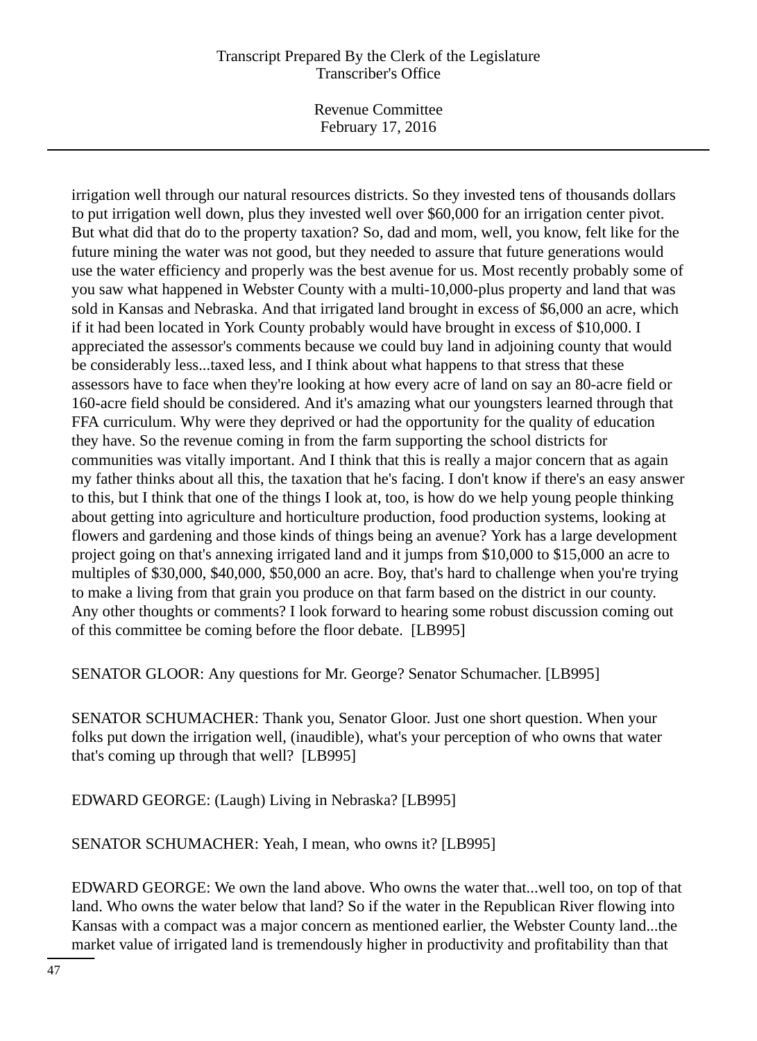irrigation well through our natural resources districts. So they invested tens of thousands dollars to put irrigation well down, plus they invested well over $60,000 for an irrigation center pivot. But what did that do to the property taxation? So, dad and mom, well, you know, felt like for the future mining the water was not good, but they needed to assure that future generations would use the water efficiency and properly was the best avenue for us. Most recently probably some of you saw what happened in Webster County with a multi-10,000-plus property and land that was sold in Kansas and Nebraska. And that irrigated land brought in excess of $6,000 an acre, which if it had been located in York County probably would have brought in excess of $10,000. I appreciated the assessor's comments because we could buy land in adjoining county that would be considerably less...taxed less, and I think about what happens to that stress that these assessors have to face when they're looking at how every acre of land on say an 80-acre field or 160-acre field should be considered. And it's amazing what our youngsters learned through that FFA curriculum. Why were they deprived or had the opportunity for the quality of education they have. So the revenue coming in from the farm supporting the school districts for communities was vitally important. And I think that this is really a major concern that as again my father thinks about all this, the taxation that he's facing. I don't know if there's an easy answer to this, but I think that one of the things I look at, too, is how do we help young people thinking about getting into agriculture and horticulture production, food production systems, looking at flowers and gardening and those kinds of things being an avenue? York has a large development project going on that's annexing irrigated land and it jumps from $10,000 to $15,000 an acre to multiples of $30,000, $40,000, $50,000 an acre. Boy, that's hard to challenge when you're trying to make a living from that grain you produce on that farm based on the district in our county. Any other thoughts or comments? I look forward to hearing some robust discussion coming out of this committee be coming before the floor debate. [LB995]

SENATOR GLOOR: Any questions for Mr. George? Senator Schumacher. [LB995]

SENATOR SCHUMACHER: Thank you, Senator Gloor. Just one short question. When your folks put down the irrigation well, (inaudible), what's your perception of who owns that water that's coming up through that well? [LB995]

EDWARD GEORGE: (Laugh) Living in Nebraska? [LB995]

SENATOR SCHUMACHER: Yeah, I mean, who owns it? [LB995]

EDWARD GEORGE: We own the land above. Who owns the water that...well too, on top of that land. Who owns the water below that land? So if the water in the Republican River flowing into Kansas with a compact was a major concern as mentioned earlier, the Webster County land...the market value of irrigated land is tremendously higher in productivity and profitability than that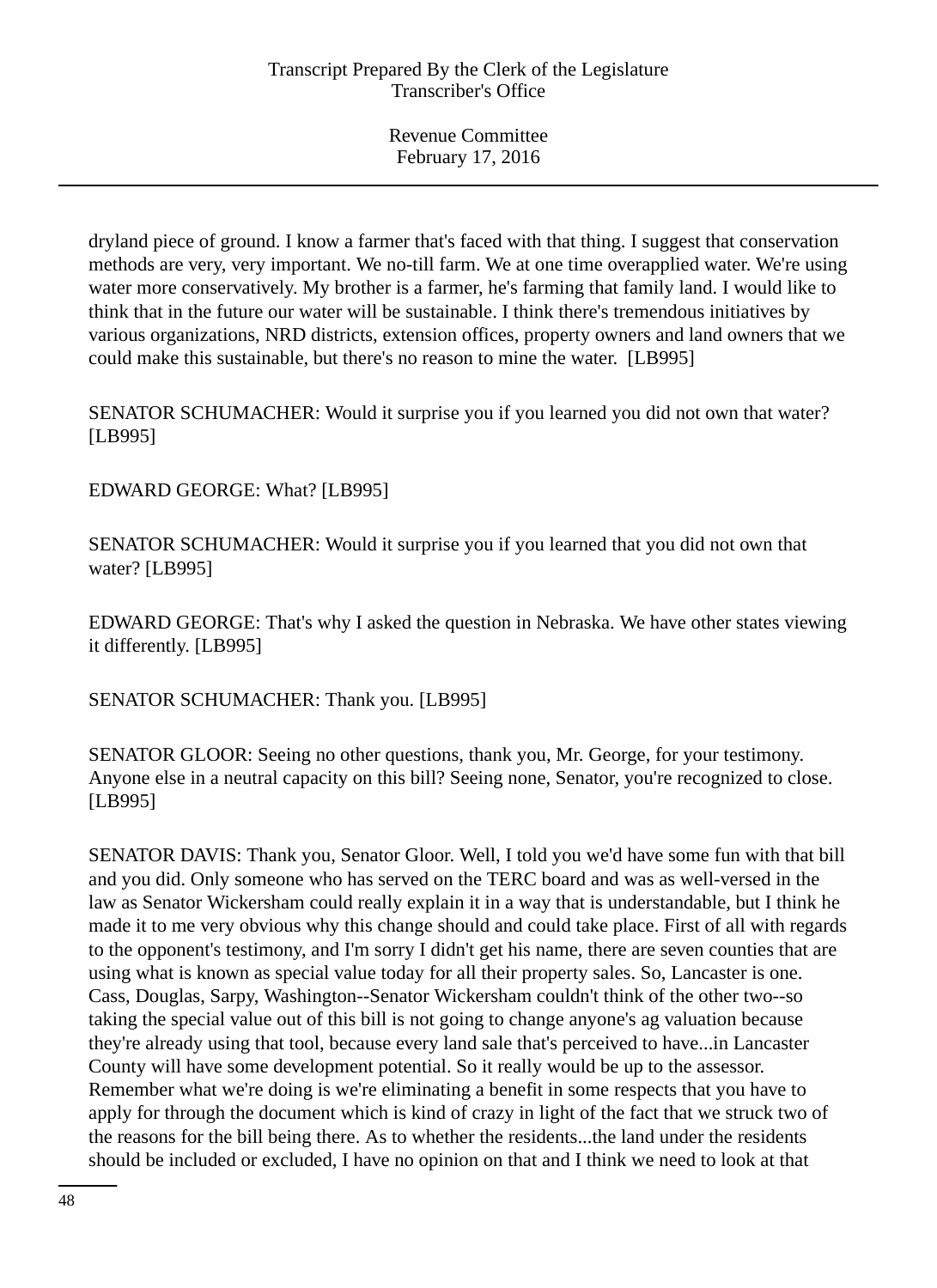dryland piece of ground. I know a farmer that's faced with that thing. I suggest that conservation methods are very, very important. We no-till farm. We at one time overapplied water. We're using water more conservatively. My brother is a farmer, he's farming that family land. I would like to think that in the future our water will be sustainable. I think there's tremendous initiatives by various organizations, NRD districts, extension offices, property owners and land owners that we could make this sustainable, but there's no reason to mine the water. [LB995]

SENATOR SCHUMACHER: Would it surprise you if you learned you did not own that water? [LB995]

EDWARD GEORGE: What? [LB995]

SENATOR SCHUMACHER: Would it surprise you if you learned that you did not own that water? [LB995]

EDWARD GEORGE: That's why I asked the question in Nebraska. We have other states viewing it differently. [LB995]

SENATOR SCHUMACHER: Thank you. [LB995]

SENATOR GLOOR: Seeing no other questions, thank you, Mr. George, for your testimony. Anyone else in a neutral capacity on this bill? Seeing none, Senator, you're recognized to close. [LB995]

SENATOR DAVIS: Thank you, Senator Gloor. Well, I told you we'd have some fun with that bill and you did. Only someone who has served on the TERC board and was as well-versed in the law as Senator Wickersham could really explain it in a way that is understandable, but I think he made it to me very obvious why this change should and could take place. First of all with regards to the opponent's testimony, and I'm sorry I didn't get his name, there are seven counties that are using what is known as special value today for all their property sales. So, Lancaster is one. Cass, Douglas, Sarpy, Washington--Senator Wickersham couldn't think of the other two--so taking the special value out of this bill is not going to change anyone's ag valuation because they're already using that tool, because every land sale that's perceived to have...in Lancaster County will have some development potential. So it really would be up to the assessor. Remember what we're doing is we're eliminating a benefit in some respects that you have to apply for through the document which is kind of crazy in light of the fact that we struck two of the reasons for the bill being there. As to whether the residents...the land under the residents should be included or excluded, I have no opinion on that and I think we need to look at that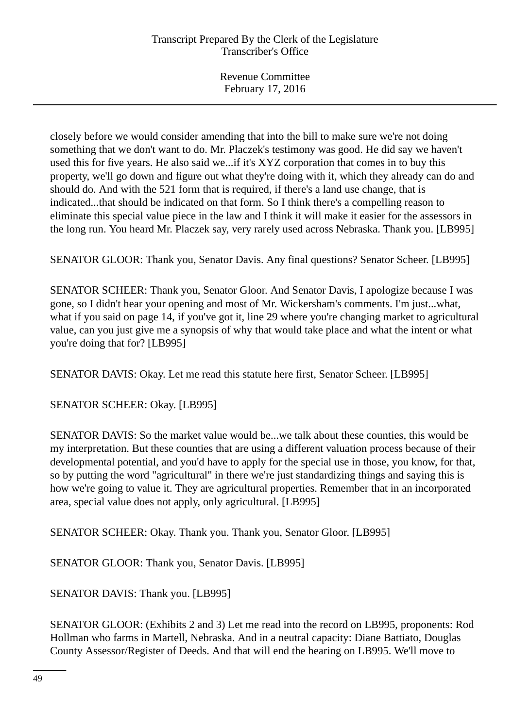closely before we would consider amending that into the bill to make sure we're not doing something that we don't want to do. Mr. Placzek's testimony was good. He did say we haven't used this for five years. He also said we...if it's XYZ corporation that comes in to buy this property, we'll go down and figure out what they're doing with it, which they already can do and should do. And with the 521 form that is required, if there's a land use change, that is indicated...that should be indicated on that form. So I think there's a compelling reason to eliminate this special value piece in the law and I think it will make it easier for the assessors in the long run. You heard Mr. Placzek say, very rarely used across Nebraska. Thank you. [LB995]

SENATOR GLOOR: Thank you, Senator Davis. Any final questions? Senator Scheer. [LB995]

SENATOR SCHEER: Thank you, Senator Gloor. And Senator Davis, I apologize because I was gone, so I didn't hear your opening and most of Mr. Wickersham's comments. I'm just...what, what if you said on page 14, if you've got it, line 29 where you're changing market to agricultural value, can you just give me a synopsis of why that would take place and what the intent or what you're doing that for? [LB995]

SENATOR DAVIS: Okay. Let me read this statute here first, Senator Scheer. [LB995]

SENATOR SCHEER: Okay. [LB995]

SENATOR DAVIS: So the market value would be...we talk about these counties, this would be my interpretation. But these counties that are using a different valuation process because of their developmental potential, and you'd have to apply for the special use in those, you know, for that, so by putting the word "agricultural" in there we're just standardizing things and saying this is how we're going to value it. They are agricultural properties. Remember that in an incorporated area, special value does not apply, only agricultural. [LB995]

SENATOR SCHEER: Okay. Thank you. Thank you, Senator Gloor. [LB995]

SENATOR GLOOR: Thank you, Senator Davis. [LB995]

SENATOR DAVIS: Thank you. [LB995]

SENATOR GLOOR: (Exhibits 2 and 3) Let me read into the record on LB995, proponents: Rod Hollman who farms in Martell, Nebraska. And in a neutral capacity: Diane Battiato, Douglas County Assessor/Register of Deeds. And that will end the hearing on LB995. We'll move to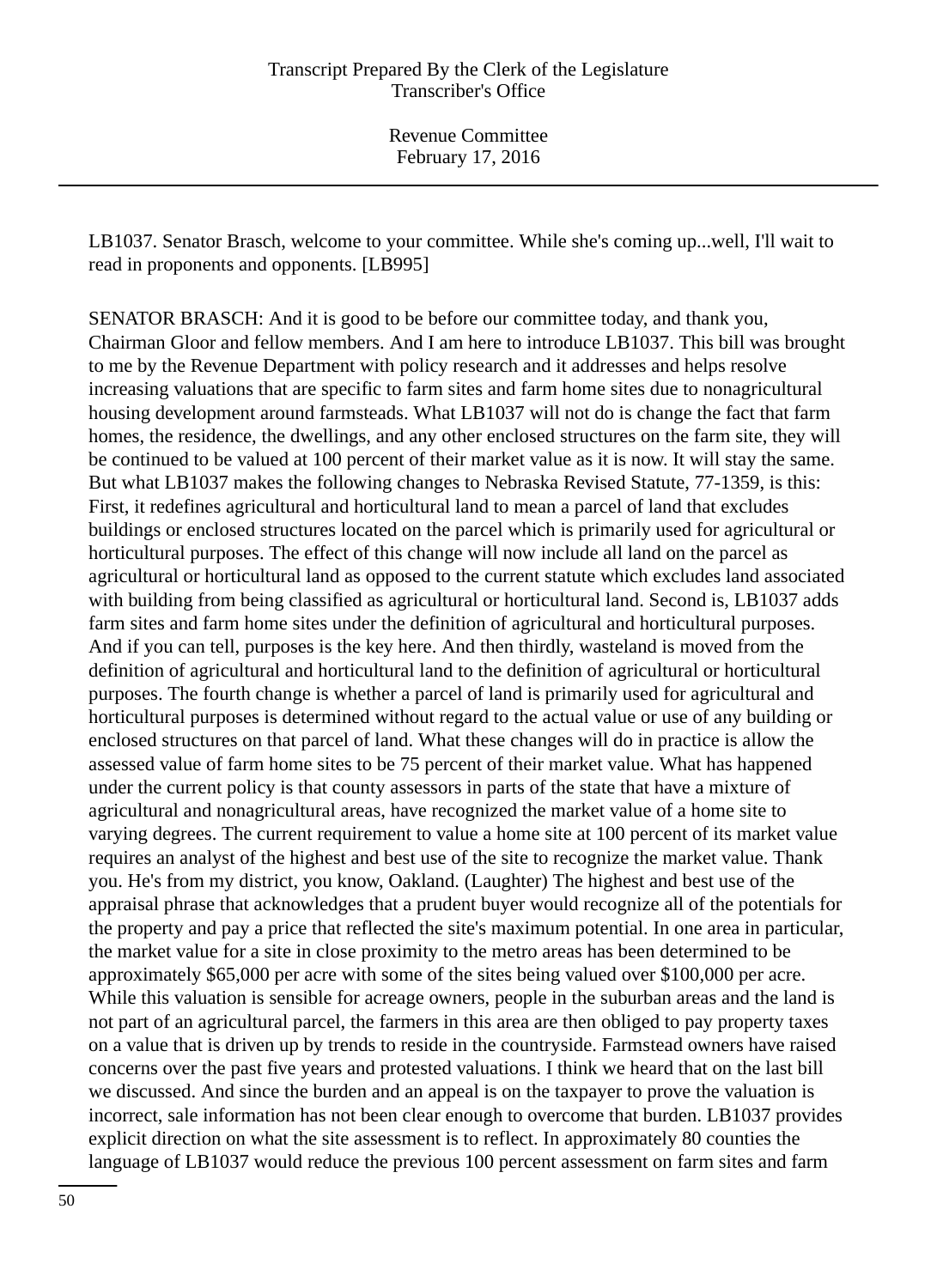LB1037. Senator Brasch, welcome to your committee. While she's coming up...well, I'll wait to read in proponents and opponents. [LB995]

SENATOR BRASCH: And it is good to be before our committee today, and thank you, Chairman Gloor and fellow members. And I am here to introduce LB1037. This bill was brought to me by the Revenue Department with policy research and it addresses and helps resolve increasing valuations that are specific to farm sites and farm home sites due to nonagricultural housing development around farmsteads. What LB1037 will not do is change the fact that farm homes, the residence, the dwellings, and any other enclosed structures on the farm site, they will be continued to be valued at 100 percent of their market value as it is now. It will stay the same. But what LB1037 makes the following changes to Nebraska Revised Statute, 77-1359, is this: First, it redefines agricultural and horticultural land to mean a parcel of land that excludes buildings or enclosed structures located on the parcel which is primarily used for agricultural or horticultural purposes. The effect of this change will now include all land on the parcel as agricultural or horticultural land as opposed to the current statute which excludes land associated with building from being classified as agricultural or horticultural land. Second is, LB1037 adds farm sites and farm home sites under the definition of agricultural and horticultural purposes. And if you can tell, purposes is the key here. And then thirdly, wasteland is moved from the definition of agricultural and horticultural land to the definition of agricultural or horticultural purposes. The fourth change is whether a parcel of land is primarily used for agricultural and horticultural purposes is determined without regard to the actual value or use of any building or enclosed structures on that parcel of land. What these changes will do in practice is allow the assessed value of farm home sites to be 75 percent of their market value. What has happened under the current policy is that county assessors in parts of the state that have a mixture of agricultural and nonagricultural areas, have recognized the market value of a home site to varying degrees. The current requirement to value a home site at 100 percent of its market value requires an analyst of the highest and best use of the site to recognize the market value. Thank you. He's from my district, you know, Oakland. (Laughter) The highest and best use of the appraisal phrase that acknowledges that a prudent buyer would recognize all of the potentials for the property and pay a price that reflected the site's maximum potential. In one area in particular, the market value for a site in close proximity to the metro areas has been determined to be approximately $65,000 per acre with some of the sites being valued over $100,000 per acre. While this valuation is sensible for acreage owners, people in the suburban areas and the land is not part of an agricultural parcel, the farmers in this area are then obliged to pay property taxes on a value that is driven up by trends to reside in the countryside. Farmstead owners have raised concerns over the past five years and protested valuations. I think we heard that on the last bill we discussed. And since the burden and an appeal is on the taxpayer to prove the valuation is incorrect, sale information has not been clear enough to overcome that burden. LB1037 provides explicit direction on what the site assessment is to reflect. In approximately 80 counties the language of LB1037 would reduce the previous 100 percent assessment on farm sites and farm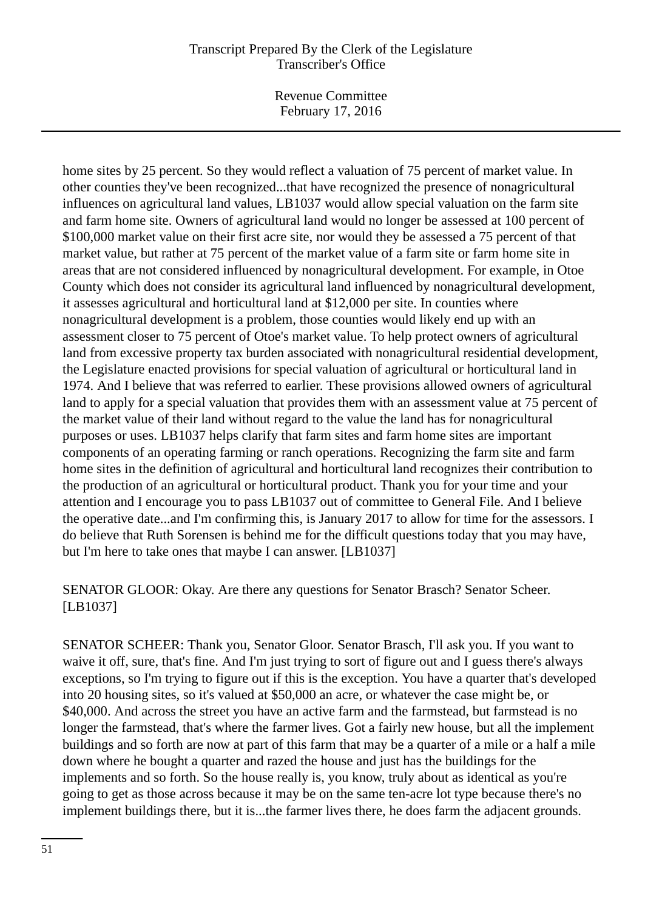home sites by 25 percent. So they would reflect a valuation of 75 percent of market value. In other counties they've been recognized...that have recognized the presence of nonagricultural influences on agricultural land values, LB1037 would allow special valuation on the farm site and farm home site. Owners of agricultural land would no longer be assessed at 100 percent of $100,000 market value on their first acre site, nor would they be assessed a 75 percent of that market value, but rather at 75 percent of the market value of a farm site or farm home site in areas that are not considered influenced by nonagricultural development. For example, in Otoe County which does not consider its agricultural land influenced by nonagricultural development, it assesses agricultural and horticultural land at $12,000 per site. In counties where nonagricultural development is a problem, those counties would likely end up with an assessment closer to 75 percent of Otoe's market value. To help protect owners of agricultural land from excessive property tax burden associated with nonagricultural residential development, the Legislature enacted provisions for special valuation of agricultural or horticultural land in 1974. And I believe that was referred to earlier. These provisions allowed owners of agricultural land to apply for a special valuation that provides them with an assessment value at 75 percent of the market value of their land without regard to the value the land has for nonagricultural purposes or uses. LB1037 helps clarify that farm sites and farm home sites are important components of an operating farming or ranch operations. Recognizing the farm site and farm home sites in the definition of agricultural and horticultural land recognizes their contribution to the production of an agricultural or horticultural product. Thank you for your time and your attention and I encourage you to pass LB1037 out of committee to General File. And I believe the operative date...and I'm confirming this, is January 2017 to allow for time for the assessors. I do believe that Ruth Sorensen is behind me for the difficult questions today that you may have, but I'm here to take ones that maybe I can answer. [LB1037]

SENATOR GLOOR: Okay. Are there any questions for Senator Brasch? Senator Scheer. [LB1037]

SENATOR SCHEER: Thank you, Senator Gloor. Senator Brasch, I'll ask you. If you want to waive it off, sure, that's fine. And I'm just trying to sort of figure out and I guess there's always exceptions, so I'm trying to figure out if this is the exception. You have a quarter that's developed into 20 housing sites, so it's valued at $50,000 an acre, or whatever the case might be, or $40,000. And across the street you have an active farm and the farmstead, but farmstead is no longer the farmstead, that's where the farmer lives. Got a fairly new house, but all the implement buildings and so forth are now at part of this farm that may be a quarter of a mile or a half a mile down where he bought a quarter and razed the house and just has the buildings for the implements and so forth. So the house really is, you know, truly about as identical as you're going to get as those across because it may be on the same ten-acre lot type because there's no implement buildings there, but it is...the farmer lives there, he does farm the adjacent grounds.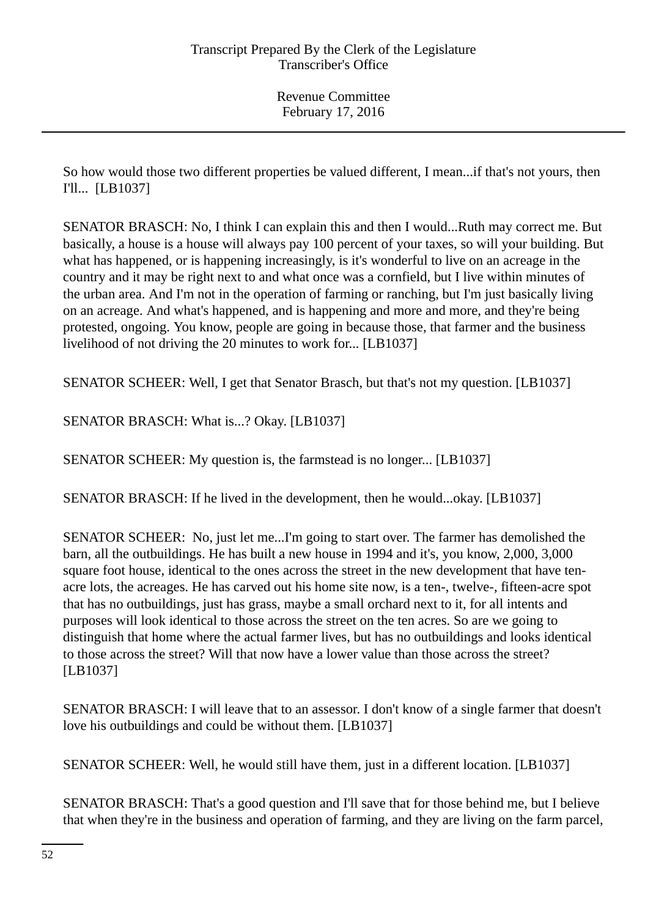So how would those two different properties be valued different, I mean...if that's not yours, then I'll... [LB1037]

SENATOR BRASCH: No, I think I can explain this and then I would...Ruth may correct me. But basically, a house is a house will always pay 100 percent of your taxes, so will your building. But what has happened, or is happening increasingly, is it's wonderful to live on an acreage in the country and it may be right next to and what once was a cornfield, but I live within minutes of the urban area. And I'm not in the operation of farming or ranching, but I'm just basically living on an acreage. And what's happened, and is happening and more and more, and they're being protested, ongoing. You know, people are going in because those, that farmer and the business livelihood of not driving the 20 minutes to work for... [LB1037]

SENATOR SCHEER: Well, I get that Senator Brasch, but that's not my question. [LB1037]

SENATOR BRASCH: What is...? Okay. [LB1037]

SENATOR SCHEER: My question is, the farmstead is no longer... [LB1037]

SENATOR BRASCH: If he lived in the development, then he would...okay. [LB1037]

SENATOR SCHEER: No, just let me...I'm going to start over. The farmer has demolished the barn, all the outbuildings. He has built a new house in 1994 and it's, you know, 2,000, 3,000 square foot house, identical to the ones across the street in the new development that have ten-acre lots, the acreages. He has carved out his home site now, is a ten-, twelve-, fifteen-acre spot that has no outbuildings, just has grass, maybe a small orchard next to it, for all intents and purposes will look identical to those across the street on the ten acres. So are we going to distinguish that home where the actual farmer lives, but has no outbuildings and looks identical to those across the street? Will that now have a lower value than those across the street? [LB1037]

SENATOR BRASCH: I will leave that to an assessor. I don't know of a single farmer that doesn't love his outbuildings and could be without them. [LB1037]

SENATOR SCHEER: Well, he would still have them, just in a different location. [LB1037]

SENATOR BRASCH: That's a good question and I'll save that for those behind me, but I believe that when they're in the business and operation of farming, and they are living on the farm parcel,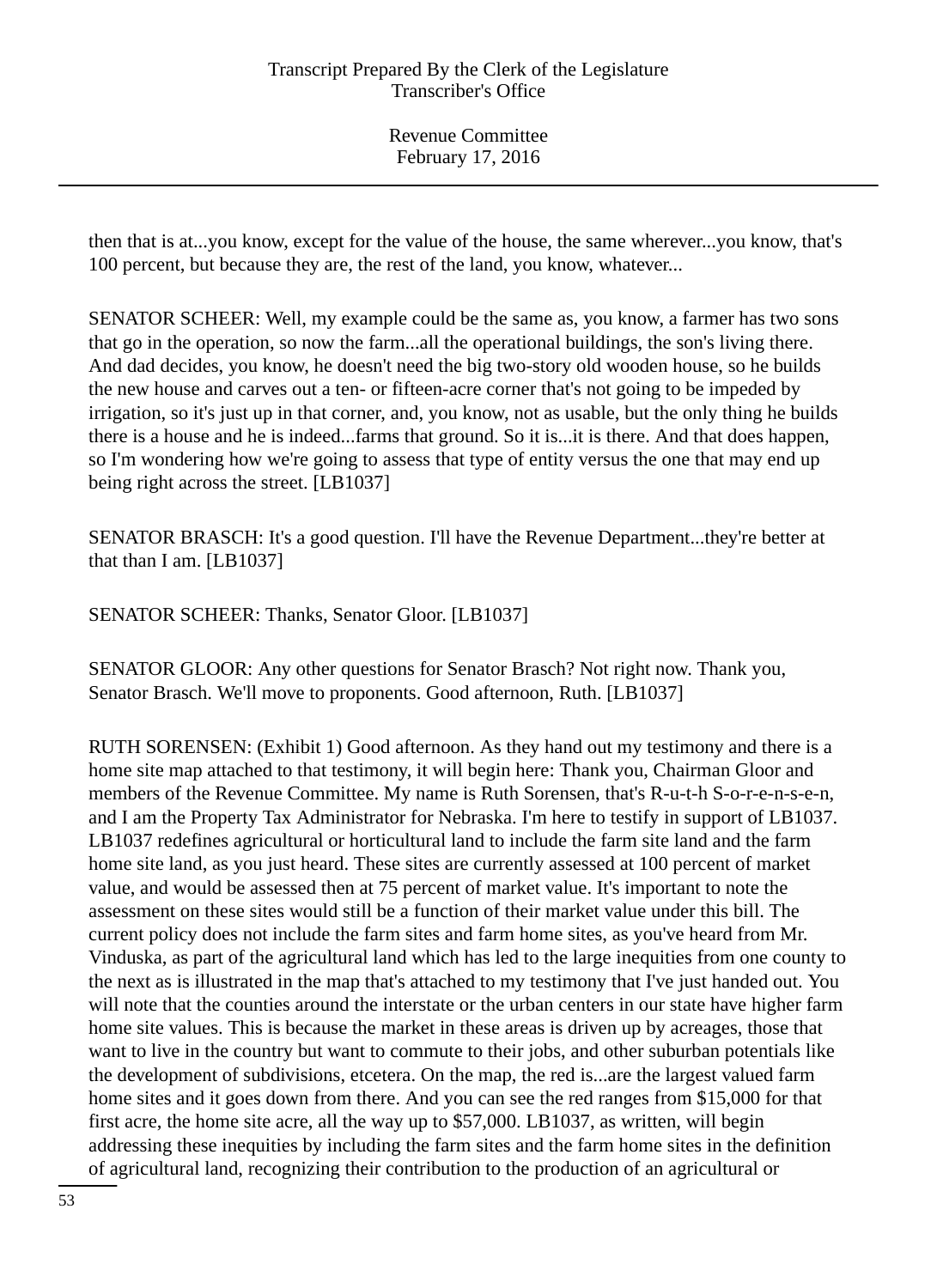then that is at...you know, except for the value of the house, the same wherever...you know, that's 100 percent, but because they are, the rest of the land, you know, whatever...

SENATOR SCHEER: Well, my example could be the same as, you know, a farmer has two sons that go in the operation, so now the farm...all the operational buildings, the son's living there. And dad decides, you know, he doesn't need the big two-story old wooden house, so he builds the new house and carves out a ten- or fifteen-acre corner that's not going to be impeded by irrigation, so it's just up in that corner, and, you know, not as usable, but the only thing he builds there is a house and he is indeed...farms that ground. So it is...it is there. And that does happen, so I'm wondering how we're going to assess that type of entity versus the one that may end up being right across the street. [LB1037]

SENATOR BRASCH: It's a good question. I'll have the Revenue Department...they're better at that than I am. [LB1037]

SENATOR SCHEER: Thanks, Senator Gloor. [LB1037]

SENATOR GLOOR: Any other questions for Senator Brasch? Not right now. Thank you, Senator Brasch. We'll move to proponents. Good afternoon, Ruth. [LB1037]

RUTH SORENSEN: (Exhibit 1) Good afternoon. As they hand out my testimony and there is a home site map attached to that testimony, it will begin here: Thank you, Chairman Gloor and members of the Revenue Committee. My name is Ruth Sorensen, that's R-u-t-h S-o-r-e-n-s-e-n, and I am the Property Tax Administrator for Nebraska. I'm here to testify in support of LB1037. LB1037 redefines agricultural or horticultural land to include the farm site land and the farm home site land, as you just heard. These sites are currently assessed at 100 percent of market value, and would be assessed then at 75 percent of market value. It's important to note the assessment on these sites would still be a function of their market value under this bill. The current policy does not include the farm sites and farm home sites, as you've heard from Mr. Vinduska, as part of the agricultural land which has led to the large inequities from one county to the next as is illustrated in the map that's attached to my testimony that I've just handed out. You will note that the counties around the interstate or the urban centers in our state have higher farm home site values. This is because the market in these areas is driven up by acreages, those that want to live in the country but want to commute to their jobs, and other suburban potentials like the development of subdivisions, etcetera. On the map, the red is...are the largest valued farm home sites and it goes down from there. And you can see the red ranges from $15,000 for that first acre, the home site acre, all the way up to $57,000. LB1037, as written, will begin addressing these inequities by including the farm sites and the farm home sites in the definition of agricultural land, recognizing their contribution to the production of an agricultural or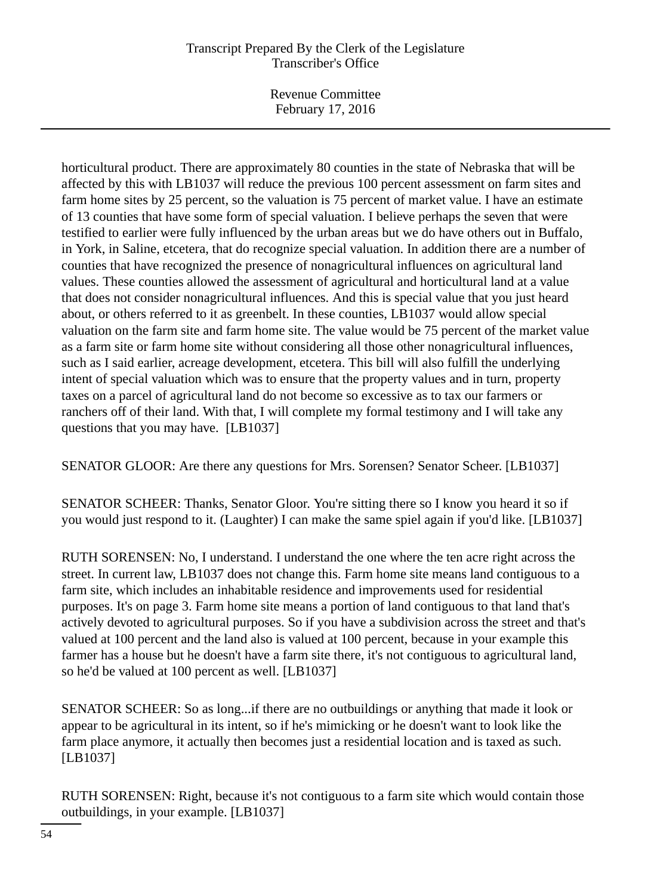horticultural product. There are approximately 80 counties in the state of Nebraska that will be affected by this with LB1037 will reduce the previous 100 percent assessment on farm sites and farm home sites by 25 percent, so the valuation is 75 percent of market value. I have an estimate of 13 counties that have some form of special valuation. I believe perhaps the seven that were testified to earlier were fully influenced by the urban areas but we do have others out in Buffalo, in York, in Saline, etcetera, that do recognize special valuation. In addition there are a number of counties that have recognized the presence of nonagricultural influences on agricultural land values. These counties allowed the assessment of agricultural and horticultural land at a value that does not consider nonagricultural influences. And this is special value that you just heard about, or others referred to it as greenbelt. In these counties, LB1037 would allow special valuation on the farm site and farm home site. The value would be 75 percent of the market value as a farm site or farm home site without considering all those other nonagricultural influences, such as I said earlier, acreage development, etcetera. This bill will also fulfill the underlying intent of special valuation which was to ensure that the property values and in turn, property taxes on a parcel of agricultural land do not become so excessive as to tax our farmers or ranchers off of their land. With that, I will complete my formal testimony and I will take any questions that you may have. [LB1037]

SENATOR GLOOR: Are there any questions for Mrs. Sorensen? Senator Scheer. [LB1037]

SENATOR SCHEER: Thanks, Senator Gloor. You're sitting there so I know you heard it so if you would just respond to it. (Laughter) I can make the same spiel again if you'd like. [LB1037]

RUTH SORENSEN: No, I understand. I understand the one where the ten acre right across the street. In current law, LB1037 does not change this. Farm home site means land contiguous to a farm site, which includes an inhabitable residence and improvements used for residential purposes. It's on page 3. Farm home site means a portion of land contiguous to that land that's actively devoted to agricultural purposes. So if you have a subdivision across the street and that's valued at 100 percent and the land also is valued at 100 percent, because in your example this farmer has a house but he doesn't have a farm site there, it's not contiguous to agricultural land, so he'd be valued at 100 percent as well. [LB1037]

SENATOR SCHEER: So as long...if there are no outbuildings or anything that made it look or appear to be agricultural in its intent, so if he's mimicking or he doesn't want to look like the farm place anymore, it actually then becomes just a residential location and is taxed as such. [LB1037]

RUTH SORENSEN: Right, because it's not contiguous to a farm site which would contain those outbuildings, in your example. [LB1037]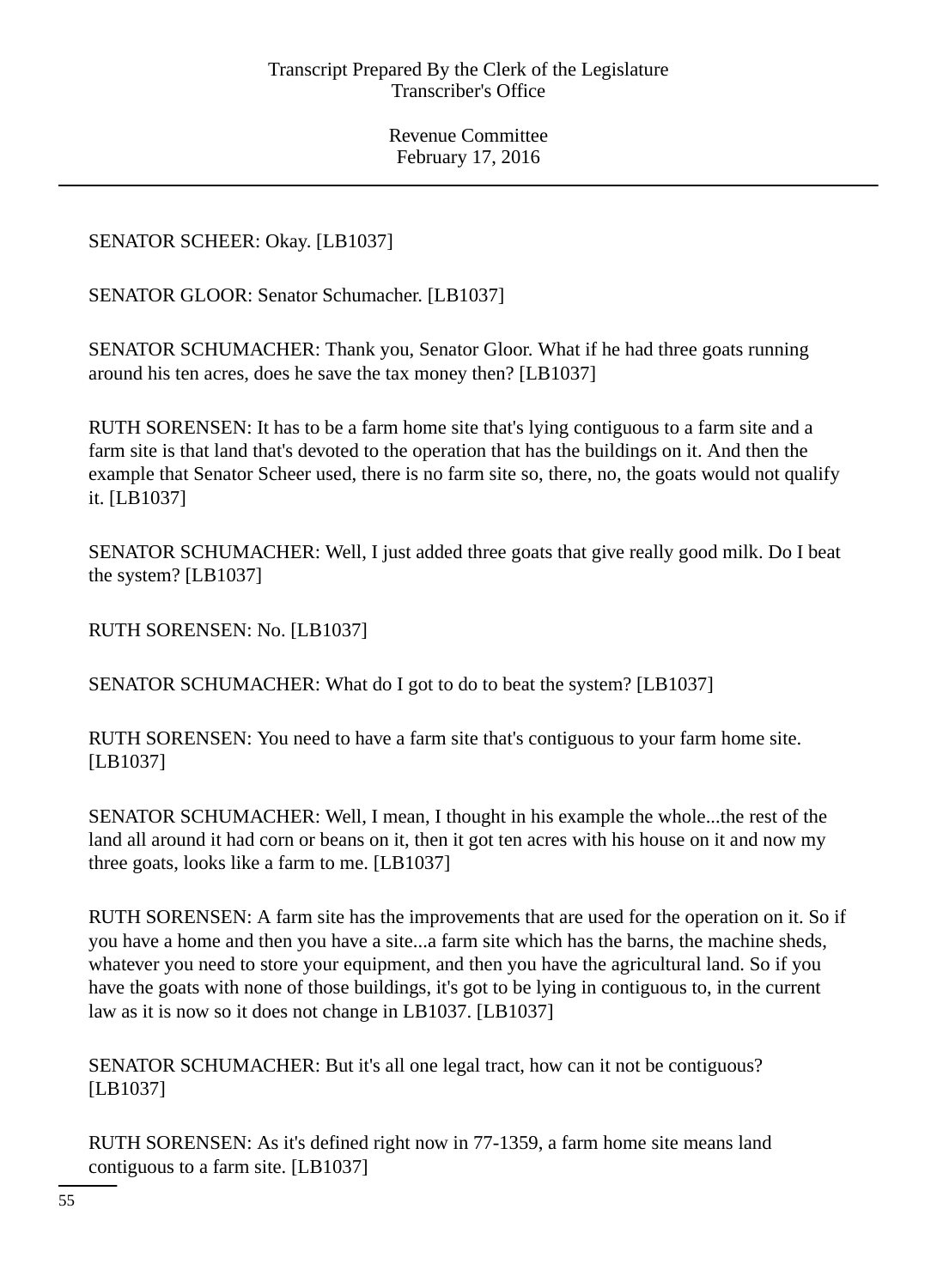SENATOR SCHEER: Okay. [LB1037]

SENATOR GLOOR: Senator Schumacher. [LB1037]

SENATOR SCHUMACHER: Thank you, Senator Gloor. What if he had three goats running around his ten acres, does he save the tax money then? [LB1037]

RUTH SORENSEN: It has to be a farm home site that's lying contiguous to a farm site and a farm site is that land that's devoted to the operation that has the buildings on it. And then the example that Senator Scheer used, there is no farm site so, there, no, the goats would not qualify it. [LB1037]

SENATOR SCHUMACHER: Well, I just added three goats that give really good milk. Do I beat the system? [LB1037]

RUTH SORENSEN: No. [LB1037]

SENATOR SCHUMACHER: What do I got to do to beat the system? [LB1037]

RUTH SORENSEN: You need to have a farm site that's contiguous to your farm home site. [LB1037]

SENATOR SCHUMACHER: Well, I mean, I thought in his example the whole...the rest of the land all around it had corn or beans on it, then it got ten acres with his house on it and now my three goats, looks like a farm to me. [LB1037]

RUTH SORENSEN: A farm site has the improvements that are used for the operation on it. So if you have a home and then you have a site...a farm site which has the barns, the machine sheds, whatever you need to store your equipment, and then you have the agricultural land. So if you have the goats with none of those buildings, it's got to be lying in contiguous to, in the current law as it is now so it does not change in LB1037. [LB1037]

SENATOR SCHUMACHER: But it's all one legal tract, how can it not be contiguous? [LB1037]

RUTH SORENSEN: As it's defined right now in 77-1359, a farm home site means land contiguous to a farm site. [LB1037]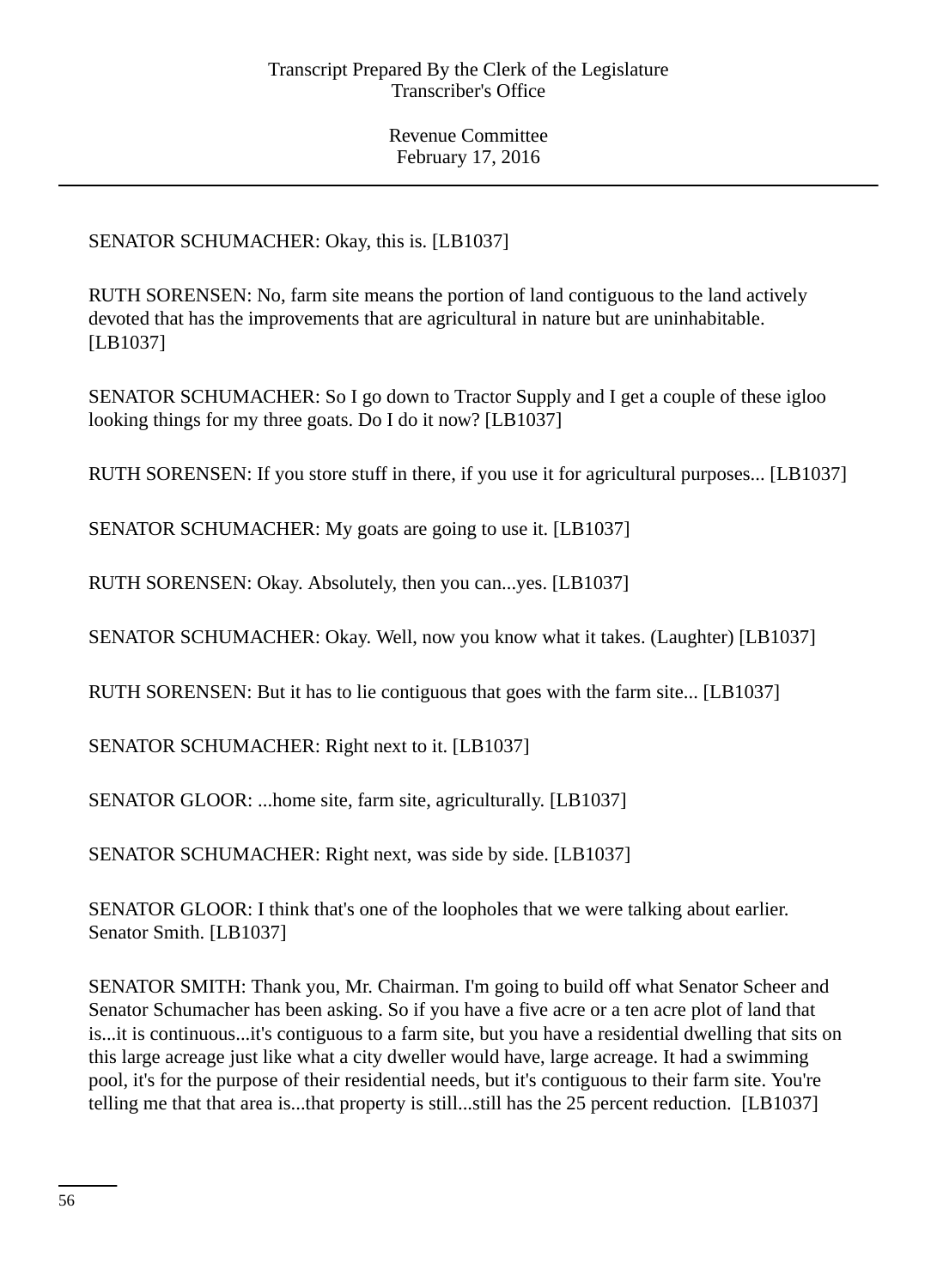SENATOR SCHUMACHER: Okay, this is. [LB1037]

RUTH SORENSEN: No, farm site means the portion of land contiguous to the land actively devoted that has the improvements that are agricultural in nature but are uninhabitable. [LB1037]

SENATOR SCHUMACHER: So I go down to Tractor Supply and I get a couple of these igloo looking things for my three goats. Do I do it now? [LB1037]

RUTH SORENSEN: If you store stuff in there, if you use it for agricultural purposes... [LB1037]

SENATOR SCHUMACHER: My goats are going to use it. [LB1037]

RUTH SORENSEN: Okay. Absolutely, then you can...yes. [LB1037]

SENATOR SCHUMACHER: Okay. Well, now you know what it takes. (Laughter) [LB1037]

RUTH SORENSEN: But it has to lie contiguous that goes with the farm site... [LB1037]

SENATOR SCHUMACHER: Right next to it. [LB1037]

SENATOR GLOOR: ...home site, farm site, agriculturally. [LB1037]

SENATOR SCHUMACHER: Right next, was side by side. [LB1037]

SENATOR GLOOR: I think that's one of the loopholes that we were talking about earlier. Senator Smith. [LB1037]

SENATOR SMITH: Thank you, Mr. Chairman. I'm going to build off what Senator Scheer and Senator Schumacher has been asking. So if you have a five acre or a ten acre plot of land that is...it is continuous...it's contiguous to a farm site, but you have a residential dwelling that sits on this large acreage just like what a city dweller would have, large acreage. It had a swimming pool, it's for the purpose of their residential needs, but it's contiguous to their farm site. You're telling me that that area is...that property is still...still has the 25 percent reduction. [LB1037]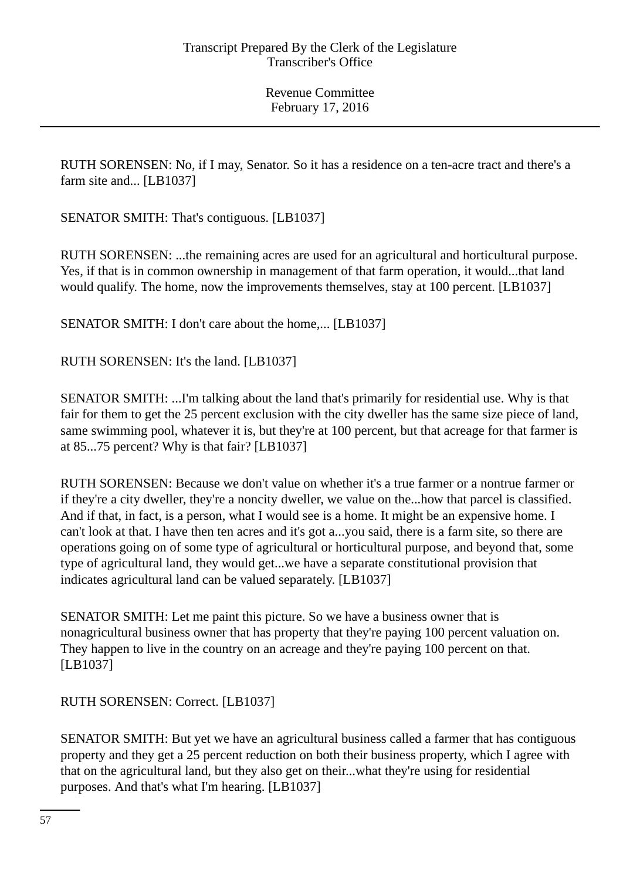RUTH SORENSEN: No, if I may, Senator. So it has a residence on a ten-acre tract and there's a farm site and... [LB1037]

SENATOR SMITH: That's contiguous. [LB1037]

RUTH SORENSEN: ...the remaining acres are used for an agricultural and horticultural purpose. Yes, if that is in common ownership in management of that farm operation, it would...that land would qualify. The home, now the improvements themselves, stay at 100 percent. [LB1037]

SENATOR SMITH: I don't care about the home,... [LB1037]

RUTH SORENSEN: It's the land. [LB1037]

SENATOR SMITH: ...I'm talking about the land that's primarily for residential use. Why is that fair for them to get the 25 percent exclusion with the city dweller has the same size piece of land, same swimming pool, whatever it is, but they're at 100 percent, but that acreage for that farmer is at 85...75 percent? Why is that fair? [LB1037]

RUTH SORENSEN: Because we don't value on whether it's a true farmer or a nontrue farmer or if they're a city dweller, they're a noncity dweller, we value on the...how that parcel is classified. And if that, in fact, is a person, what I would see is a home. It might be an expensive home. I can't look at that. I have then ten acres and it's got a...you said, there is a farm site, so there are operations going on of some type of agricultural or horticultural purpose, and beyond that, some type of agricultural land, they would get...we have a separate constitutional provision that indicates agricultural land can be valued separately. [LB1037]

SENATOR SMITH: Let me paint this picture. So we have a business owner that is nonagricultural business owner that has property that they're paying 100 percent valuation on. They happen to live in the country on an acreage and they're paying 100 percent on that. [LB1037]

RUTH SORENSEN: Correct. [LB1037]

SENATOR SMITH: But yet we have an agricultural business called a farmer that has contiguous property and they get a 25 percent reduction on both their business property, which I agree with that on the agricultural land, but they also get on their...what they're using for residential purposes. And that's what I'm hearing. [LB1037]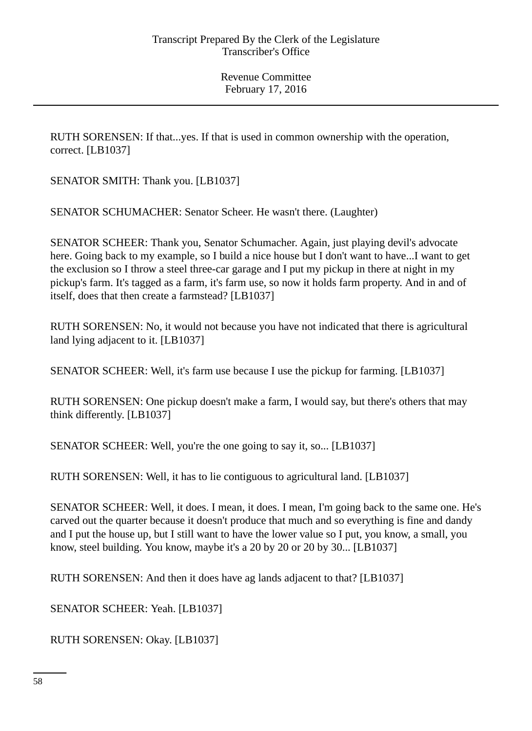RUTH SORENSEN: If that...yes. If that is used in common ownership with the operation, correct. [LB1037]

SENATOR SMITH: Thank you. [LB1037]

SENATOR SCHUMACHER: Senator Scheer. He wasn't there. (Laughter)

SENATOR SCHEER: Thank you, Senator Schumacher. Again, just playing devil's advocate here. Going back to my example, so I build a nice house but I don't want to have...I want to get the exclusion so I throw a steel three-car garage and I put my pickup in there at night in my pickup's farm. It's tagged as a farm, it's farm use, so now it holds farm property. And in and of itself, does that then create a farmstead? [LB1037]

RUTH SORENSEN: No, it would not because you have not indicated that there is agricultural land lying adjacent to it. [LB1037]

SENATOR SCHEER: Well, it's farm use because I use the pickup for farming. [LB1037]

RUTH SORENSEN: One pickup doesn't make a farm, I would say, but there's others that may think differently. [LB1037]

SENATOR SCHEER: Well, you're the one going to say it, so... [LB1037]

RUTH SORENSEN: Well, it has to lie contiguous to agricultural land. [LB1037]

SENATOR SCHEER: Well, it does. I mean, it does. I mean, I'm going back to the same one. He's carved out the quarter because it doesn't produce that much and so everything is fine and dandy and I put the house up, but I still want to have the lower value so I put, you know, a small, you know, steel building. You know, maybe it's a 20 by 20 or 20 by 30... [LB1037]

RUTH SORENSEN: And then it does have ag lands adjacent to that? [LB1037]

SENATOR SCHEER: Yeah. [LB1037]

RUTH SORENSEN: Okay. [LB1037]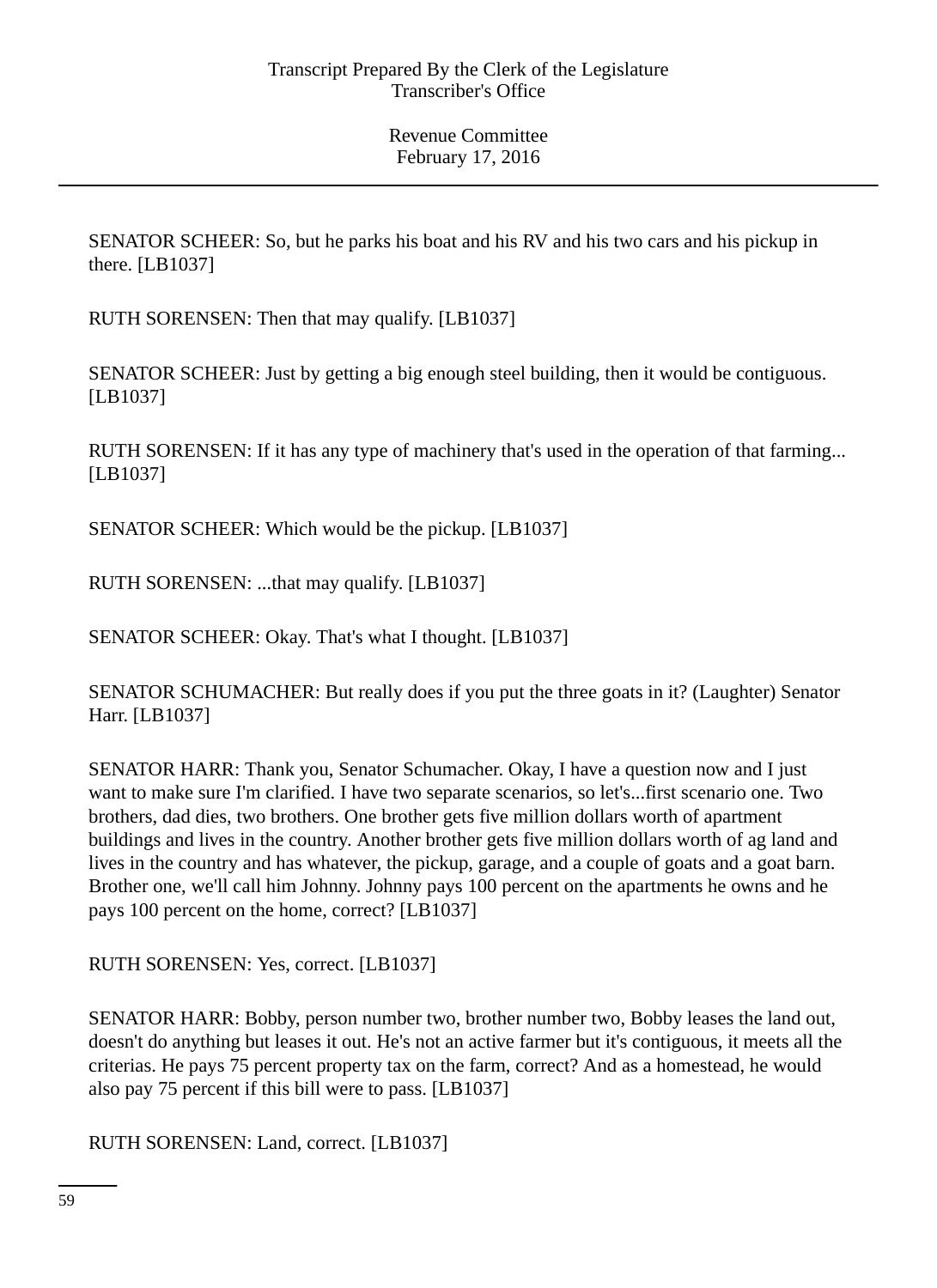SENATOR SCHEER: So, but he parks his boat and his RV and his two cars and his pickup in there. [LB1037]

RUTH SORENSEN: Then that may qualify. [LB1037]

SENATOR SCHEER: Just by getting a big enough steel building, then it would be contiguous. [LB1037]

RUTH SORENSEN: If it has any type of machinery that's used in the operation of that farming... [LB1037]

SENATOR SCHEER: Which would be the pickup. [LB1037]

RUTH SORENSEN: ...that may qualify. [LB1037]

SENATOR SCHEER: Okay. That's what I thought. [LB1037]

SENATOR SCHUMACHER: But really does if you put the three goats in it? (Laughter) Senator Harr. [LB1037]

SENATOR HARR: Thank you, Senator Schumacher. Okay, I have a question now and I just want to make sure I'm clarified. I have two separate scenarios, so let's...first scenario one. Two brothers, dad dies, two brothers. One brother gets five million dollars worth of apartment buildings and lives in the country. Another brother gets five million dollars worth of ag land and lives in the country and has whatever, the pickup, garage, and a couple of goats and a goat barn. Brother one, we'll call him Johnny. Johnny pays 100 percent on the apartments he owns and he pays 100 percent on the home, correct? [LB1037]

RUTH SORENSEN: Yes, correct. [LB1037]

SENATOR HARR: Bobby, person number two, brother number two, Bobby leases the land out, doesn't do anything but leases it out. He's not an active farmer but it's contiguous, it meets all the criterias. He pays 75 percent property tax on the farm, correct? And as a homestead, he would also pay 75 percent if this bill were to pass. [LB1037]

RUTH SORENSEN: Land, correct. [LB1037]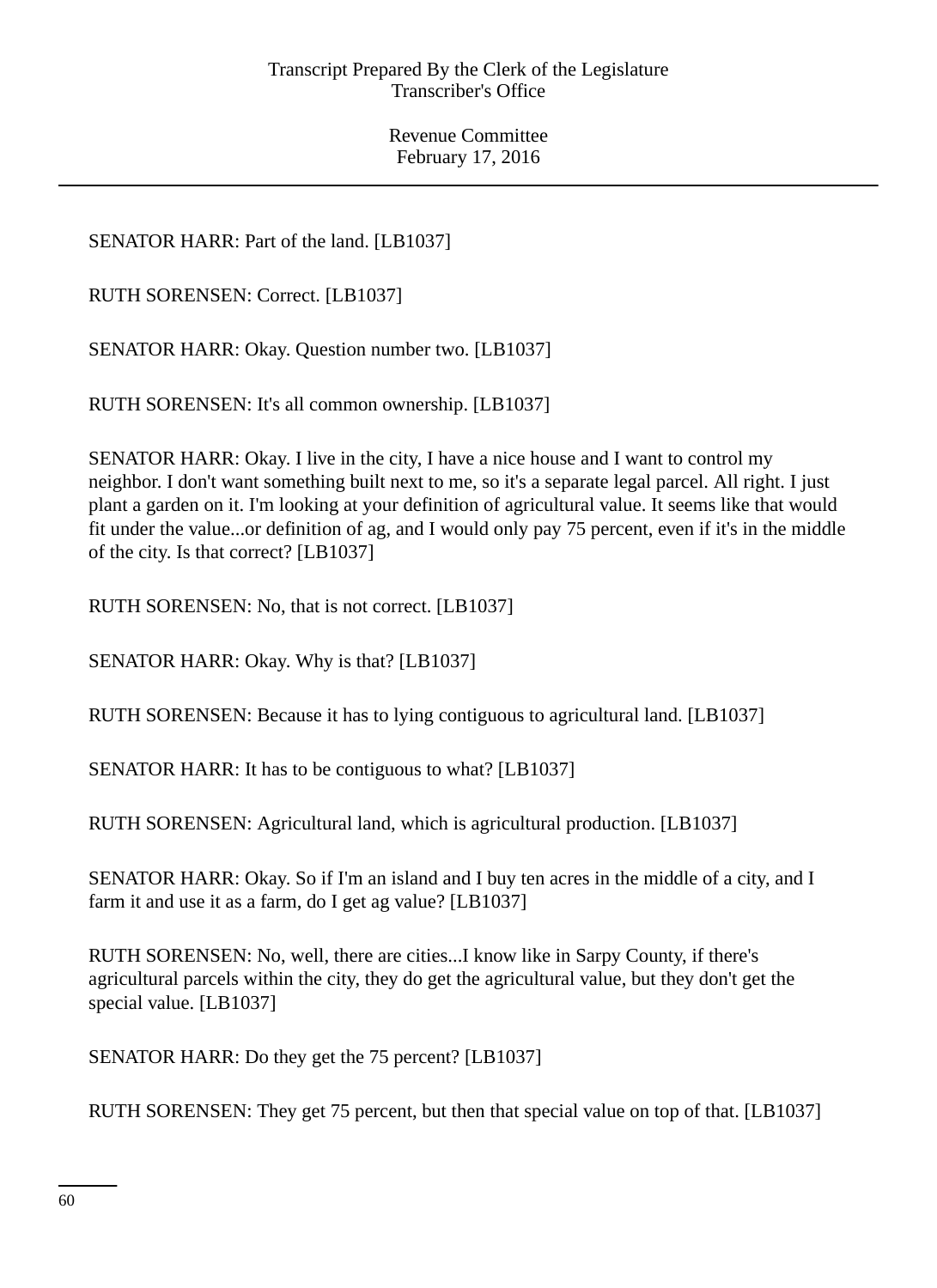SENATOR HARR: Part of the land. [LB1037]

RUTH SORENSEN: Correct. [LB1037]

SENATOR HARR: Okay. Question number two. [LB1037]

RUTH SORENSEN: It's all common ownership. [LB1037]

SENATOR HARR: Okay. I live in the city, I have a nice house and I want to control my neighbor. I don't want something built next to me, so it's a separate legal parcel. All right. I just plant a garden on it. I'm looking at your definition of agricultural value. It seems like that would fit under the value...or definition of ag, and I would only pay 75 percent, even if it's in the middle of the city. Is that correct? [LB1037]

RUTH SORENSEN: No, that is not correct. [LB1037]

SENATOR HARR: Okay. Why is that? [LB1037]

RUTH SORENSEN: Because it has to lying contiguous to agricultural land. [LB1037]

SENATOR HARR: It has to be contiguous to what? [LB1037]

RUTH SORENSEN: Agricultural land, which is agricultural production. [LB1037]

SENATOR HARR: Okay. So if I'm an island and I buy ten acres in the middle of a city, and I farm it and use it as a farm, do I get ag value? [LB1037]

RUTH SORENSEN: No, well, there are cities...I know like in Sarpy County, if there's agricultural parcels within the city, they do get the agricultural value, but they don't get the special value. [LB1037]

SENATOR HARR: Do they get the 75 percent? [LB1037]

RUTH SORENSEN: They get 75 percent, but then that special value on top of that. [LB1037]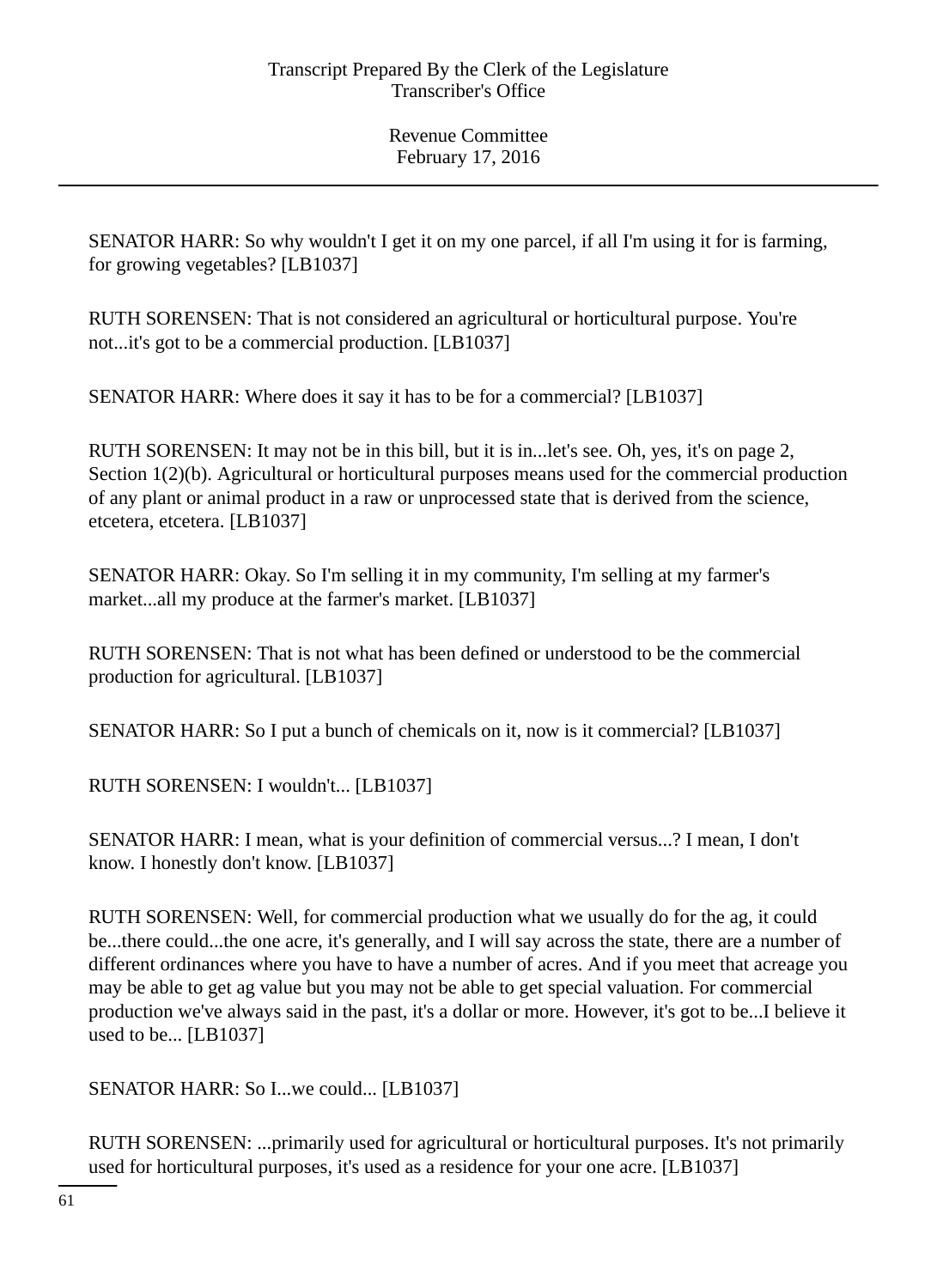SENATOR HARR: So why wouldn't I get it on my one parcel, if all I'm using it for is farming, for growing vegetables? [LB1037]

RUTH SORENSEN: That is not considered an agricultural or horticultural purpose. You're not...it's got to be a commercial production. [LB1037]

SENATOR HARR: Where does it say it has to be for a commercial? [LB1037]

RUTH SORENSEN: It may not be in this bill, but it is in...let's see. Oh, yes, it's on page 2, Section 1(2)(b). Agricultural or horticultural purposes means used for the commercial production of any plant or animal product in a raw or unprocessed state that is derived from the science, etcetera, etcetera. [LB1037]

SENATOR HARR: Okay. So I'm selling it in my community, I'm selling at my farmer's market...all my produce at the farmer's market. [LB1037]

RUTH SORENSEN: That is not what has been defined or understood to be the commercial production for agricultural. [LB1037]

SENATOR HARR: So I put a bunch of chemicals on it, now is it commercial? [LB1037]

RUTH SORENSEN: I wouldn't... [LB1037]

SENATOR HARR: I mean, what is your definition of commercial versus...? I mean, I don't know. I honestly don't know. [LB1037]

RUTH SORENSEN: Well, for commercial production what we usually do for the ag, it could be...there could...the one acre, it's generally, and I will say across the state, there are a number of different ordinances where you have to have a number of acres. And if you meet that acreage you may be able to get ag value but you may not be able to get special valuation. For commercial production we've always said in the past, it's a dollar or more. However, it's got to be...I believe it used to be... [LB1037]

SENATOR HARR: So I...we could... [LB1037]

RUTH SORENSEN: ...primarily used for agricultural or horticultural purposes. It's not primarily used for horticultural purposes, it's used as a residence for your one acre. [LB1037]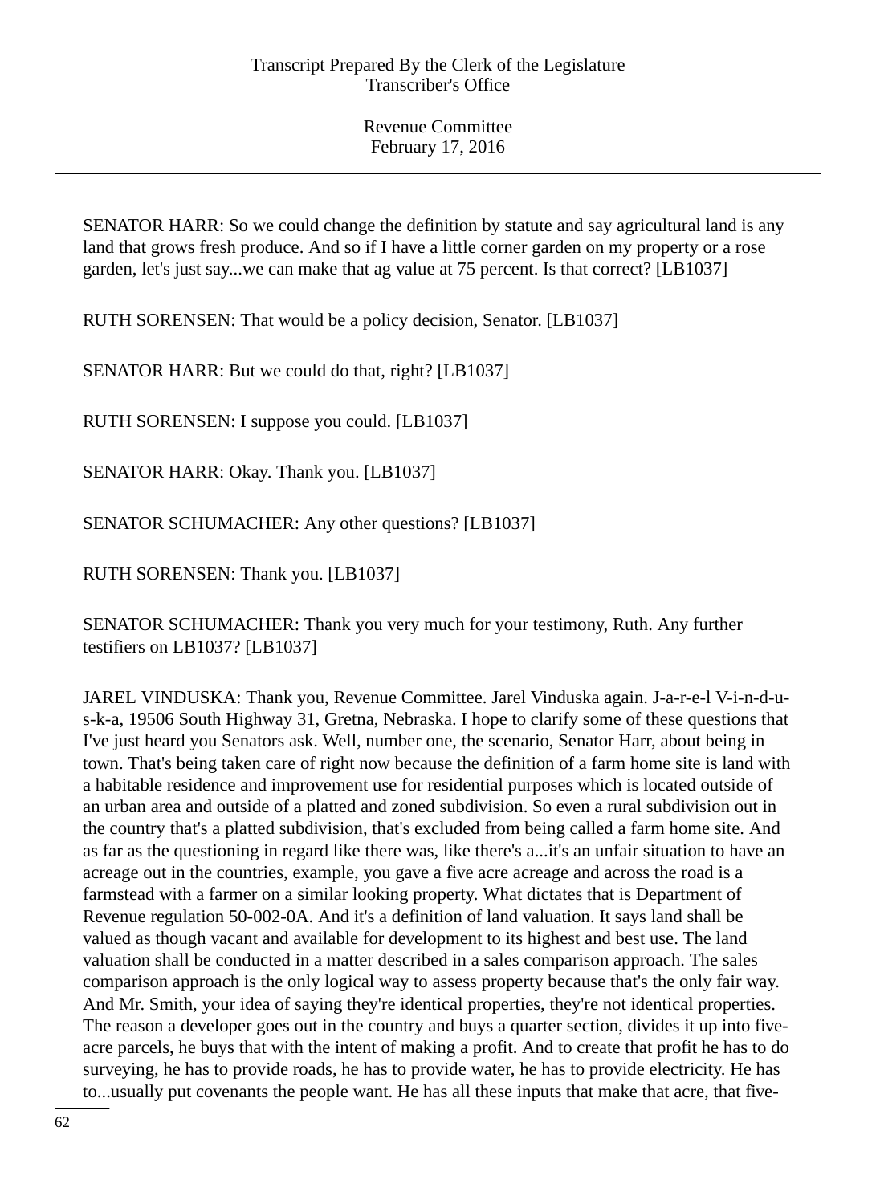SENATOR HARR: So we could change the definition by statute and say agricultural land is any land that grows fresh produce. And so if I have a little corner garden on my property or a rose garden, let's just say...we can make that ag value at 75 percent. Is that correct? [LB1037]

RUTH SORENSEN: That would be a policy decision, Senator. [LB1037]

SENATOR HARR: But we could do that, right? [LB1037]

RUTH SORENSEN: I suppose you could. [LB1037]

SENATOR HARR: Okay. Thank you. [LB1037]

SENATOR SCHUMACHER: Any other questions? [LB1037]

RUTH SORENSEN: Thank you. [LB1037]

SENATOR SCHUMACHER: Thank you very much for your testimony, Ruth. Any further testifiers on LB1037? [LB1037]

JAREL VINDUSKA: Thank you, Revenue Committee. Jarel Vinduska again. J-a-r-e-l V-i-n-d-u-s-k-a, 19506 South Highway 31, Gretna, Nebraska. I hope to clarify some of these questions that I've just heard you Senators ask. Well, number one, the scenario, Senator Harr, about being in town. That's being taken care of right now because the definition of a farm home site is land with a habitable residence and improvement use for residential purposes which is located outside of an urban area and outside of a platted and zoned subdivision. So even a rural subdivision out in the country that's a platted subdivision, that's excluded from being called a farm home site. And as far as the questioning in regard like there was, like there's a...it's an unfair situation to have an acreage out in the countries, example, you gave a five acre acreage and across the road is a farmstead with a farmer on a similar looking property. What dictates that is Department of Revenue regulation 50-002-0A. And it's a definition of land valuation. It says land shall be valued as though vacant and available for development to its highest and best use. The land valuation shall be conducted in a matter described in a sales comparison approach. The sales comparison approach is the only logical way to assess property because that's the only fair way. And Mr. Smith, your idea of saying they're identical properties, they're not identical properties. The reason a developer goes out in the country and buys a quarter section, divides it up into five-acre parcels, he buys that with the intent of making a profit. And to create that profit he has to do surveying, he has to provide roads, he has to provide water, he has to provide electricity. He has to...usually put covenants the people want. He has all these inputs that make that acre, that five-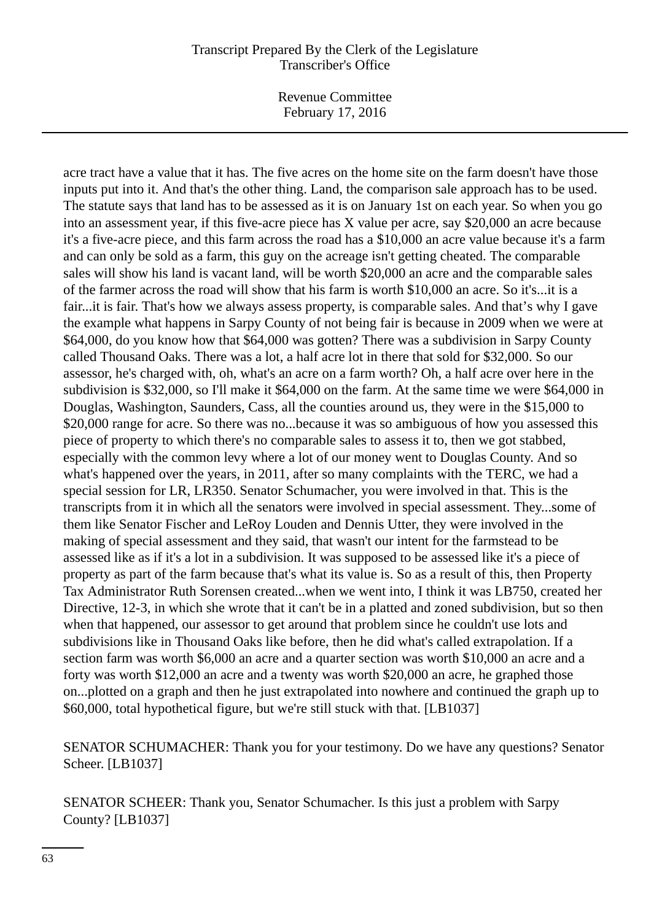acre tract have a value that it has. The five acres on the home site on the farm doesn't have those inputs put into it. And that's the other thing. Land, the comparison sale approach has to be used. The statute says that land has to be assessed as it is on January 1st on each year. So when you go into an assessment year, if this five-acre piece has X value per acre, say $20,000 an acre because it's a five-acre piece, and this farm across the road has a $10,000 an acre value because it's a farm and can only be sold as a farm, this guy on the acreage isn't getting cheated. The comparable sales will show his land is vacant land, will be worth $20,000 an acre and the comparable sales of the farmer across the road will show that his farm is worth $10,000 an acre. So it's...it is a fair...it is fair. That's how we always assess property, is comparable sales. And that’s why I gave the example what happens in Sarpy County of not being fair is because in 2009 when we were at $64,000, do you know how that $64,000 was gotten? There was a subdivision in Sarpy County called Thousand Oaks. There was a lot, a half acre lot in there that sold for $32,000. So our assessor, he's charged with, oh, what's an acre on a farm worth? Oh, a half acre over here in the subdivision is $32,000, so I'll make it $64,000 on the farm. At the same time we were $64,000 in Douglas, Washington, Saunders, Cass, all the counties around us, they were in the $15,000 to $20,000 range for acre. So there was no...because it was so ambiguous of how you assessed this piece of property to which there's no comparable sales to assess it to, then we got stabbed, especially with the common levy where a lot of our money went to Douglas County. And so what's happened over the years, in 2011, after so many complaints with the TERC, we had a special session for LR, LR350. Senator Schumacher, you were involved in that. This is the transcripts from it in which all the senators were involved in special assessment. They...some of them like Senator Fischer and LeRoy Louden and Dennis Utter, they were involved in the making of special assessment and they said, that wasn't our intent for the farmstead to be assessed like as if it's a lot in a subdivision. It was supposed to be assessed like it's a piece of property as part of the farm because that's what its value is. So as a result of this, then Property Tax Administrator Ruth Sorensen created...when we went into, I think it was LB750, created her Directive, 12-3, in which she wrote that it can't be in a platted and zoned subdivision, but so then when that happened, our assessor to get around that problem since he couldn't use lots and subdivisions like in Thousand Oaks like before, then he did what's called extrapolation. If a section farm was worth $6,000 an acre and a quarter section was worth $10,000 an acre and a forty was worth $12,000 an acre and a twenty was worth $20,000 an acre, he graphed those on...plotted on a graph and then he just extrapolated into nowhere and continued the graph up to $60,000, total hypothetical figure, but we're still stuck with that. [LB1037]

SENATOR SCHUMACHER: Thank you for your testimony. Do we have any questions? Senator Scheer. [LB1037]

SENATOR SCHEER: Thank you, Senator Schumacher. Is this just a problem with Sarpy County? [LB1037]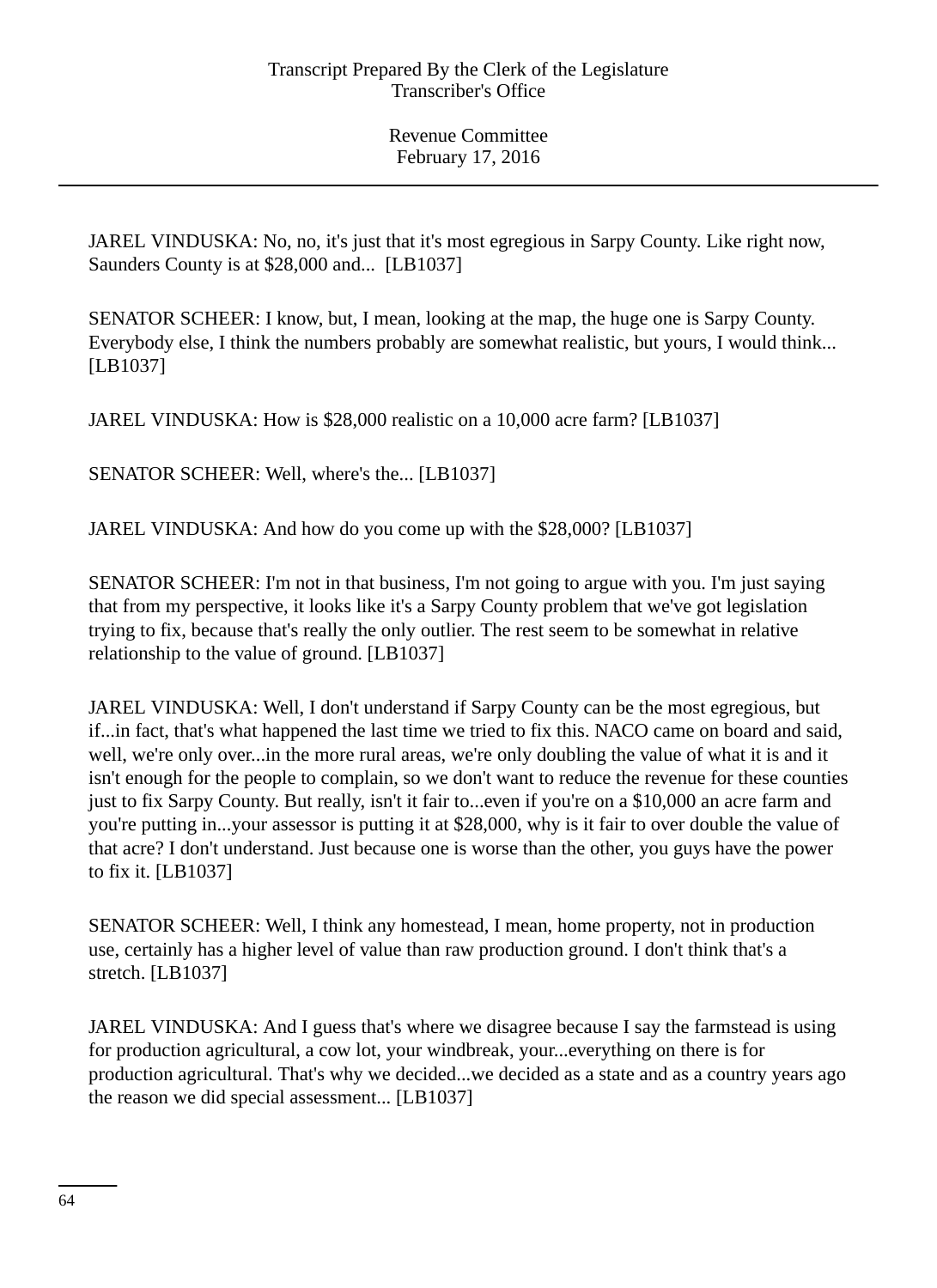JAREL VINDUSKA: No, no, it's just that it's most egregious in Sarpy County. Like right now, Saunders County is at $28,000 and... [LB1037]

SENATOR SCHEER: I know, but, I mean, looking at the map, the huge one is Sarpy County. Everybody else, I think the numbers probably are somewhat realistic, but yours, I would think... [LB1037]

JAREL VINDUSKA: How is $28,000 realistic on a 10,000 acre farm? [LB1037]

SENATOR SCHEER: Well, where's the... [LB1037]

JAREL VINDUSKA: And how do you come up with the $28,000? [LB1037]

SENATOR SCHEER: I'm not in that business, I'm not going to argue with you. I'm just saying that from my perspective, it looks like it's a Sarpy County problem that we've got legislation trying to fix, because that's really the only outlier. The rest seem to be somewhat in relative relationship to the value of ground. [LB1037]

JAREL VINDUSKA: Well, I don't understand if Sarpy County can be the most egregious, but if...in fact, that's what happened the last time we tried to fix this. NACO came on board and said, well, we're only over...in the more rural areas, we're only doubling the value of what it is and it isn't enough for the people to complain, so we don't want to reduce the revenue for these counties just to fix Sarpy County. But really, isn't it fair to...even if you're on a $10,000 an acre farm and you're putting in...your assessor is putting it at $28,000, why is it fair to over double the value of that acre? I don't understand. Just because one is worse than the other, you guys have the power to fix it. [LB1037]

SENATOR SCHEER: Well, I think any homestead, I mean, home property, not in production use, certainly has a higher level of value than raw production ground. I don't think that's a stretch. [LB1037]

JAREL VINDUSKA: And I guess that's where we disagree because I say the farmstead is using for production agricultural, a cow lot, your windbreak, your...everything on there is for production agricultural. That's why we decided...we decided as a state and as a country years ago the reason we did special assessment... [LB1037]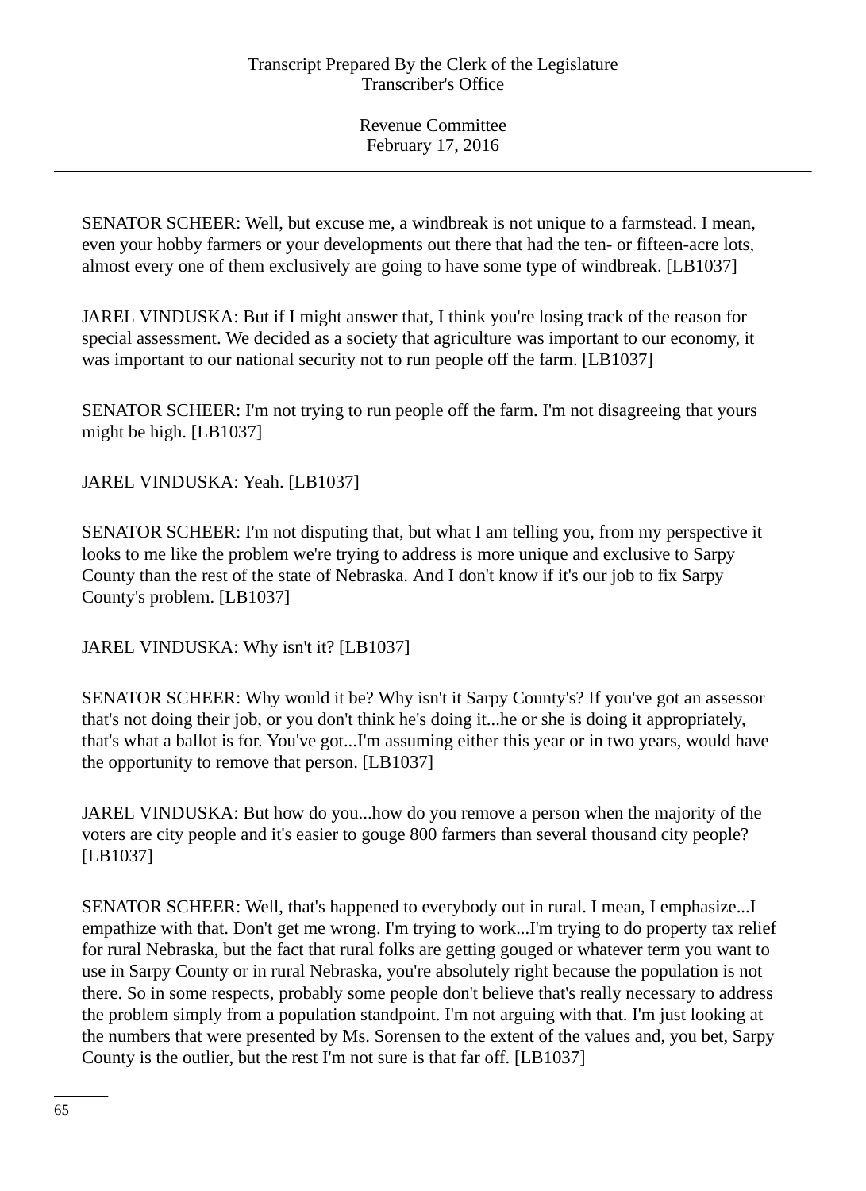SENATOR SCHEER: Well, but excuse me, a windbreak is not unique to a farmstead. I mean, even your hobby farmers or your developments out there that had the ten- or fifteen-acre lots, almost every one of them exclusively are going to have some type of windbreak. [LB1037]

JAREL VINDUSKA: But if I might answer that, I think you're losing track of the reason for special assessment. We decided as a society that agriculture was important to our economy, it was important to our national security not to run people off the farm. [LB1037]

SENATOR SCHEER: I'm not trying to run people off the farm. I'm not disagreeing that yours might be high. [LB1037]

JAREL VINDUSKA: Yeah. [LB1037]

SENATOR SCHEER: I'm not disputing that, but what I am telling you, from my perspective it looks to me like the problem we're trying to address is more unique and exclusive to Sarpy County than the rest of the state of Nebraska. And I don't know if it's our job to fix Sarpy County's problem. [LB1037]

JAREL VINDUSKA: Why isn't it? [LB1037]

SENATOR SCHEER: Why would it be? Why isn't it Sarpy County's? If you've got an assessor that's not doing their job, or you don't think he's doing it...he or she is doing it appropriately, that's what a ballot is for. You've got...I'm assuming either this year or in two years, would have the opportunity to remove that person. [LB1037]

JAREL VINDUSKA: But how do you...how do you remove a person when the majority of the voters are city people and it's easier to gouge 800 farmers than several thousand city people? [LB1037]

SENATOR SCHEER: Well, that's happened to everybody out in rural. I mean, I emphasize...I empathize with that. Don't get me wrong. I'm trying to work...I'm trying to do property tax relief for rural Nebraska, but the fact that rural folks are getting gouged or whatever term you want to use in Sarpy County or in rural Nebraska, you're absolutely right because the population is not there. So in some respects, probably some people don't believe that's really necessary to address the problem simply from a population standpoint. I'm not arguing with that. I'm just looking at the numbers that were presented by Ms. Sorensen to the extent of the values and, you bet, Sarpy County is the outlier, but the rest I'm not sure is that far off. [LB1037]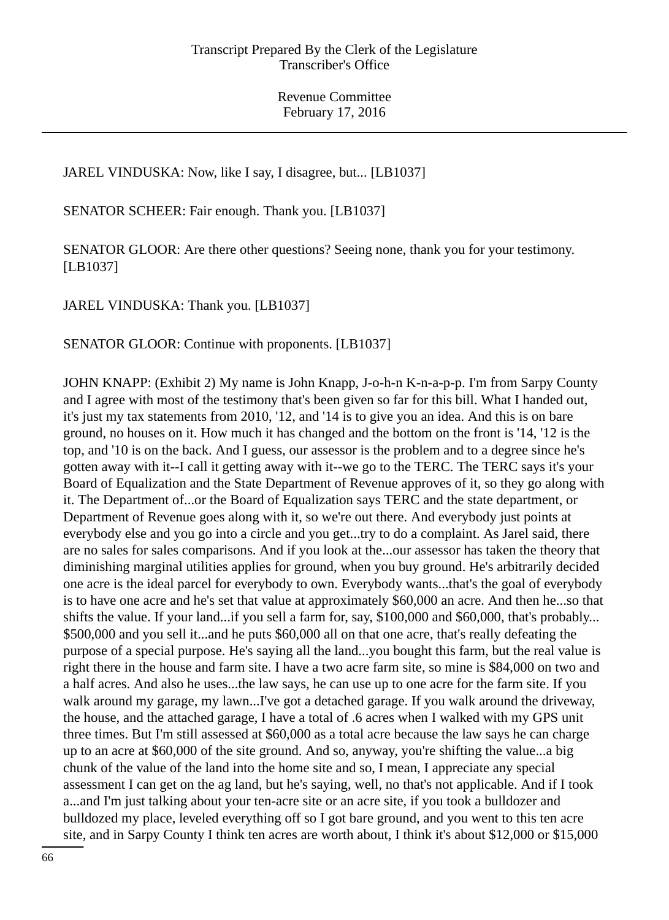JAREL VINDUSKA: Now, like I say, I disagree, but... [LB1037]

SENATOR SCHEER: Fair enough. Thank you. [LB1037]

SENATOR GLOOR: Are there other questions? Seeing none, thank you for your testimony. [LB1037]

JAREL VINDUSKA: Thank you. [LB1037]

SENATOR GLOOR: Continue with proponents. [LB1037]

JOHN KNAPP: (Exhibit 2) My name is John Knapp, J-o-h-n K-n-a-p-p. I'm from Sarpy County and I agree with most of the testimony that's been given so far for this bill. What I handed out, it's just my tax statements from 2010, '12, and '14 is to give you an idea. And this is on bare ground, no houses on it. How much it has changed and the bottom on the front is '14, '12 is the top, and '10 is on the back. And I guess, our assessor is the problem and to a degree since he's gotten away with it--I call it getting away with it--we go to the TERC. The TERC says it's your Board of Equalization and the State Department of Revenue approves of it, so they go along with it. The Department of...or the Board of Equalization says TERC and the state department, or Department of Revenue goes along with it, so we're out there. And everybody just points at everybody else and you go into a circle and you get...try to do a complaint. As Jarel said, there are no sales for sales comparisons. And if you look at the...our assessor has taken the theory that diminishing marginal utilities applies for ground, when you buy ground. He's arbitrarily decided one acre is the ideal parcel for everybody to own. Everybody wants...that's the goal of everybody is to have one acre and he's set that value at approximately $60,000 an acre. And then he...so that shifts the value. If your land...if you sell a farm for, say, $100,000 and $60,000, that's probably... $500,000 and you sell it...and he puts $60,000 all on that one acre, that's really defeating the purpose of a special purpose. He's saying all the land...you bought this farm, but the real value is right there in the house and farm site. I have a two acre farm site, so mine is $84,000 on two and a half acres. And also he uses...the law says, he can use up to one acre for the farm site. If you walk around my garage, my lawn...I've got a detached garage. If you walk around the driveway, the house, and the attached garage, I have a total of .6 acres when I walked with my GPS unit three times. But I'm still assessed at $60,000 as a total acre because the law says he can charge up to an acre at $60,000 of the site ground. And so, anyway, you're shifting the value...a big chunk of the value of the land into the home site and so, I mean, I appreciate any special assessment I can get on the ag land, but he's saying, well, no that's not applicable. And if I took a...and I'm just talking about your ten-acre site or an acre site, if you took a bulldozer and bulldozed my place, leveled everything off so I got bare ground, and you went to this ten acre site, and in Sarpy County I think ten acres are worth about, I think it's about $12,000 or $15,000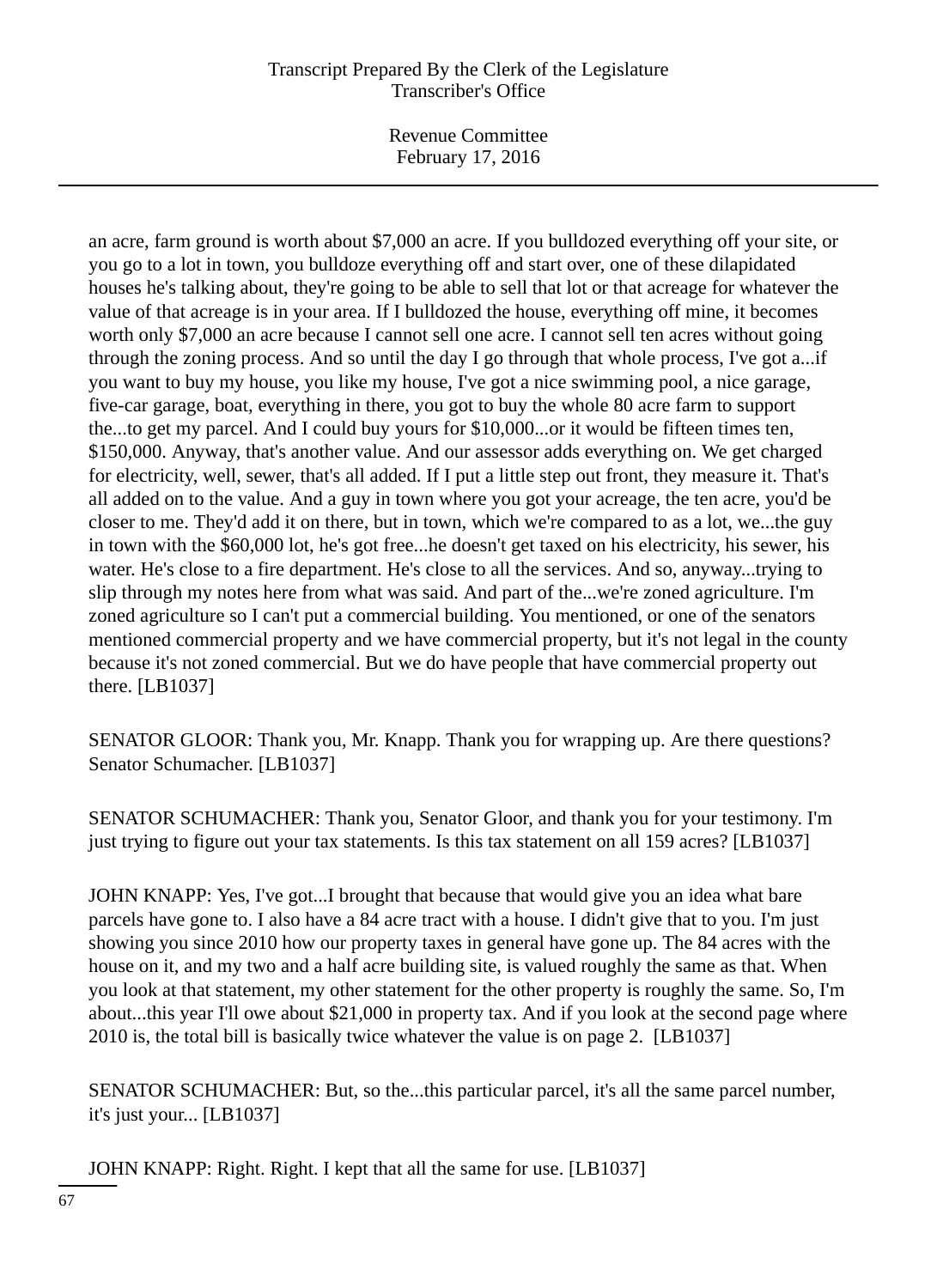an acre, farm ground is worth about $7,000 an acre. If you bulldozed everything off your site, or you go to a lot in town, you bulldoze everything off and start over, one of these dilapidated houses he's talking about, they're going to be able to sell that lot or that acreage for whatever the value of that acreage is in your area. If I bulldozed the house, everything off mine, it becomes worth only $7,000 an acre because I cannot sell one acre. I cannot sell ten acres without going through the zoning process. And so until the day I go through that whole process, I've got a...if you want to buy my house, you like my house, I've got a nice swimming pool, a nice garage, five-car garage, boat, everything in there, you got to buy the whole 80 acre farm to support the...to get my parcel. And I could buy yours for $10,000...or it would be fifteen times ten, $150,000. Anyway, that's another value. And our assessor adds everything on. We get charged for electricity, well, sewer, that's all added. If I put a little step out front, they measure it. That's all added on to the value. And a guy in town where you got your acreage, the ten acre, you'd be closer to me. They'd add it on there, but in town, which we're compared to as a lot, we...the guy in town with the $60,000 lot, he's got free...he doesn't get taxed on his electricity, his sewer, his water. He's close to a fire department. He's close to all the services. And so, anyway...trying to slip through my notes here from what was said. And part of the...we're zoned agriculture. I'm zoned agriculture so I can't put a commercial building. You mentioned, or one of the senators mentioned commercial property and we have commercial property, but it's not legal in the county because it's not zoned commercial. But we do have people that have commercial property out there. [LB1037]

SENATOR GLOOR: Thank you, Mr. Knapp. Thank you for wrapping up. Are there questions? Senator Schumacher. [LB1037]

SENATOR SCHUMACHER: Thank you, Senator Gloor, and thank you for your testimony. I'm just trying to figure out your tax statements. Is this tax statement on all 159 acres? [LB1037]

JOHN KNAPP: Yes, I've got...I brought that because that would give you an idea what bare parcels have gone to. I also have a 84 acre tract with a house. I didn't give that to you. I'm just showing you since 2010 how our property taxes in general have gone up. The 84 acres with the house on it, and my two and a half acre building site, is valued roughly the same as that. When you look at that statement, my other statement for the other property is roughly the same. So, I'm about...this year I'll owe about $21,000 in property tax. And if you look at the second page where 2010 is, the total bill is basically twice whatever the value is on page 2. [LB1037]

SENATOR SCHUMACHER: But, so the...this particular parcel, it's all the same parcel number, it's just your... [LB1037]

JOHN KNAPP: Right. Right. I kept that all the same for use. [LB1037]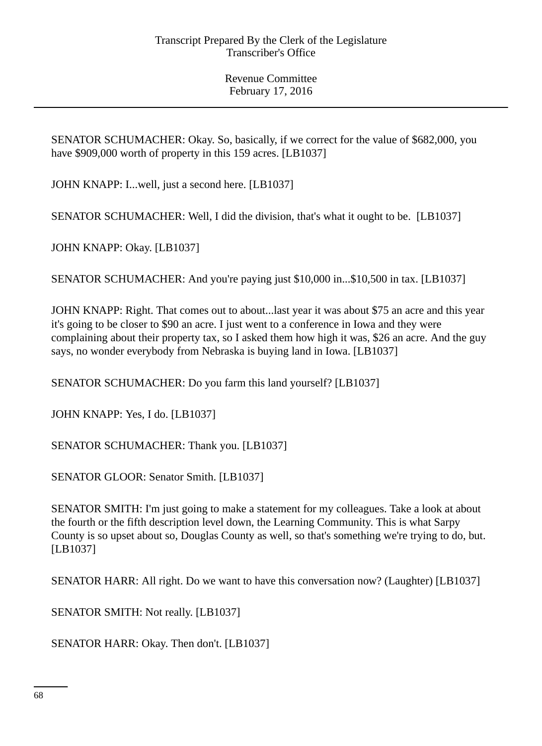SENATOR SCHUMACHER: Okay. So, basically, if we correct for the value of $682,000, you have $909,000 worth of property in this 159 acres. [LB1037]

JOHN KNAPP: I...well, just a second here. [LB1037]

SENATOR SCHUMACHER: Well, I did the division, that's what it ought to be. [LB1037]

JOHN KNAPP: Okay. [LB1037]

SENATOR SCHUMACHER: And you're paying just $10,000 in...$10,500 in tax. [LB1037]

JOHN KNAPP: Right. That comes out to about...last year it was about $75 an acre and this year it's going to be closer to $90 an acre. I just went to a conference in Iowa and they were complaining about their property tax, so I asked them how high it was, $26 an acre. And the guy says, no wonder everybody from Nebraska is buying land in Iowa. [LB1037]

SENATOR SCHUMACHER: Do you farm this land yourself? [LB1037]

JOHN KNAPP: Yes, I do. [LB1037]

SENATOR SCHUMACHER: Thank you. [LB1037]

SENATOR GLOOR: Senator Smith. [LB1037]

SENATOR SMITH: I'm just going to make a statement for my colleagues. Take a look at about the fourth or the fifth description level down, the Learning Community. This is what Sarpy County is so upset about so, Douglas County as well, so that's something we're trying to do, but. [LB1037]

SENATOR HARR: All right. Do we want to have this conversation now? (Laughter) [LB1037]

SENATOR SMITH: Not really. [LB1037]

SENATOR HARR: Okay. Then don't. [LB1037]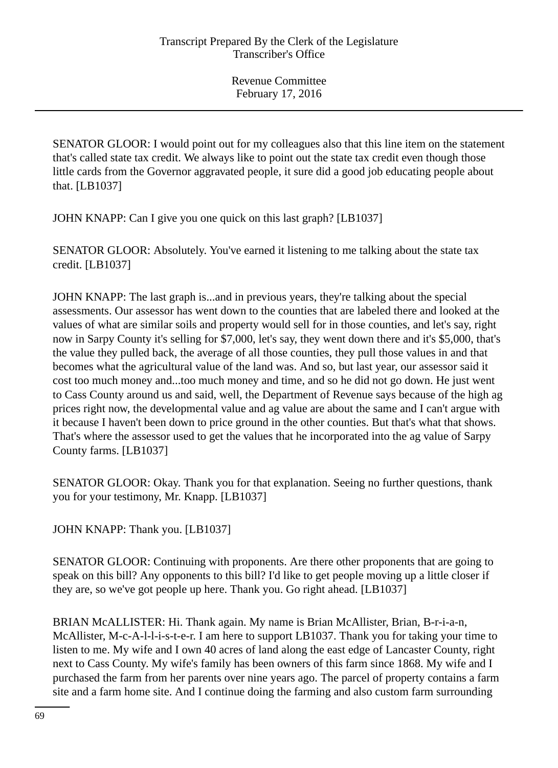SENATOR GLOOR: I would point out for my colleagues also that this line item on the statement that's called state tax credit. We always like to point out the state tax credit even though those little cards from the Governor aggravated people, it sure did a good job educating people about that. [LB1037]

JOHN KNAPP: Can I give you one quick on this last graph? [LB1037]

SENATOR GLOOR: Absolutely. You've earned it listening to me talking about the state tax credit. [LB1037]

JOHN KNAPP: The last graph is...and in previous years, they're talking about the special assessments. Our assessor has went down to the counties that are labeled there and looked at the values of what are similar soils and property would sell for in those counties, and let's say, right now in Sarpy County it's selling for $7,000, let's say, they went down there and it's $5,000, that's the value they pulled back, the average of all those counties, they pull those values in and that becomes what the agricultural value of the land was. And so, but last year, our assessor said it cost too much money and...too much money and time, and so he did not go down. He just went to Cass County around us and said, well, the Department of Revenue says because of the high ag prices right now, the developmental value and ag value are about the same and I can't argue with it because I haven't been down to price ground in the other counties. But that's what that shows. That's where the assessor used to get the values that he incorporated into the ag value of Sarpy County farms. [LB1037]

SENATOR GLOOR: Okay. Thank you for that explanation. Seeing no further questions, thank you for your testimony, Mr. Knapp. [LB1037]

JOHN KNAPP: Thank you. [LB1037]

SENATOR GLOOR: Continuing with proponents. Are there other proponents that are going to speak on this bill? Any opponents to this bill? I'd like to get people moving up a little closer if they are, so we've got people up here. Thank you. Go right ahead. [LB1037]

BRIAN McALLISTER: Hi. Thank again. My name is Brian McAllister, Brian, B-r-i-a-n, McAllister, M-c-A-l-l-i-s-t-e-r. I am here to support LB1037. Thank you for taking your time to listen to me. My wife and I own 40 acres of land along the east edge of Lancaster County, right next to Cass County. My wife's family has been owners of this farm since 1868. My wife and I purchased the farm from her parents over nine years ago. The parcel of property contains a farm site and a farm home site. And I continue doing the farming and also custom farm surrounding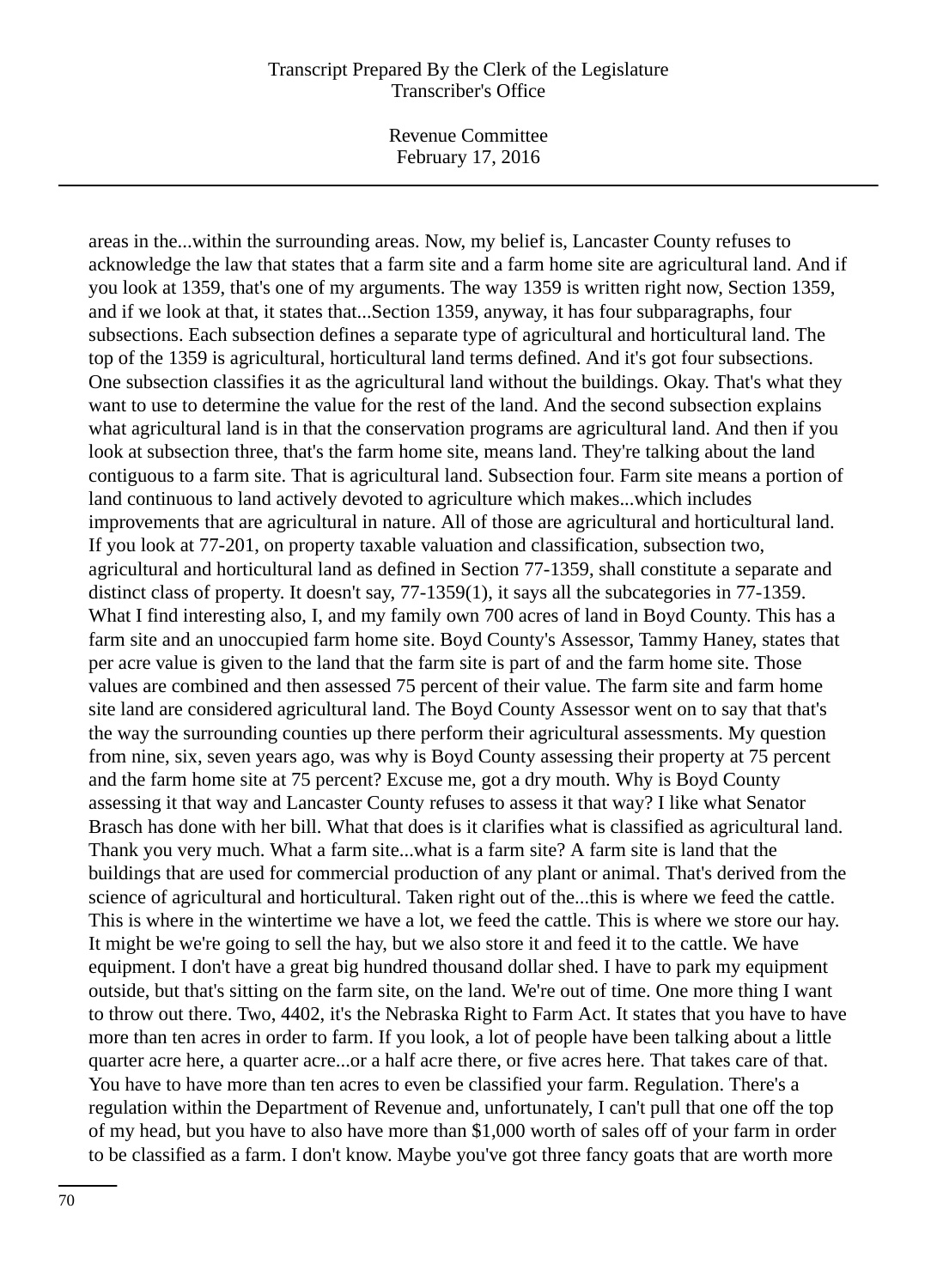areas in the...within the surrounding areas. Now, my belief is, Lancaster County refuses to acknowledge the law that states that a farm site and a farm home site are agricultural land. And if you look at 1359, that's one of my arguments. The way 1359 is written right now, Section 1359, and if we look at that, it states that...Section 1359, anyway, it has four subparagraphs, four subsections. Each subsection defines a separate type of agricultural and horticultural land. The top of the 1359 is agricultural, horticultural land terms defined. And it's got four subsections. One subsection classifies it as the agricultural land without the buildings. Okay. That's what they want to use to determine the value for the rest of the land. And the second subsection explains what agricultural land is in that the conservation programs are agricultural land. And then if you look at subsection three, that's the farm home site, means land. They're talking about the land contiguous to a farm site. That is agricultural land. Subsection four. Farm site means a portion of land continuous to land actively devoted to agriculture which makes...which includes improvements that are agricultural in nature. All of those are agricultural and horticultural land. If you look at 77-201, on property taxable valuation and classification, subsection two, agricultural and horticultural land as defined in Section 77-1359, shall constitute a separate and distinct class of property. It doesn't say, 77-1359(1), it says all the subcategories in 77-1359. What I find interesting also, I, and my family own 700 acres of land in Boyd County. This has a farm site and an unoccupied farm home site. Boyd County's Assessor, Tammy Haney, states that per acre value is given to the land that the farm site is part of and the farm home site. Those values are combined and then assessed 75 percent of their value. The farm site and farm home site land are considered agricultural land. The Boyd County Assessor went on to say that that's the way the surrounding counties up there perform their agricultural assessments. My question from nine, six, seven years ago, was why is Boyd County assessing their property at 75 percent and the farm home site at 75 percent? Excuse me, got a dry mouth. Why is Boyd County assessing it that way and Lancaster County refuses to assess it that way? I like what Senator Brasch has done with her bill. What that does is it clarifies what is classified as agricultural land. Thank you very much. What a farm site...what is a farm site? A farm site is land that the buildings that are used for commercial production of any plant or animal. That's derived from the science of agricultural and horticultural. Taken right out of the...this is where we feed the cattle. This is where in the wintertime we have a lot, we feed the cattle. This is where we store our hay. It might be we're going to sell the hay, but we also store it and feed it to the cattle. We have equipment. I don't have a great big hundred thousand dollar shed. I have to park my equipment outside, but that's sitting on the farm site, on the land. We're out of time. One more thing I want to throw out there. Two, 4402, it's the Nebraska Right to Farm Act. It states that you have to have more than ten acres in order to farm. If you look, a lot of people have been talking about a little quarter acre here, a quarter acre...or a half acre there, or five acres here. That takes care of that. You have to have more than ten acres to even be classified your farm. Regulation. There's a regulation within the Department of Revenue and, unfortunately, I can't pull that one off the top of my head, but you have to also have more than $1,000 worth of sales off of your farm in order to be classified as a farm. I don't know. Maybe you've got three fancy goats that are worth more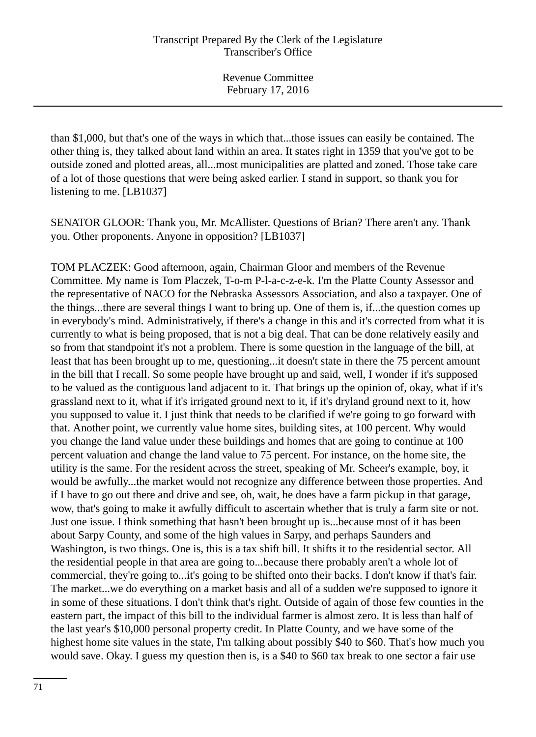than $1,000, but that's one of the ways in which that...those issues can easily be contained. The other thing is, they talked about land within an area. It states right in 1359 that you've got to be outside zoned and plotted areas, all...most municipalities are platted and zoned. Those take care of a lot of those questions that were being asked earlier. I stand in support, so thank you for listening to me. [LB1037]

SENATOR GLOOR: Thank you, Mr. McAllister. Questions of Brian? There aren't any. Thank you. Other proponents. Anyone in opposition? [LB1037]

TOM PLACZEK: Good afternoon, again, Chairman Gloor and members of the Revenue Committee. My name is Tom Placzek, T-o-m P-l-a-c-z-e-k. I'm the Platte County Assessor and the representative of NACO for the Nebraska Assessors Association, and also a taxpayer. One of the things...there are several things I want to bring up. One of them is, if...the question comes up in everybody's mind. Administratively, if there's a change in this and it's corrected from what it is currently to what is being proposed, that is not a big deal. That can be done relatively easily and so from that standpoint it's not a problem. There is some question in the language of the bill, at least that has been brought up to me, questioning...it doesn't state in there the 75 percent amount in the bill that I recall. So some people have brought up and said, well, I wonder if it's supposed to be valued as the contiguous land adjacent to it. That brings up the opinion of, okay, what if it's grassland next to it, what if it's irrigated ground next to it, if it's dryland ground next to it, how you supposed to value it. I just think that needs to be clarified if we're going to go forward with that. Another point, we currently value home sites, building sites, at 100 percent. Why would you change the land value under these buildings and homes that are going to continue at 100 percent valuation and change the land value to 75 percent. For instance, on the home site, the utility is the same. For the resident across the street, speaking of Mr. Scheer's example, boy, it would be awfully...the market would not recognize any difference between those properties. And if I have to go out there and drive and see, oh, wait, he does have a farm pickup in that garage, wow, that's going to make it awfully difficult to ascertain whether that is truly a farm site or not. Just one issue. I think something that hasn't been brought up is...because most of it has been about Sarpy County, and some of the high values in Sarpy, and perhaps Saunders and Washington, is two things. One is, this is a tax shift bill. It shifts it to the residential sector. All the residential people in that area are going to...because there probably aren't a whole lot of commercial, they're going to...it's going to be shifted onto their backs. I don't know if that's fair. The market...we do everything on a market basis and all of a sudden we're supposed to ignore it in some of these situations. I don't think that's right. Outside of again of those few counties in the eastern part, the impact of this bill to the individual farmer is almost zero. It is less than half of the last year's $10,000 personal property credit. In Platte County, and we have some of the highest home site values in the state, I'm talking about possibly $40 to $60. That's how much you would save. Okay. I guess my question then is, is a $40 to $60 tax break to one sector a fair use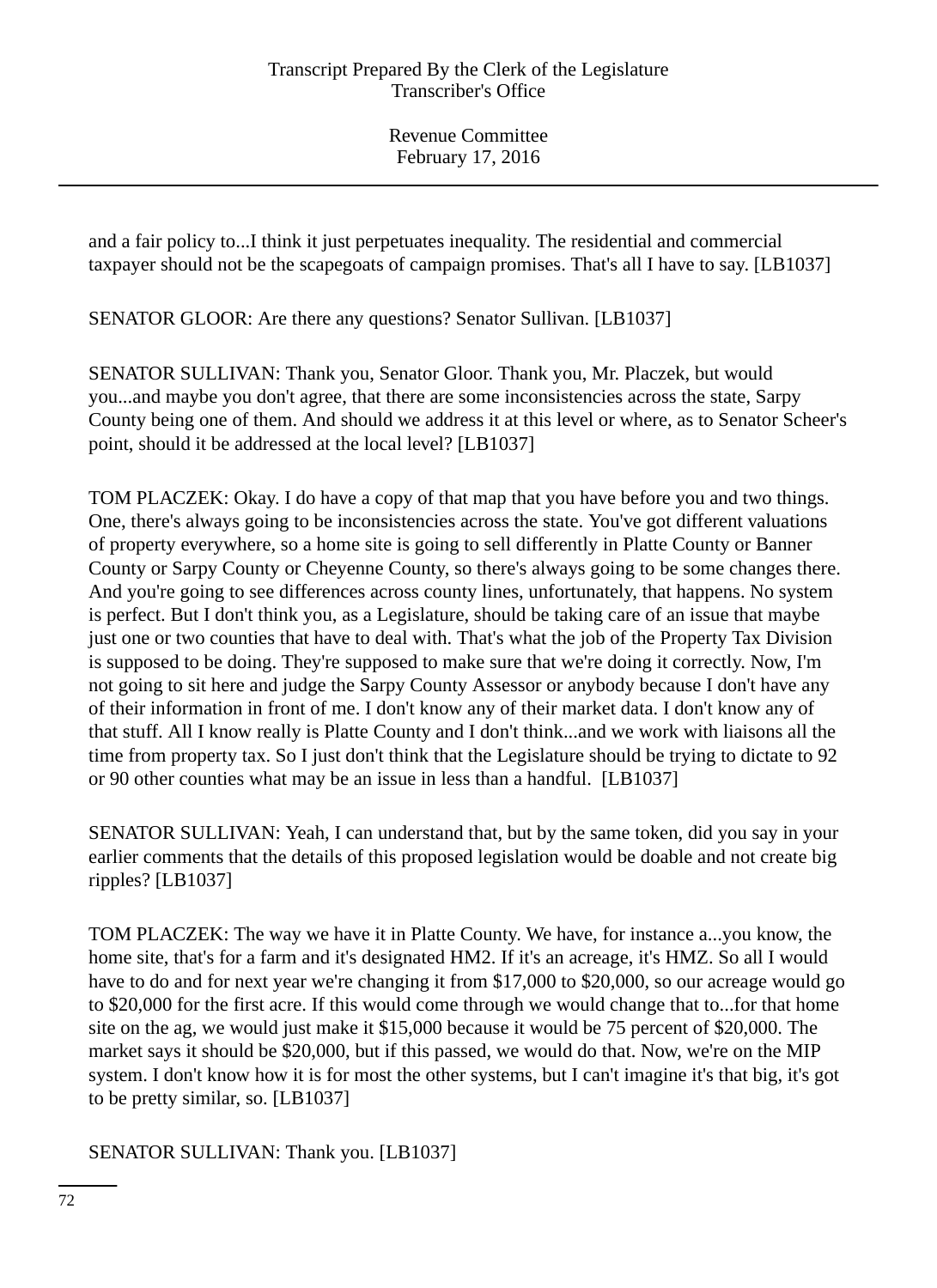and a fair policy to...I think it just perpetuates inequality. The residential and commercial taxpayer should not be the scapegoats of campaign promises. That's all I have to say. [LB1037]

SENATOR GLOOR: Are there any questions? Senator Sullivan. [LB1037]

SENATOR SULLIVAN: Thank you, Senator Gloor. Thank you, Mr. Placzek, but would you...and maybe you don't agree, that there are some inconsistencies across the state, Sarpy County being one of them. And should we address it at this level or where, as to Senator Scheer's point, should it be addressed at the local level? [LB1037]

TOM PLACZEK: Okay. I do have a copy of that map that you have before you and two things. One, there's always going to be inconsistencies across the state. You've got different valuations of property everywhere, so a home site is going to sell differently in Platte County or Banner County or Sarpy County or Cheyenne County, so there's always going to be some changes there. And you're going to see differences across county lines, unfortunately, that happens. No system is perfect. But I don't think you, as a Legislature, should be taking care of an issue that maybe just one or two counties that have to deal with. That's what the job of the Property Tax Division is supposed to be doing. They're supposed to make sure that we're doing it correctly. Now, I'm not going to sit here and judge the Sarpy County Assessor or anybody because I don't have any of their information in front of me. I don't know any of their market data. I don't know any of that stuff. All I know really is Platte County and I don't think...and we work with liaisons all the time from property tax. So I just don't think that the Legislature should be trying to dictate to 92 or 90 other counties what may be an issue in less than a handful. [LB1037]

SENATOR SULLIVAN: Yeah, I can understand that, but by the same token, did you say in your earlier comments that the details of this proposed legislation would be doable and not create big ripples? [LB1037]

TOM PLACZEK: The way we have it in Platte County. We have, for instance a...you know, the home site, that's for a farm and it's designated HM2. If it's an acreage, it's HMZ. So all I would have to do and for next year we're changing it from $17,000 to $20,000, so our acreage would go to $20,000 for the first acre. If this would come through we would change that to...for that home site on the ag, we would just make it $15,000 because it would be 75 percent of $20,000. The market says it should be $20,000, but if this passed, we would do that. Now, we're on the MIP system. I don't know how it is for most the other systems, but I can't imagine it's that big, it's got to be pretty similar, so. [LB1037]

SENATOR SULLIVAN: Thank you. [LB1037]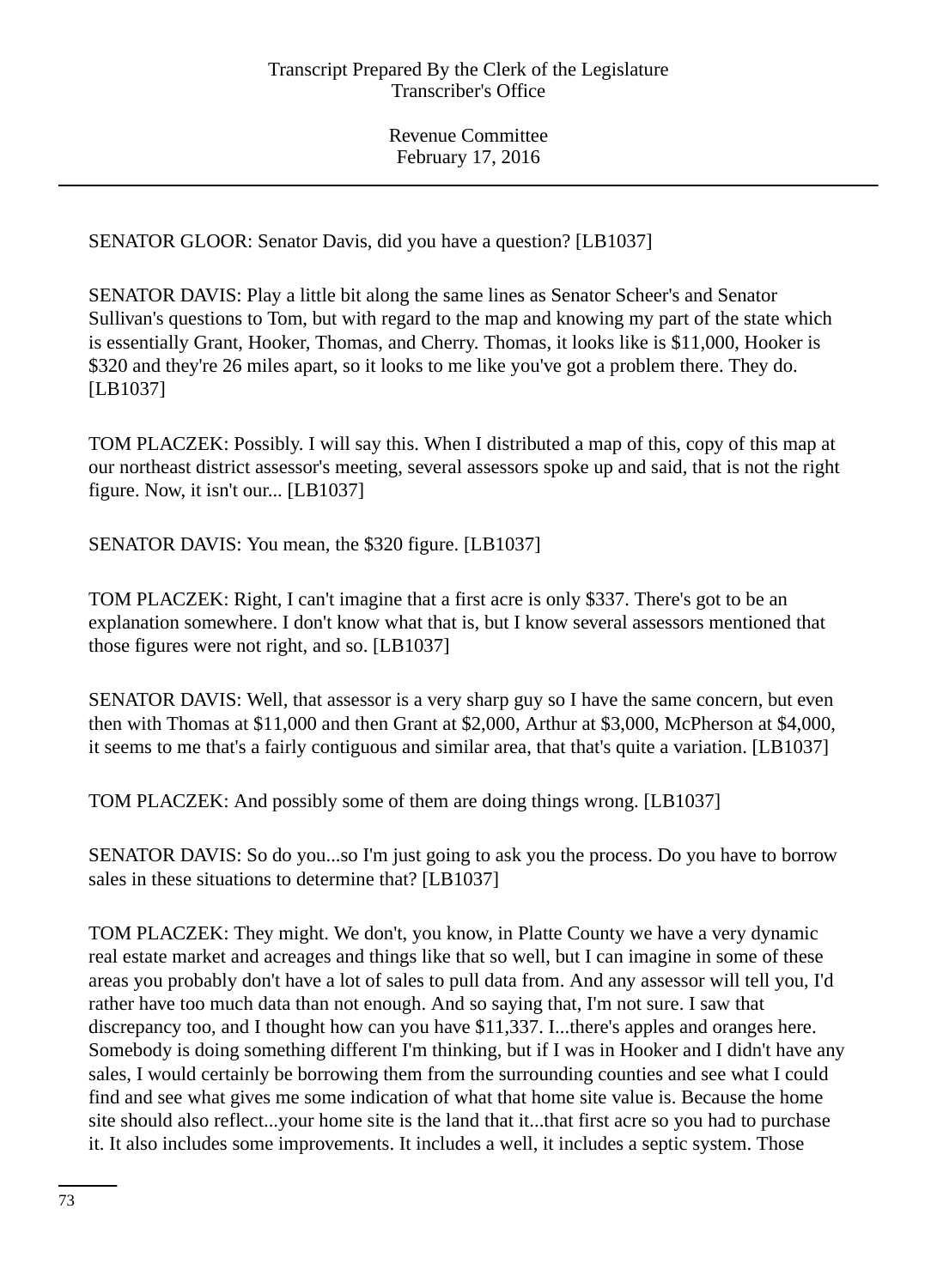SENATOR GLOOR: Senator Davis, did you have a question? [LB1037]

SENATOR DAVIS: Play a little bit along the same lines as Senator Scheer's and Senator Sullivan's questions to Tom, but with regard to the map and knowing my part of the state which is essentially Grant, Hooker, Thomas, and Cherry. Thomas, it looks like is $11,000, Hooker is $320 and they're 26 miles apart, so it looks to me like you've got a problem there. They do. [LB1037]

TOM PLACZEK: Possibly. I will say this. When I distributed a map of this, copy of this map at our northeast district assessor's meeting, several assessors spoke up and said, that is not the right figure. Now, it isn't our... [LB1037]

SENATOR DAVIS: You mean, the $320 figure. [LB1037]

TOM PLACZEK: Right, I can't imagine that a first acre is only $337. There's got to be an explanation somewhere. I don't know what that is, but I know several assessors mentioned that those figures were not right, and so. [LB1037]

SENATOR DAVIS: Well, that assessor is a very sharp guy so I have the same concern, but even then with Thomas at $11,000 and then Grant at $2,000, Arthur at $3,000, McPherson at $4,000, it seems to me that's a fairly contiguous and similar area, that that's quite a variation. [LB1037]

TOM PLACZEK: And possibly some of them are doing things wrong. [LB1037]

SENATOR DAVIS: So do you...so I'm just going to ask you the process. Do you have to borrow sales in these situations to determine that? [LB1037]

TOM PLACZEK: They might. We don't, you know, in Platte County we have a very dynamic real estate market and acreages and things like that so well, but I can imagine in some of these areas you probably don't have a lot of sales to pull data from. And any assessor will tell you, I'd rather have too much data than not enough. And so saying that, I'm not sure. I saw that discrepancy too, and I thought how can you have $11,337. I...there's apples and oranges here. Somebody is doing something different I'm thinking, but if I was in Hooker and I didn't have any sales, I would certainly be borrowing them from the surrounding counties and see what I could find and see what gives me some indication of what that home site value is. Because the home site should also reflect...your home site is the land that it...that first acre so you had to purchase it. It also includes some improvements. It includes a well, it includes a septic system. Those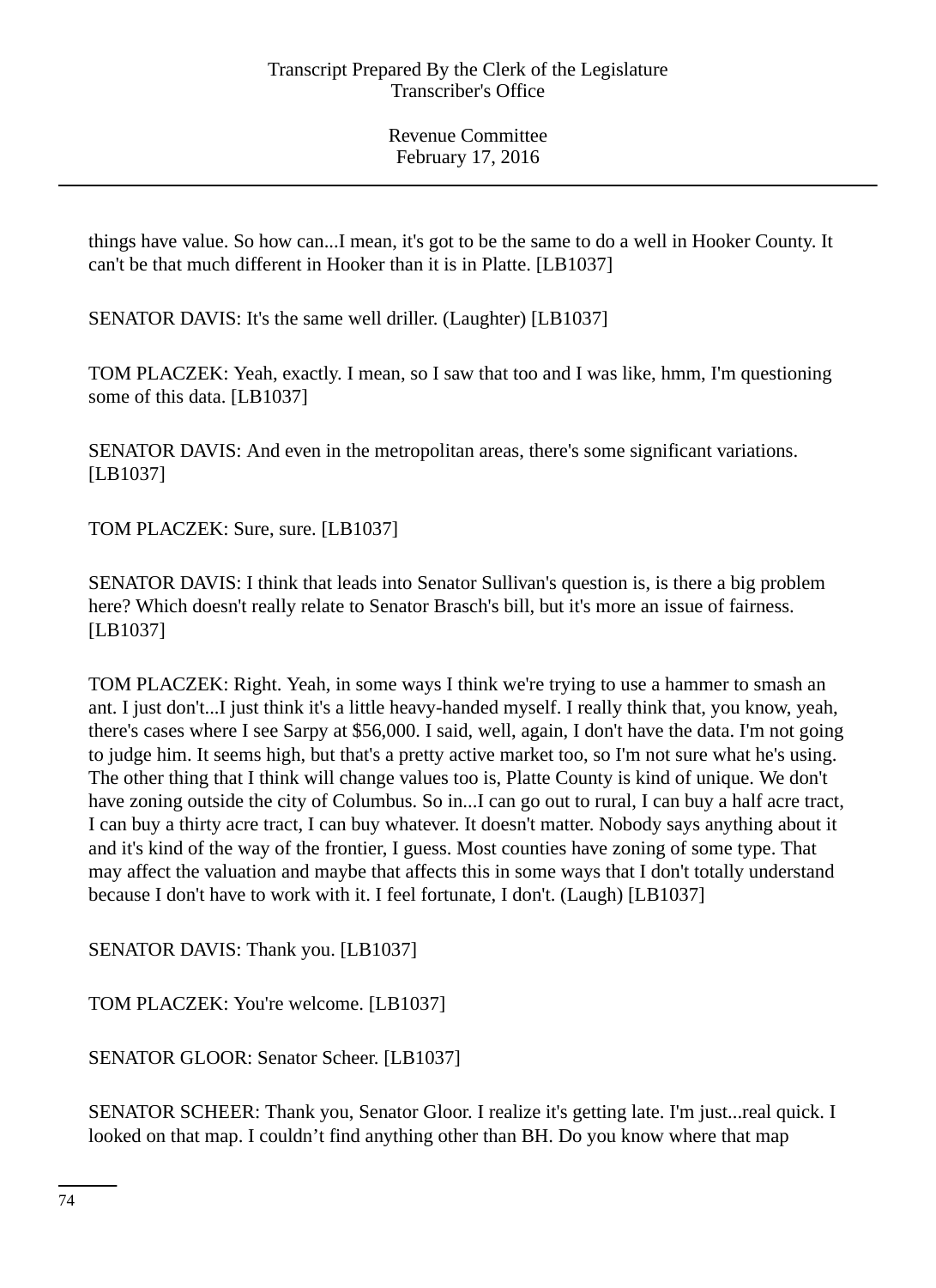things have value. So how can...I mean, it's got to be the same to do a well in Hooker County. It can't be that much different in Hooker than it is in Platte. [LB1037]

SENATOR DAVIS: It's the same well driller. (Laughter) [LB1037]

TOM PLACZEK: Yeah, exactly. I mean, so I saw that too and I was like, hmm, I'm questioning some of this data. [LB1037]

SENATOR DAVIS: And even in the metropolitan areas, there's some significant variations. [LB1037]

TOM PLACZEK: Sure, sure. [LB1037]

SENATOR DAVIS: I think that leads into Senator Sullivan's question is, is there a big problem here? Which doesn't really relate to Senator Brasch's bill, but it's more an issue of fairness. [LB1037]

TOM PLACZEK: Right. Yeah, in some ways I think we're trying to use a hammer to smash an ant. I just don't...I just think it's a little heavy-handed myself. I really think that, you know, yeah, there's cases where I see Sarpy at $56,000. I said, well, again, I don't have the data. I'm not going to judge him. It seems high, but that's a pretty active market too, so I'm not sure what he's using. The other thing that I think will change values too is, Platte County is kind of unique. We don't have zoning outside the city of Columbus. So in...I can go out to rural, I can buy a half acre tract, I can buy a thirty acre tract, I can buy whatever. It doesn't matter. Nobody says anything about it and it's kind of the way of the frontier, I guess. Most counties have zoning of some type. That may affect the valuation and maybe that affects this in some ways that I don't totally understand because I don't have to work with it. I feel fortunate, I don't. (Laugh) [LB1037]

SENATOR DAVIS: Thank you. [LB1037]

TOM PLACZEK: You're welcome. [LB1037]

SENATOR GLOOR: Senator Scheer. [LB1037]

SENATOR SCHEER: Thank you, Senator Gloor. I realize it's getting late. I'm just...real quick. I looked on that map. I couldn't find anything other than BH. Do you know where that map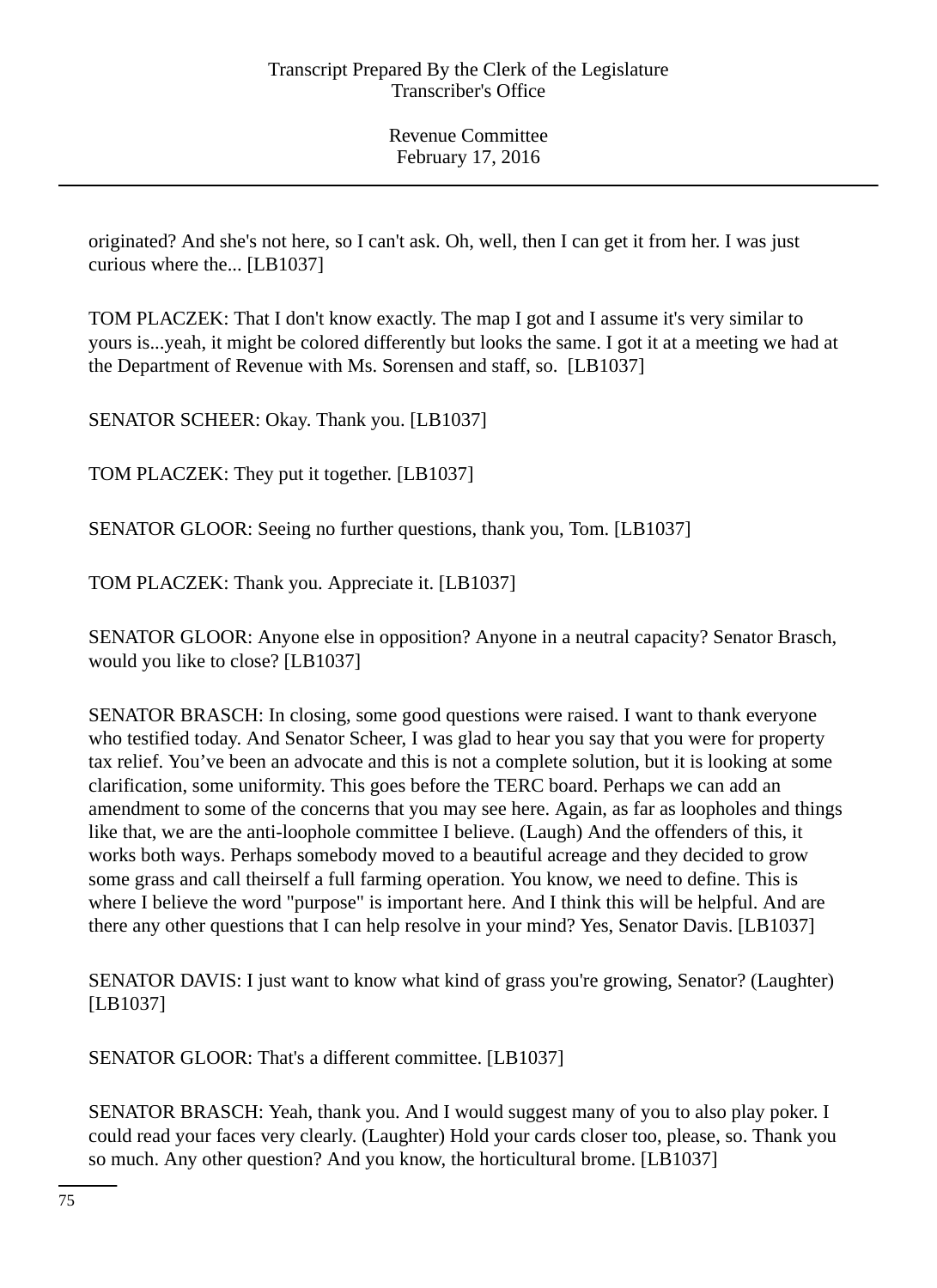originated? And she's not here, so I can't ask. Oh, well, then I can get it from her. I was just curious where the... [LB1037]

TOM PLACZEK: That I don't know exactly. The map I got and I assume it's very similar to yours is...yeah, it might be colored differently but looks the same. I got it at a meeting we had at the Department of Revenue with Ms. Sorensen and staff, so. [LB1037]

SENATOR SCHEER: Okay. Thank you. [LB1037]

TOM PLACZEK: They put it together. [LB1037]

SENATOR GLOOR: Seeing no further questions, thank you, Tom. [LB1037]

TOM PLACZEK: Thank you. Appreciate it. [LB1037]

SENATOR GLOOR: Anyone else in opposition? Anyone in a neutral capacity? Senator Brasch, would you like to close? [LB1037]

SENATOR BRASCH: In closing, some good questions were raised. I want to thank everyone who testified today. And Senator Scheer, I was glad to hear you say that you were for property tax relief. You've been an advocate and this is not a complete solution, but it is looking at some clarification, some uniformity. This goes before the TERC board. Perhaps we can add an amendment to some of the concerns that you may see here. Again, as far as loopholes and things like that, we are the anti-loophole committee I believe. (Laugh) And the offenders of this, it works both ways. Perhaps somebody moved to a beautiful acreage and they decided to grow some grass and call theirself a full farming operation. You know, we need to define. This is where I believe the word "purpose" is important here. And I think this will be helpful. And are there any other questions that I can help resolve in your mind? Yes, Senator Davis. [LB1037]

SENATOR DAVIS: I just want to know what kind of grass you're growing, Senator? (Laughter) [LB1037]

SENATOR GLOOR: That's a different committee. [LB1037]

SENATOR BRASCH: Yeah, thank you. And I would suggest many of you to also play poker. I could read your faces very clearly. (Laughter) Hold your cards closer too, please, so. Thank you so much. Any other question? And you know, the horticultural brome. [LB1037]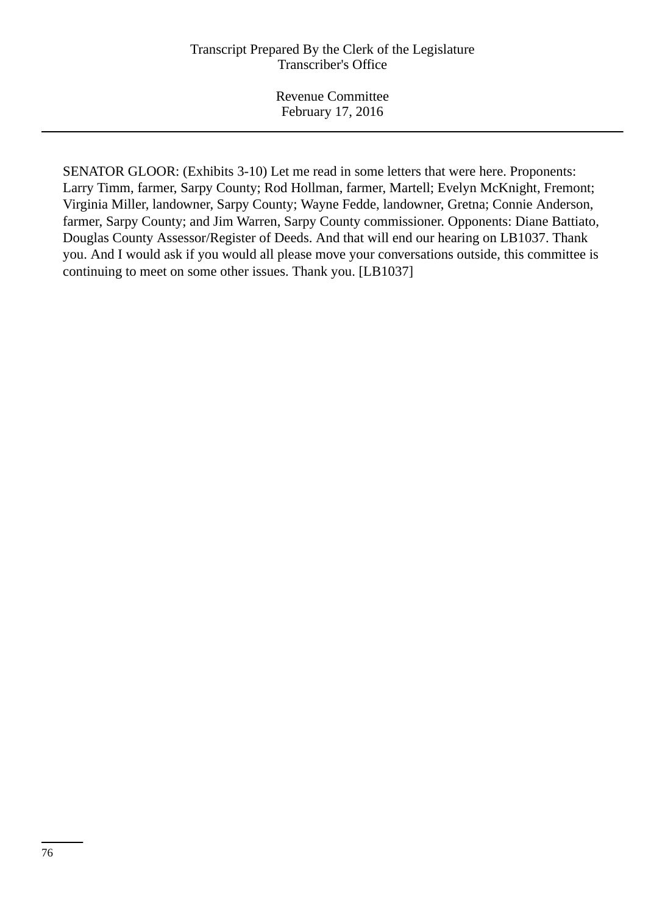SENATOR GLOOR: (Exhibits 3-10) Let me read in some letters that were here. Proponents: Larry Timm, farmer, Sarpy County; Rod Hollman, farmer, Martell; Evelyn McKnight, Fremont; Virginia Miller, landowner, Sarpy County; Wayne Fedde, landowner, Gretna; Connie Anderson, farmer, Sarpy County; and Jim Warren, Sarpy County commissioner. Opponents: Diane Battiato, Douglas County Assessor/Register of Deeds. And that will end our hearing on LB1037. Thank you. And I would ask if you would all please move your conversations outside, this committee is continuing to meet on some other issues. Thank you. [LB1037]